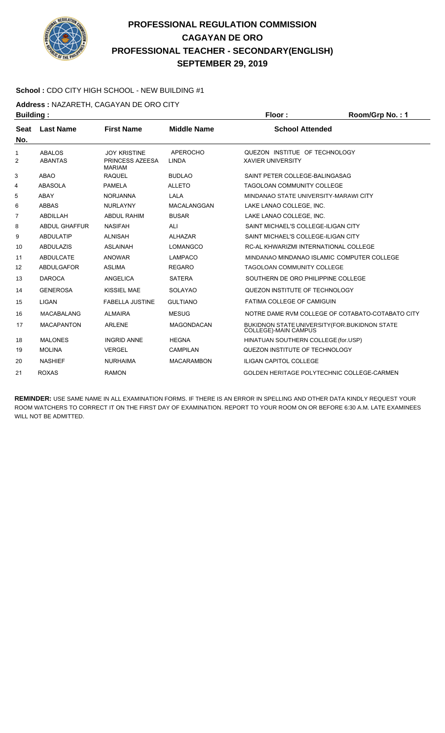# PROFESSIONAL REGULATION COMMISSION
## CAGAYAN DE ORO
## PROFESSIONAL TEACHER - SECONDARY(ENGLISH)
## SEPTEMBER 29, 2019

**School :** CDO CITY HIGH SCHOOL - NEW BUILDING #1

**Address :** NAZARETH, CAGAYAN DE ORO CITY

**Building :** **Floor :** **Room/Grp No. : 1**

| Seat No. | Last Name | First Name | Middle Name | School Attended |
|---|---|---|---|---|
| 1 | ABALOS | JOY KRISTINE | APEROCHO | QUEZON INSTITUE OF TECHNOLOGY |
| 2 | ABANTAS | PRINCESS AZEESA MARIAM | LINDA | XAVIER UNIVERSITY |
| 3 | ABAO | RAQUEL | BUDLAO | SAINT PETER COLLEGE-BALINGASAG |
| 4 | ABASOLA | PAMELA | ALLETO | TAGOLOAN COMMUNITY COLLEGE |
| 5 | ABAY | NORJANNA | LALA | MINDANAO STATE UNIVERSITY-MARAWI CITY |
| 6 | ABBAS | NURLAYNY | MACALANGGAN | LAKE LANAO COLLEGE, INC. |
| 7 | ABDILLAH | ABDUL RAHIM | BUSAR | LAKE LANAO COLLEGE, INC. |
| 8 | ABDUL GHAFFUR | NASIFAH | ALI | SAINT MICHAEL'S COLLEGE-ILIGAN CITY |
| 9 | ABDULATIP | ALNISAH | ALHAZAR | SAINT MICHAEL'S COLLEGE-ILIGAN CITY |
| 10 | ABDULAZIS | ASLAINAH | LOMANGCO | RC-AL KHWARIZMI INTERNATIONAL COLLEGE |
| 11 | ABDULCATE | ANOWAR | LAMPACO | MINDANAO MINDANAO ISLAMIC COMPUTER COLLEGE |
| 12 | ABDULGAFOR | ASLIMA | REGARO | TAGOLOAN COMMUNITY COLLEGE |
| 13 | DAROCA | ANGELICA | SATERA | SOUTHERN DE ORO PHILIPPINE COLLEGE |
| 14 | GENEROSA | KISSIEL MAE | SOLAYAO | QUEZON INSTITUTE OF TECHNOLOGY |
| 15 | LIGAN | FABELLA JUSTINE | GULTIANO | FATIMA COLLEGE OF CAMIGUIN |
| 16 | MACABALANG | ALMAIRA | MESUG | NOTRE DAME RVM COLLEGE OF COTABATO-COTABATO CITY |
| 17 | MACAPANTON | ARLENE | MAGONDACAN | BUKIDNON STATE UNIVERSITY(FOR.BUKIDNON STATE COLLEGE)-MAIN CAMPUS |
| 18 | MALONES | INGRID ANNE | HEGNA | HINATUAN SOUTHERN COLLEGE(for.USP) |
| 19 | MOLINA | VERGEL | CAMPILAN | QUEZON INSTITUTE OF TECHNOLOGY |
| 20 | NASHIEF | NURHAIMA | MACARAMBON | ILIGAN CAPITOL COLLEGE |
| 21 | ROXAS | RAMON | | GOLDEN HERITAGE POLYTECHNIC COLLEGE-CARMEN |

**REMINDER:** USE SAME NAME IN ALL EXAMINATION FORMS. IF THERE IS AN ERROR IN SPELLING AND OTHER DATA KINDLY REQUEST YOUR ROOM WATCHERS TO CORRECT IT ON THE FIRST DAY OF EXAMINATION. REPORT TO YOUR ROOM ON OR BEFORE 6:30 A.M. LATE EXAMINEES WILL NOT BE ADMITTED.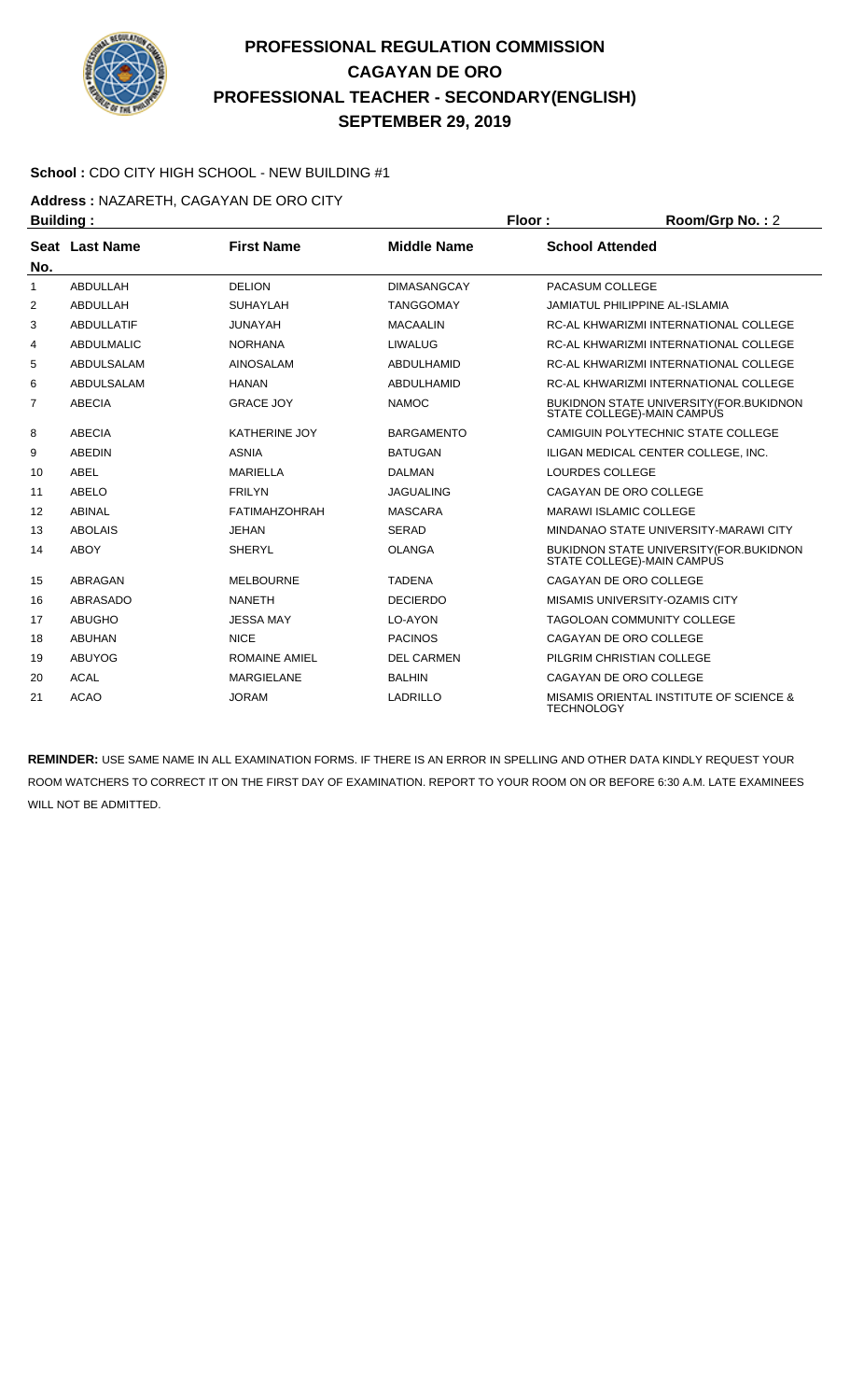# PROFESSIONAL REGULATION COMMISSION
## CAGAYAN DE ORO
## PROFESSIONAL TEACHER - SECONDARY(ENGLISH)
## SEPTEMBER 29, 2019

**School :** CDO CITY HIGH SCHOOL - NEW BUILDING #1

**Address :** NAZARETH, CAGAYAN DE ORO CITY

**Building :** **Floor :** **Room/Grp No. :** 2

| Seat No. | Last Name | First Name | Middle Name | School Attended |
|---|---|---|---|---|
| 1 | ABDULLAH | DELION | DIMASANGCAY | PACASUM COLLEGE |
| 2 | ABDULLAH | SUHAYLAH | TANGGOMAY | JAMIATUL PHILIPPINE AL-ISLAMIA |
| 3 | ABDULLATIF | JUNAYAH | MACAALIN | RC-AL KHWARIZMI INTERNATIONAL COLLEGE |
| 4 | ABDULMALIC | NORHANA | LIWALUG | RC-AL KHWARIZMI INTERNATIONAL COLLEGE |
| 5 | ABDULSALAM | AINOSALAM | ABDULHAMID | RC-AL KHWARIZMI INTERNATIONAL COLLEGE |
| 6 | ABDULSALAM | HANAN | ABDULHAMID | RC-AL KHWARIZMI INTERNATIONAL COLLEGE |
| 7 | ABECIA | GRACE JOY | NAMOC | BUKIDNON STATE UNIVERSITY(FOR.BUKIDNON STATE COLLEGE)-MAIN CAMPUS |
| 8 | ABECIA | KATHERINE JOY | BARGAMENTO | CAMIGUIN POLYTECHNIC STATE COLLEGE |
| 9 | ABEDIN | ASNIA | BATUGAN | ILIGAN MEDICAL CENTER COLLEGE, INC. |
| 10 | ABEL | MARIELLA | DALMAN | LOURDES COLLEGE |
| 11 | ABELO | FRILYN | JAGUALING | CAGAYAN DE ORO COLLEGE |
| 12 | ABINAL | FATIMAHZOHRAH | MASCARA | MARAWI ISLAMIC COLLEGE |
| 13 | ABOLAIS | JEHAN | SERAD | MINDANAO STATE UNIVERSITY-MARAWI CITY |
| 14 | ABOY | SHERYL | OLANGA | BUKIDNON STATE UNIVERSITY(FOR.BUKIDNON STATE COLLEGE)-MAIN CAMPUS |
| 15 | ABRAGAN | MELBOURNE | TADENA | CAGAYAN DE ORO COLLEGE |
| 16 | ABRASADO | NANETH | DECIERDO | MISAMIS UNIVERSITY-OZAMIS CITY |
| 17 | ABUGHO | JESSA MAY | LO-AYON | TAGOLOAN COMMUNITY COLLEGE |
| 18 | ABUHAN | NICE | PACINOS | CAGAYAN DE ORO COLLEGE |
| 19 | ABUYOG | ROMAINE AMIEL | DEL CARMEN | PILGRIM CHRISTIAN COLLEGE |
| 20 | ACAL | MARGIELANE | BALHIN | CAGAYAN DE ORO COLLEGE |
| 21 | ACAO | JORAM | LADRILLO | MISAMIS ORIENTAL INSTITUTE OF SCIENCE & TECHNOLOGY |

**REMINDER:** USE SAME NAME IN ALL EXAMINATION FORMS. IF THERE IS AN ERROR IN SPELLING AND OTHER DATA KINDLY REQUEST YOUR ROOM WATCHERS TO CORRECT IT ON THE FIRST DAY OF EXAMINATION. REPORT TO YOUR ROOM ON OR BEFORE 6:30 A.M. LATE EXAMINEES WILL NOT BE ADMITTED.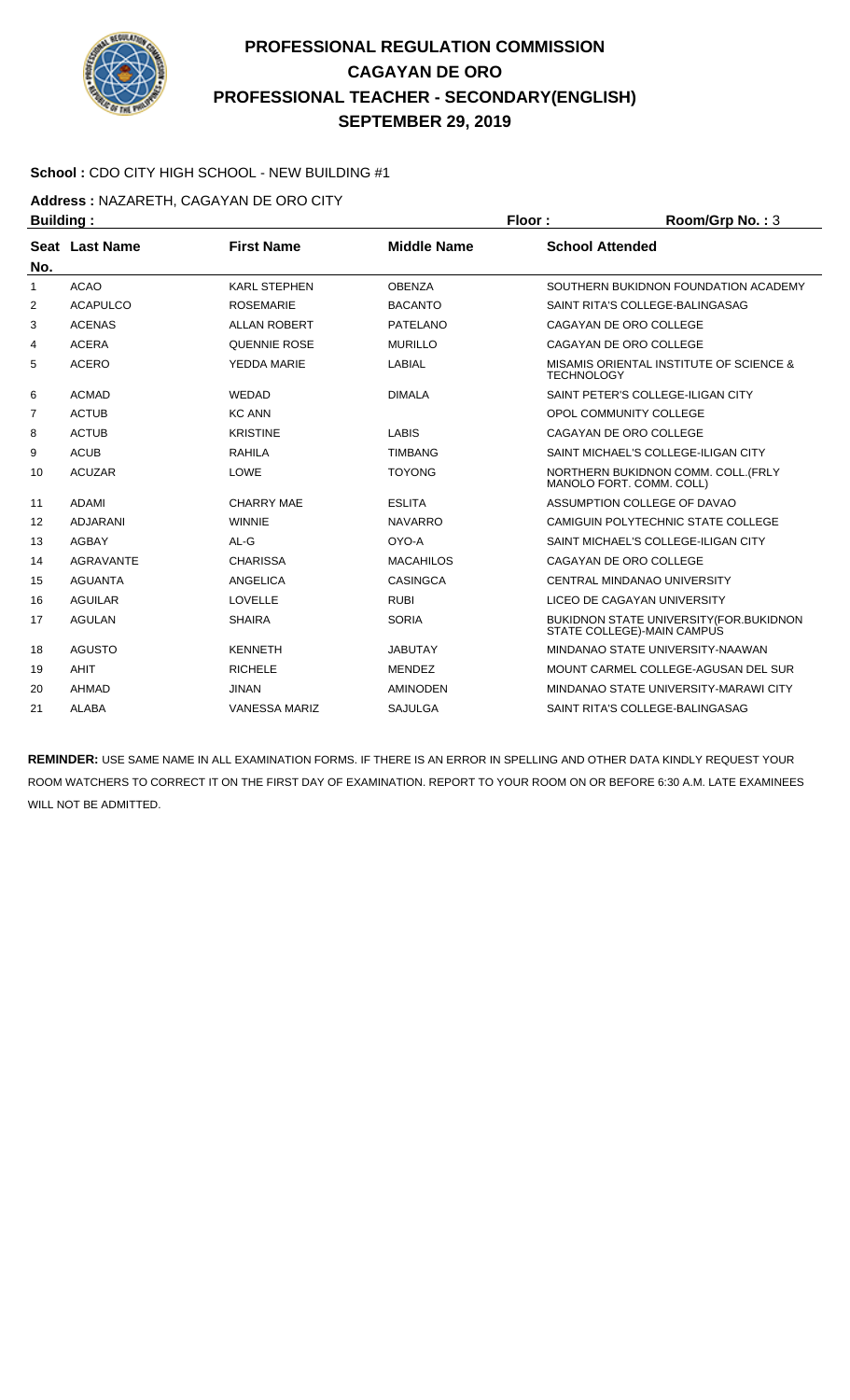# PROFESSIONAL REGULATION COMMISSION
# CAGAYAN DE ORO
# PROFESSIONAL TEACHER - SECONDARY(ENGLISH)
# SEPTEMBER 29, 2019

**School :** CDO CITY HIGH SCHOOL - NEW BUILDING #1

**Address :** NAZARETH, CAGAYAN DE ORO CITY

**Building :** **Floor :** **Room/Grp No. :** 3

| Seat No. | Last Name | First Name | Middle Name | School Attended |
|---|---|---|---|---|
| 1 | ACAO | KARL STEPHEN | OBENZA | SOUTHERN BUKIDNON FOUNDATION ACADEMY |
| 2 | ACAPULCO | ROSEMARIE | BACANTO | SAINT RITA'S COLLEGE-BALINGASAG |
| 3 | ACENAS | ALLAN ROBERT | PATELANO | CAGAYAN DE ORO COLLEGE |
| 4 | ACERA | QUENNIE ROSE | MURILLO | CAGAYAN DE ORO COLLEGE |
| 5 | ACERO | YEDDA MARIE | LABIAL | MISAMIS ORIENTAL INSTITUTE OF SCIENCE & TECHNOLOGY |
| 6 | ACMAD | WEDAD | DIMALA | SAINT PETER'S COLLEGE-ILIGAN CITY |
| 7 | ACTUB | KC ANN | | OPOL COMMUNITY COLLEGE |
| 8 | ACTUB | KRISTINE | LABIS | CAGAYAN DE ORO COLLEGE |
| 9 | ACUB | RAHILA | TIMBANG | SAINT MICHAEL'S COLLEGE-ILIGAN CITY |
| 10 | ACUZAR | LOWE | TOYONG | NORTHERN BUKIDNON COMM. COLL.(FRLY MANOLO FORT. COMM. COLL) |
| 11 | ADAMI | CHARRY MAE | ESLITA | ASSUMPTION COLLEGE OF DAVAO |
| 12 | ADJARANI | WINNIE | NAVARRO | CAMIGUIN POLYTECHNIC STATE COLLEGE |
| 13 | AGBAY | AL-G | OYO-A | SAINT MICHAEL'S COLLEGE-ILIGAN CITY |
| 14 | AGRAVANTE | CHARISSA | MACAHILOS | CAGAYAN DE ORO COLLEGE |
| 15 | AGUANTA | ANGELICA | CASINGCA | CENTRAL MINDANAO UNIVERSITY |
| 16 | AGUILAR | LOVELLE | RUBI | LICEO DE CAGAYAN UNIVERSITY |
| 17 | AGULAN | SHAIRA | SORIA | BUKIDNON STATE UNIVERSITY(FOR.BUKIDNON STATE COLLEGE)-MAIN CAMPUS |
| 18 | AGUSTO | KENNETH | JABUTAY | MINDANAO STATE UNIVERSITY-NAAWAN |
| 19 | AHIT | RICHELE | MENDEZ | MOUNT CARMEL COLLEGE-AGUSAN DEL SUR |
| 20 | AHMAD | JINAN | AMINODEN | MINDANAO STATE UNIVERSITY-MARAWI CITY |
| 21 | ALABA | VANESSA MARIZ | SAJULGA | SAINT RITA'S COLLEGE-BALINGASAG |

**REMINDER:** USE SAME NAME IN ALL EXAMINATION FORMS. IF THERE IS AN ERROR IN SPELLING AND OTHER DATA KINDLY REQUEST YOUR ROOM WATCHERS TO CORRECT IT ON THE FIRST DAY OF EXAMINATION. REPORT TO YOUR ROOM ON OR BEFORE 6:30 A.M. LATE EXAMINEES WILL NOT BE ADMITTED.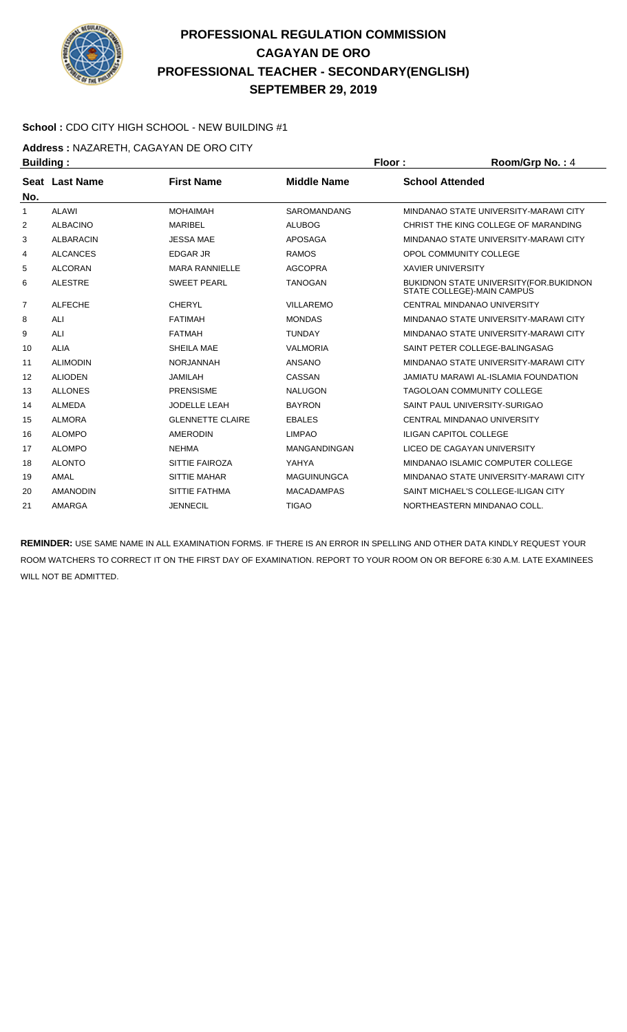# PROFESSIONAL REGULATION COMMISSION
## CAGAYAN DE ORO
## PROFESSIONAL TEACHER - SECONDARY(ENGLISH)
## SEPTEMBER 29, 2019

**School :** CDO CITY HIGH SCHOOL - NEW BUILDING #1

**Address :** NAZARETH, CAGAYAN DE ORO CITY

**Building :** **Floor :** **Room/Grp No. :** 4

| Seat No. | Last Name | First Name | Middle Name | School Attended |
|---|---|---|---|---|
| 1 | ALAWI | MOHAIMAH | SAROMANDANG | MINDANAO STATE UNIVERSITY-MARAWI CITY |
| 2 | ALBACINO | MARIBEL | ALUBOG | CHRIST THE KING COLLEGE OF MARANDING |
| 3 | ALBARACIN | JESSA MAE | APOSAGA | MINDANAO STATE UNIVERSITY-MARAWI CITY |
| 4 | ALCANCES | EDGAR JR | RAMOS | OPOL COMMUNITY COLLEGE |
| 5 | ALCORAN | MARA RANNIELLE | AGCOPRA | XAVIER UNIVERSITY |
| 6 | ALESTRE | SWEET PEARL | TANOGAN | BUKIDNON STATE UNIVERSITY(FOR.BUKIDNON STATE COLLEGE)-MAIN CAMPUS |
| 7 | ALFECHE | CHERYL | VILLAREMO | CENTRAL MINDANAO UNIVERSITY |
| 8 | ALI | FATIMAH | MONDAS | MINDANAO STATE UNIVERSITY-MARAWI CITY |
| 9 | ALI | FATMAH | TUNDAY | MINDANAO STATE UNIVERSITY-MARAWI CITY |
| 10 | ALIA | SHEILA MAE | VALMORIA | SAINT PETER COLLEGE-BALINGASAG |
| 11 | ALIMODIN | NORJANNAH | ANSANO | MINDANAO STATE UNIVERSITY-MARAWI CITY |
| 12 | ALIODEN | JAMILAH | CASSAN | JAMIATU MARAWI AL-ISLAMIA FOUNDATION |
| 13 | ALLONES | PRENSISME | NALUGON | TAGOLOAN COMMUNITY COLLEGE |
| 14 | ALMEDA | JODELLE LEAH | BAYRON | SAINT PAUL UNIVERSITY-SURIGAO |
| 15 | ALMORA | GLENNETTE CLAIRE | EBALES | CENTRAL MINDANAO UNIVERSITY |
| 16 | ALOMPO | AMERODIN | LIMPAO | ILIGAN CAPITOL COLLEGE |
| 17 | ALOMPO | NEHMA | MANGANDINGAN | LICEO DE CAGAYAN UNIVERSITY |
| 18 | ALONTO | SITTIE FAIROZA | YAHYA | MINDANAO ISLAMIC COMPUTER COLLEGE |
| 19 | AMAL | SITTIE MAHAR | MAGUINUNGCA | MINDANAO STATE UNIVERSITY-MARAWI CITY |
| 20 | AMANODIN | SITTIE FATHMA | MACADAMPAS | SAINT MICHAEL'S COLLEGE-ILIGAN CITY |
| 21 | AMARGA | JENNECIL | TIGAO | NORTHEASTERN MINDANAO COLL. |

**REMINDER:** USE SAME NAME IN ALL EXAMINATION FORMS. IF THERE IS AN ERROR IN SPELLING AND OTHER DATA KINDLY REQUEST YOUR ROOM WATCHERS TO CORRECT IT ON THE FIRST DAY OF EXAMINATION. REPORT TO YOUR ROOM ON OR BEFORE 6:30 A.M. LATE EXAMINEES WILL NOT BE ADMITTED.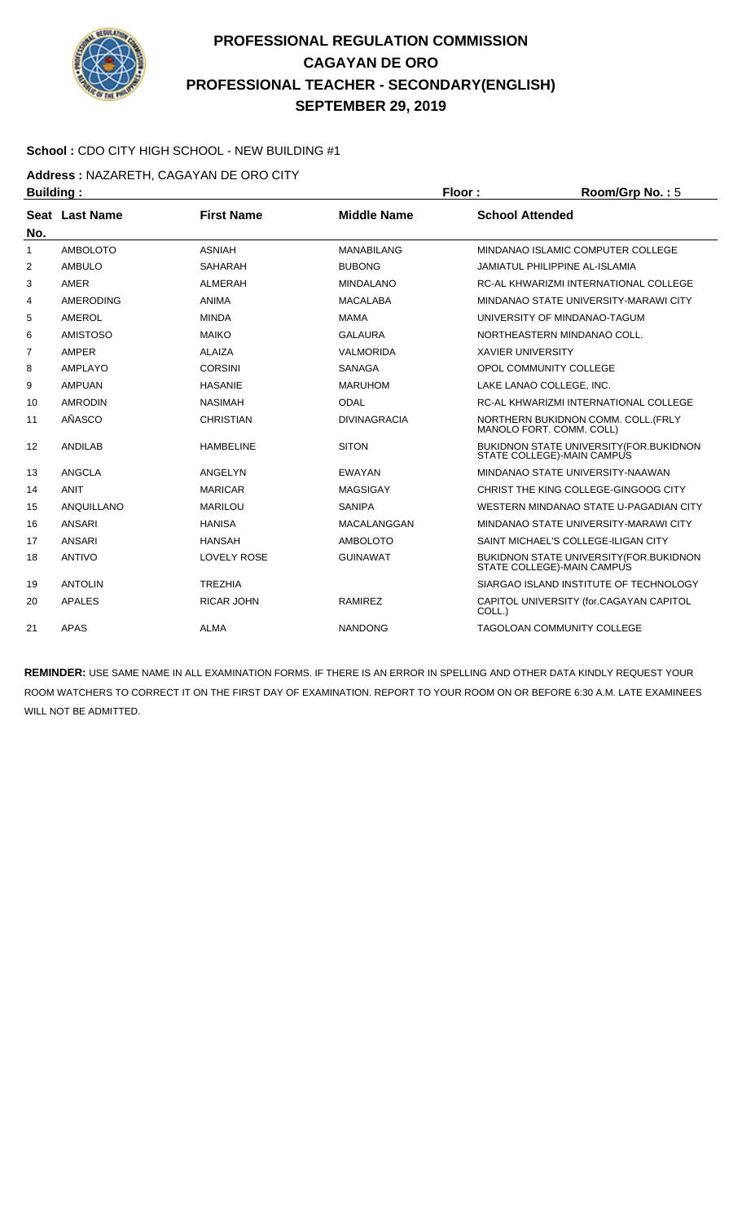# PROFESSIONAL REGULATION COMMISSION
# CAGAYAN DE ORO
# PROFESSIONAL TEACHER - SECONDARY(ENGLISH)
# SEPTEMBER 29, 2019

**School :** CDO CITY HIGH SCHOOL - NEW BUILDING #1

**Address :** NAZARETH, CAGAYAN DE ORO CITY

**Building :** **Floor :** **Room/Grp No. :** 5

| Seat No. | Last Name | First Name | Middle Name | School Attended |
|---|---|---|---|---|
| 1 | AMBOLOTO | ASNIAH | MANABILANG | MINDANAO ISLAMIC COMPUTER COLLEGE |
| 2 | AMBULO | SAHARAH | BUBONG | JAMIATUL PHILIPPINE AL-ISLAMIA |
| 3 | AMER | ALMERAH | MINDALANO | RC-AL KHWARIZMI INTERNATIONAL COLLEGE |
| 4 | AMERODING | ANIMA | MACALABA | MINDANAO STATE UNIVERSITY-MARAWI CITY |
| 5 | AMEROL | MINDA | MAMA | UNIVERSITY OF MINDANAO-TAGUM |
| 6 | AMISTOSO | MAIKO | GALAURA | NORTHEASTERN MINDANAO COLL. |
| 7 | AMPER | ALAIZA | VALMORIDA | XAVIER UNIVERSITY |
| 8 | AMPLAYO | CORSINI | SANAGA | OPOL COMMUNITY COLLEGE |
| 9 | AMPUAN | HASANIE | MARUHOM | LAKE LANAO COLLEGE, INC. |
| 10 | AMRODIN | NASIMAH | ODAL | RC-AL KHWARIZMI INTERNATIONAL COLLEGE |
| 11 | AÑASCO | CHRISTIAN | DIVINAGRACIA | NORTHERN BUKIDNON COMM. COLL.(FRLY MANOLO FORT. COMM. COLL) |
| 12 | ANDILAB | HAMBELINE | SITON | BUKIDNON STATE UNIVERSITY(FOR.BUKIDNON STATE COLLEGE)-MAIN CAMPUS |
| 13 | ANGCLA | ANGELYN | EWAYAN | MINDANAO STATE UNIVERSITY-NAAWAN |
| 14 | ANIT | MARICAR | MAGSIGAY | CHRIST THE KING COLLEGE-GINGOOG CITY |
| 15 | ANQUILLANO | MARILOU | SANIPA | WESTERN MINDANAO STATE U-PAGADIAN CITY |
| 16 | ANSARI | HANISA | MACALANGGAN | MINDANAO STATE UNIVERSITY-MARAWI CITY |
| 17 | ANSARI | HANSAH | AMBOLOTO | SAINT MICHAEL'S COLLEGE-ILIGAN CITY |
| 18 | ANTIVO | LOVELY ROSE | GUINAWAT | BUKIDNON STATE UNIVERSITY(FOR.BUKIDNON STATE COLLEGE)-MAIN CAMPUS |
| 19 | ANTOLIN | TREZHIA | | SIARGAO ISLAND INSTITUTE OF TECHNOLOGY |
| 20 | APALES | RICAR JOHN | RAMIREZ | CAPITOL UNIVERSITY (for.CAGAYAN CAPITOL COLL.) |
| 21 | APAS | ALMA | NANDONG | TAGOLOAN COMMUNITY COLLEGE |

**REMINDER:** USE SAME NAME IN ALL EXAMINATION FORMS. IF THERE IS AN ERROR IN SPELLING AND OTHER DATA KINDLY REQUEST YOUR ROOM WATCHERS TO CORRECT IT ON THE FIRST DAY OF EXAMINATION. REPORT TO YOUR ROOM ON OR BEFORE 6:30 A.M. LATE EXAMINEES WILL NOT BE ADMITTED.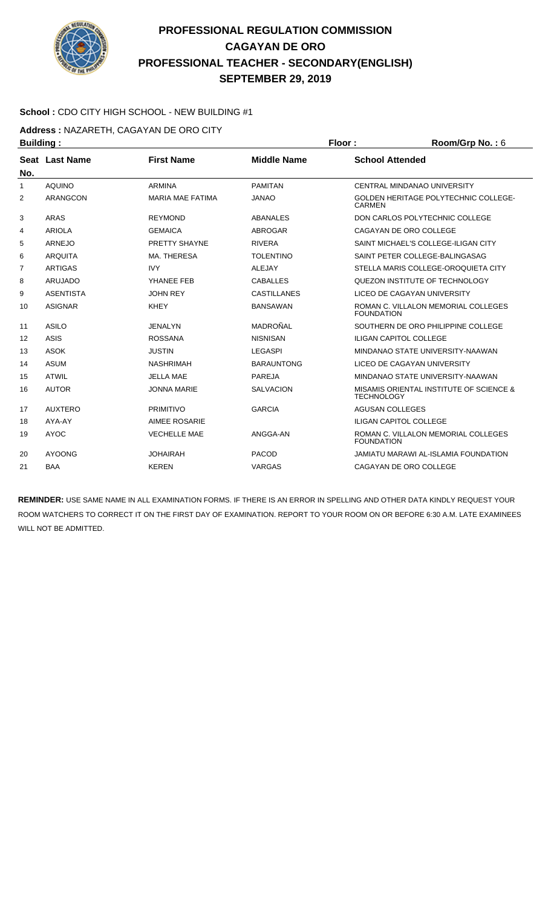# PROFESSIONAL REGULATION COMMISSION
## CAGAYAN DE ORO
## PROFESSIONAL TEACHER - SECONDARY(ENGLISH)
## SEPTEMBER 29, 2019

**School :** CDO CITY HIGH SCHOOL - NEW BUILDING #1

**Address :** NAZARETH, CAGAYAN DE ORO CITY

**Building :** **Floor :** **Room/Grp No. :** 6

| Seat No. | Last Name | First Name | Middle Name | School Attended |
|---|---|---|---|---|
| 1 | AQUINO | ARMINA | PAMITAN | CENTRAL MINDANAO UNIVERSITY |
| 2 | ARANGCON | MARIA MAE FATIMA | JANAO | GOLDEN HERITAGE POLYTECHNIC COLLEGE-CARMEN |
| 3 | ARAS | REYMOND | ABANALES | DON CARLOS POLYTECHNIC COLLEGE |
| 4 | ARIOLA | GEMAICA | ABROGAR | CAGAYAN DE ORO COLLEGE |
| 5 | ARNEJO | PRETTY SHAYNE | RIVERA | SAINT MICHAEL'S COLLEGE-ILIGAN CITY |
| 6 | ARQUITA | MA. THERESA | TOLENTINO | SAINT PETER COLLEGE-BALINGASAG |
| 7 | ARTIGAS | IVY | ALEJAY | STELLA MARIS COLLEGE-OROQUIETA CITY |
| 8 | ARUJADO | YHANEE FEB | CABALLES | QUEZON INSTITUTE OF TECHNOLOGY |
| 9 | ASENTISTA | JOHN REY | CASTILLANES | LICEO DE CAGAYAN UNIVERSITY |
| 10 | ASIGNAR | KHEY | BANSAWAN | ROMAN C. VILLALON MEMORIAL COLLEGES FOUNDATION |
| 11 | ASILO | JENALYN | MADROÑAL | SOUTHERN DE ORO PHILIPPINE COLLEGE |
| 12 | ASIS | ROSSANA | NISNISAN | ILIGAN CAPITOL COLLEGE |
| 13 | ASOK | JUSTIN | LEGASPI | MINDANAO STATE UNIVERSITY-NAAWAN |
| 14 | ASUM | NASHRIMAH | BARAUNTONG | LICEO DE CAGAYAN UNIVERSITY |
| 15 | ATWIL | JELLA MAE | PAREJA | MINDANAO STATE UNIVERSITY-NAAWAN |
| 16 | AUTOR | JONNA MARIE | SALVACION | MISAMIS ORIENTAL INSTITUTE OF SCIENCE & TECHNOLOGY |
| 17 | AUXTERO | PRIMITIVO | GARCIA | AGUSAN COLLEGES |
| 18 | AYA-AY | AIMEE ROSARIE | | ILIGAN CAPITOL COLLEGE |
| 19 | AYOC | VECHELLE MAE | ANGGA-AN | ROMAN C. VILLALON MEMORIAL COLLEGES FOUNDATION |
| 20 | AYOONG | JOHAIRAH | PACOD | JAMIATU MARAWI AL-ISLAMIA FOUNDATION |
| 21 | BAA | KEREN | VARGAS | CAGAYAN DE ORO COLLEGE |

**REMINDER:** USE SAME NAME IN ALL EXAMINATION FORMS. IF THERE IS AN ERROR IN SPELLING AND OTHER DATA KINDLY REQUEST YOUR ROOM WATCHERS TO CORRECT IT ON THE FIRST DAY OF EXAMINATION. REPORT TO YOUR ROOM ON OR BEFORE 6:30 A.M. LATE EXAMINEES WILL NOT BE ADMITTED.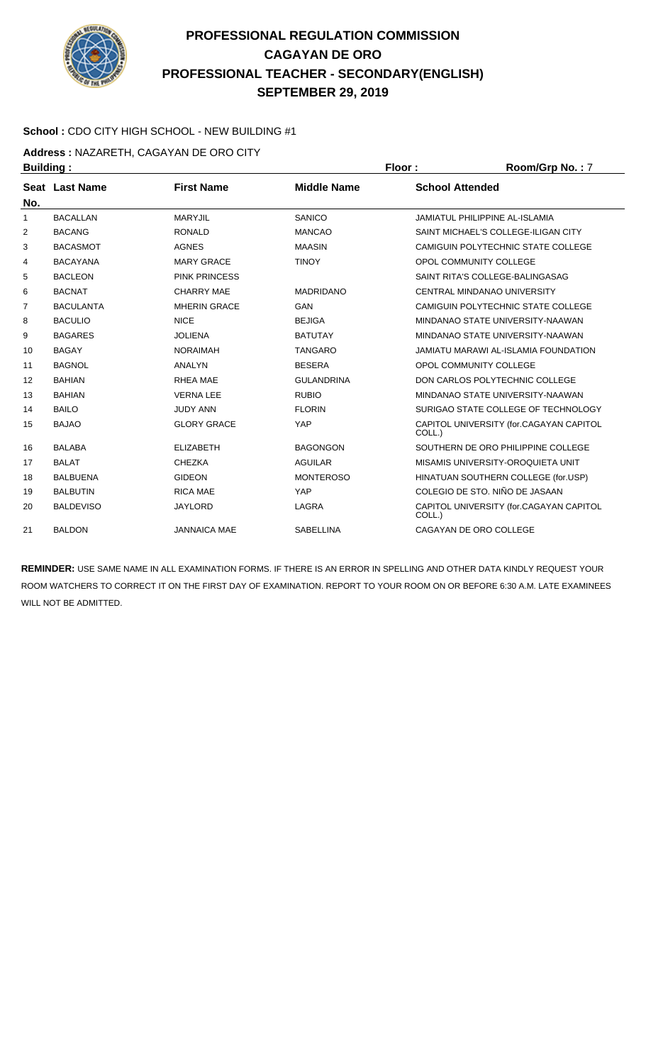# PROFESSIONAL REGULATION COMMISSION
## CAGAYAN DE ORO
## PROFESSIONAL TEACHER - SECONDARY(ENGLISH)
## SEPTEMBER 29, 2019

**School :** CDO CITY HIGH SCHOOL - NEW BUILDING #1

**Address :** NAZARETH, CAGAYAN DE ORO CITY

**Building :** **Floor :** **Room/Grp No. :** 7

| Seat No. | Last Name | First Name | Middle Name | School Attended |
|---|---|---|---|---|
| 1 | BACALLAN | MARYJIL | SANICO | JAMIATUL PHILIPPINE AL-ISLAMIA |
| 2 | BACANG | RONALD | MANCAO | SAINT MICHAEL'S COLLEGE-ILIGAN CITY |
| 3 | BACASMOT | AGNES | MAASIN | CAMIGUIN POLYTECHNIC STATE COLLEGE |
| 4 | BACAYANA | MARY GRACE | TINOY | OPOL COMMUNITY COLLEGE |
| 5 | BACLEON | PINK PRINCESS | | SAINT RITA'S COLLEGE-BALINGASAG |
| 6 | BACNAT | CHARRY MAE | MADRIDANO | CENTRAL MINDANAO UNIVERSITY |
| 7 | BACULANTA | MHERIN GRACE | GAN | CAMIGUIN POLYTECHNIC STATE COLLEGE |
| 8 | BACULIO | NICE | BEJIGA | MINDANAO STATE UNIVERSITY-NAAWAN |
| 9 | BAGARES | JOLIENA | BATUTAY | MINDANAO STATE UNIVERSITY-NAAWAN |
| 10 | BAGAY | NORAIMAH | TANGARO | JAMIATU MARAWI AL-ISLAMIA FOUNDATION |
| 11 | BAGNOL | ANALYN | BESERA | OPOL COMMUNITY COLLEGE |
| 12 | BAHIAN | RHEA MAE | GULANDRINA | DON CARLOS POLYTECHNIC COLLEGE |
| 13 | BAHIAN | VERNA LEE | RUBIO | MINDANAO STATE UNIVERSITY-NAAWAN |
| 14 | BAILO | JUDY ANN | FLORIN | SURIGAO STATE COLLEGE OF TECHNOLOGY |
| 15 | BAJAO | GLORY GRACE | YAP | CAPITOL UNIVERSITY (for.CAGAYAN CAPITOL COLL.) |
| 16 | BALABA | ELIZABETH | BAGONGON | SOUTHERN DE ORO PHILIPPINE COLLEGE |
| 17 | BALAT | CHEZKA | AGUILAR | MISAMIS UNIVERSITY-OROQUIETA UNIT |
| 18 | BALBUENA | GIDEON | MONTEROSO | HINATUAN SOUTHERN COLLEGE (for.USP) |
| 19 | BALBUTIN | RICA MAE | YAP | COLEGIO DE STO. NIÑO DE JASAAN |
| 20 | BALDEVISO | JAYLORD | LAGRA | CAPITOL UNIVERSITY (for.CAGAYAN CAPITOL COLL.) |
| 21 | BALDON | JANNAICA MAE | SABELLINA | CAGAYAN DE ORO COLLEGE |

**REMINDER:** USE SAME NAME IN ALL EXAMINATION FORMS. IF THERE IS AN ERROR IN SPELLING AND OTHER DATA KINDLY REQUEST YOUR ROOM WATCHERS TO CORRECT IT ON THE FIRST DAY OF EXAMINATION. REPORT TO YOUR ROOM ON OR BEFORE 6:30 A.M. LATE EXAMINEES WILL NOT BE ADMITTED.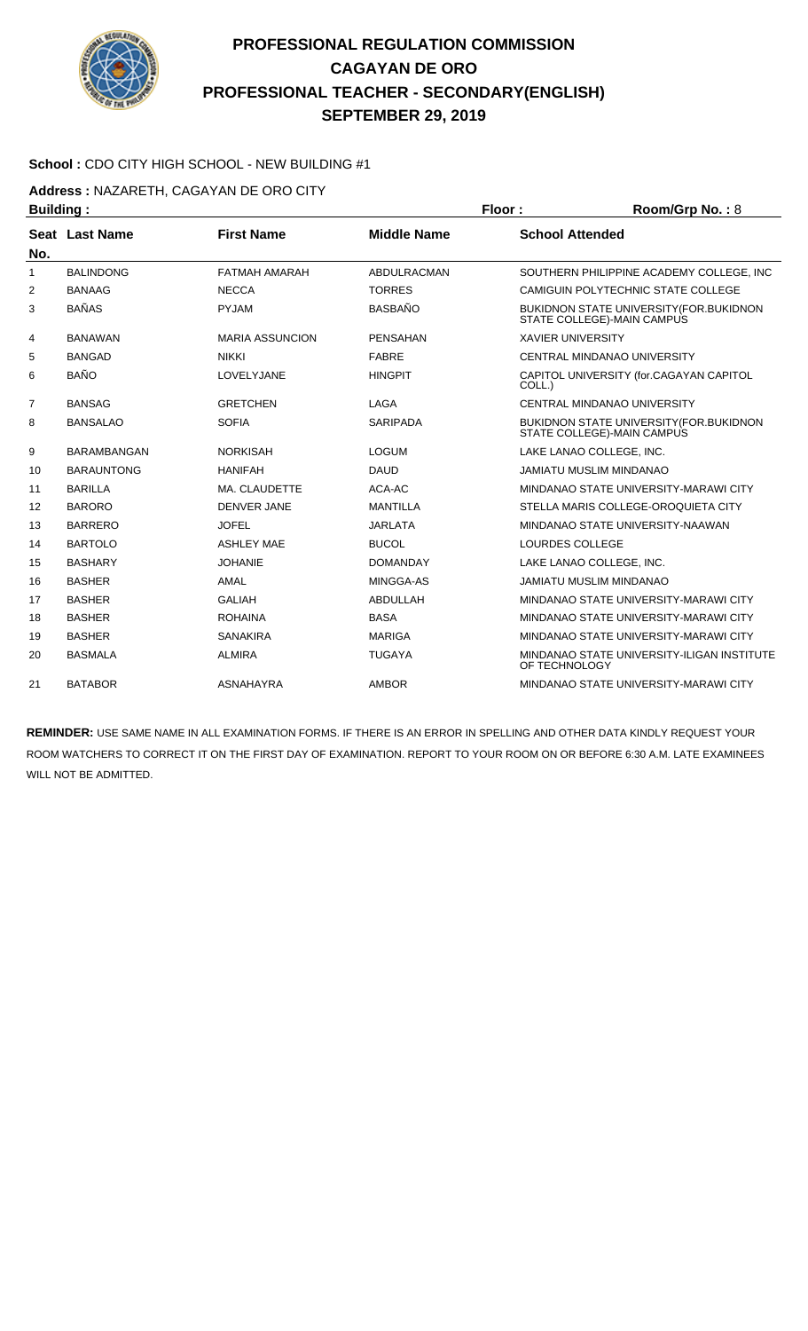# PROFESSIONAL REGULATION COMMISSION
## CAGAYAN DE ORO
## PROFESSIONAL TEACHER - SECONDARY(ENGLISH)
## SEPTEMBER 29, 2019

**School :** CDO CITY HIGH SCHOOL - NEW BUILDING #1

**Address :** NAZARETH, CAGAYAN DE ORO CITY

**Building :** **Floor :** **Room/Grp No. :** 8

| Seat No. | Last Name | First Name | Middle Name | School Attended |
|---|---|---|---|---|
| 1 | BALINDONG | FATMAH AMARAH | ABDULRACMAN | SOUTHERN PHILIPPINE ACADEMY COLLEGE, INC |
| 2 | BANAAG | NECCA | TORRES | CAMIGUIN POLYTECHNIC STATE COLLEGE |
| 3 | BAÑAS | PYJAM | BASBAÑO | BUKIDNON STATE UNIVERSITY(FOR.BUKIDNON STATE COLLEGE)-MAIN CAMPUS |
| 4 | BANAWAN | MARIA ASSUNCION | PENSAHAN | XAVIER UNIVERSITY |
| 5 | BANGAD | NIKKI | FABRE | CENTRAL MINDANAO UNIVERSITY |
| 6 | BAÑO | LOVELYJANE | HINGPIT | CAPITOL UNIVERSITY (for.CAGAYAN CAPITOL COLL.) |
| 7 | BANSAG | GRETCHEN | LAGA | CENTRAL MINDANAO UNIVERSITY |
| 8 | BANSALAO | SOFIA | SARIPADA | BUKIDNON STATE UNIVERSITY(FOR.BUKIDNON STATE COLLEGE)-MAIN CAMPUS |
| 9 | BARAMBANGAN | NORKISAH | LOGUM | LAKE LANAO COLLEGE, INC. |
| 10 | BARAUNTONG | HANIFAH | DAUD | JAMIATU MUSLIM MINDANAO |
| 11 | BARILLA | MA. CLAUDETTE | ACA-AC | MINDANAO STATE UNIVERSITY-MARAWI CITY |
| 12 | BARORO | DENVER JANE | MANTILLA | STELLA MARIS COLLEGE-OROQUIETA CITY |
| 13 | BARRERO | JOFEL | JARLATA | MINDANAO STATE UNIVERSITY-NAAWAN |
| 14 | BARTOLO | ASHLEY MAE | BUCOL | LOURDES COLLEGE |
| 15 | BASHARY | JOHANIE | DOMANDAY | LAKE LANAO COLLEGE, INC. |
| 16 | BASHER | AMAL | MINGGA-AS | JAMIATU MUSLIM MINDANAO |
| 17 | BASHER | GALIAH | ABDULLAH | MINDANAO STATE UNIVERSITY-MARAWI CITY |
| 18 | BASHER | ROHAINA | BASA | MINDANAO STATE UNIVERSITY-MARAWI CITY |
| 19 | BASHER | SANAKIRA | MARIGA | MINDANAO STATE UNIVERSITY-MARAWI CITY |
| 20 | BASMALA | ALMIRA | TUGAYA | MINDANAO STATE UNIVERSITY-ILIGAN INSTITUTE OF TECHNOLOGY |
| 21 | BATABOR | ASNAHAYRA | AMBOR | MINDANAO STATE UNIVERSITY-MARAWI CITY |

**REMINDER:** USE SAME NAME IN ALL EXAMINATION FORMS. IF THERE IS AN ERROR IN SPELLING AND OTHER DATA KINDLY REQUEST YOUR ROOM WATCHERS TO CORRECT IT ON THE FIRST DAY OF EXAMINATION. REPORT TO YOUR ROOM ON OR BEFORE 6:30 A.M. LATE EXAMINEES WILL NOT BE ADMITTED.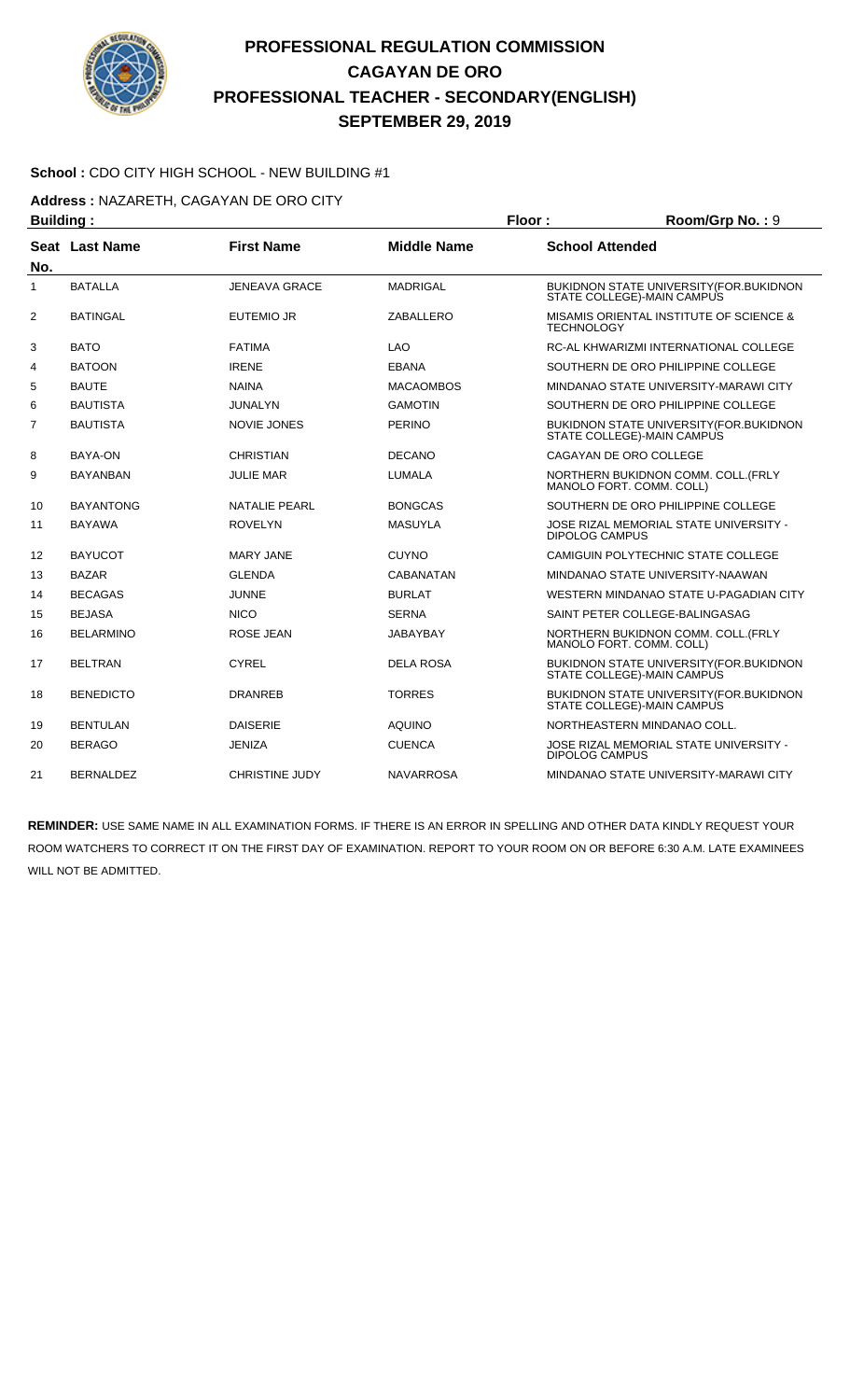# PROFESSIONAL REGULATION COMMISSION
## CAGAYAN DE ORO
## PROFESSIONAL TEACHER - SECONDARY(ENGLISH)
## SEPTEMBER 29, 2019

**School :** CDO CITY HIGH SCHOOL - NEW BUILDING #1

**Address :** NAZARETH, CAGAYAN DE ORO CITY

**Building :** **Floor :** **Room/Grp No. :** 9

| Seat No. | Last Name | First Name | Middle Name | School Attended |
|---|---|---|---|---|
| 1 | BATALLA | JENEAVA GRACE | MADRIGAL | BUKIDNON STATE UNIVERSITY(FOR.BUKIDNON STATE COLLEGE)-MAIN CAMPUS |
| 2 | BATINGAL | EUTEMIO JR | ZABALLERO | MISAMIS ORIENTAL INSTITUTE OF SCIENCE & TECHNOLOGY |
| 3 | BATO | FATIMA | LAO | RC-AL KHWARIZMI INTERNATIONAL COLLEGE |
| 4 | BATOON | IRENE | EBANA | SOUTHERN DE ORO PHILIPPINE COLLEGE |
| 5 | BAUTE | NAINA | MACAOMBOS | MINDANAO STATE UNIVERSITY-MARAWI CITY |
| 6 | BAUTISTA | JUNALYN | GAMOTIN | SOUTHERN DE ORO PHILIPPINE COLLEGE |
| 7 | BAUTISTA | NOVIE JONES | PERINO | BUKIDNON STATE UNIVERSITY(FOR.BUKIDNON STATE COLLEGE)-MAIN CAMPUS |
| 8 | BAYA-ON | CHRISTIAN | DECANO | CAGAYAN DE ORO COLLEGE |
| 9 | BAYANBAN | JULIE MAR | LUMALA | NORTHERN BUKIDNON COMM. COLL.(FRLY MANOLO FORT. COMM. COLL) |
| 10 | BAYANTONG | NATALIE PEARL | BONGCAS | SOUTHERN DE ORO PHILIPPINE COLLEGE |
| 11 | BAYAWA | ROVELYN | MASUYLA | JOSE RIZAL MEMORIAL STATE UNIVERSITY - DIPOLOG CAMPUS |
| 12 | BAYUCOT | MARY JANE | CUYNO | CAMIGUIN POLYTECHNIC STATE COLLEGE |
| 13 | BAZAR | GLENDA | CABANATAN | MINDANAO STATE UNIVERSITY-NAAWAN |
| 14 | BECAGAS | JUNNE | BURLAT | WESTERN MINDANAO STATE U-PAGADIAN CITY |
| 15 | BEJASA | NICO | SERNA | SAINT PETER COLLEGE-BALINGASAG |
| 16 | BELARMINO | ROSE JEAN | JABAYBAY | NORTHERN BUKIDNON COMM. COLL.(FRLY MANOLO FORT. COMM. COLL) |
| 17 | BELTRAN | CYREL | DELA ROSA | BUKIDNON STATE UNIVERSITY(FOR.BUKIDNON STATE COLLEGE)-MAIN CAMPUS |
| 18 | BENEDICTO | DRANREB | TORRES | BUKIDNON STATE UNIVERSITY(FOR.BUKIDNON STATE COLLEGE)-MAIN CAMPUS |
| 19 | BENTULAN | DAISERIE | AQUINO | NORTHEASTERN MINDANAO COLL. |
| 20 | BERAGO | JENIZA | CUENCA | JOSE RIZAL MEMORIAL STATE UNIVERSITY - DIPOLOG CAMPUS |
| 21 | BERNALDEZ | CHRISTINE JUDY | NAVARROSA | MINDANAO STATE UNIVERSITY-MARAWI CITY |

**REMINDER:** USE SAME NAME IN ALL EXAMINATION FORMS. IF THERE IS AN ERROR IN SPELLING AND OTHER DATA KINDLY REQUEST YOUR ROOM WATCHERS TO CORRECT IT ON THE FIRST DAY OF EXAMINATION. REPORT TO YOUR ROOM ON OR BEFORE 6:30 A.M. LATE EXAMINEES WILL NOT BE ADMITTED.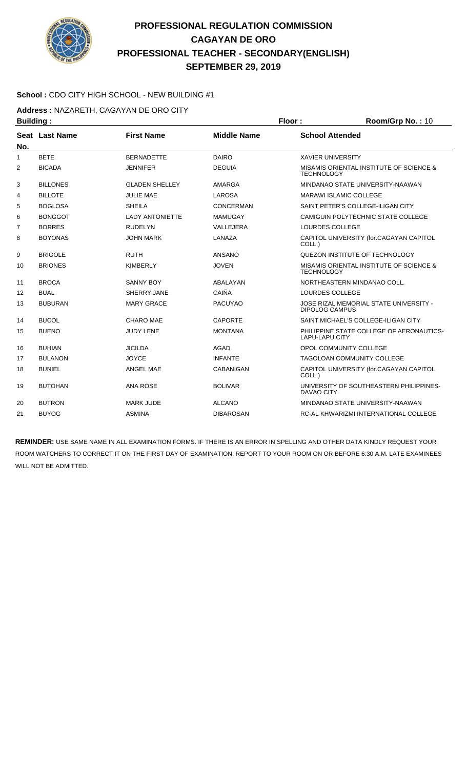# PROFESSIONAL REGULATION COMMISSION
## CAGAYAN DE ORO
## PROFESSIONAL TEACHER - SECONDARY(ENGLISH)
## SEPTEMBER 29, 2019

**School :** CDO CITY HIGH SCHOOL - NEW BUILDING #1

**Address :** NAZARETH, CAGAYAN DE ORO CITY

**Building :** **Floor :** **Room/Grp No. :** 10

| Seat No. | Last Name | First Name | Middle Name | School Attended |
|---|---|---|---|---|
| 1 | BETE | BERNADETTE | DAIRO | XAVIER UNIVERSITY |
| 2 | BICADA | JENNIFER | DEGUIA | MISAMIS ORIENTAL INSTITUTE OF SCIENCE & TECHNOLOGY |
| 3 | BILLONES | GLADEN SHELLEY | AMARGA | MINDANAO STATE UNIVERSITY-NAAWAN |
| 4 | BILLOTE | JULIE MAE | LAROSA | MARAWI ISLAMIC COLLEGE |
| 5 | BOGLOSA | SHEILA | CONCERMAN | SAINT PETER'S COLLEGE-ILIGAN CITY |
| 6 | BONGGOT | LADY ANTONIETTE | MAMUGAY | CAMIGUIN POLYTECHNIC STATE COLLEGE |
| 7 | BORRES | RUDELYN | VALLEJERA | LOURDES COLLEGE |
| 8 | BOYONAS | JOHN MARK | LANAZA | CAPITOL UNIVERSITY (for.CAGAYAN CAPITOL COLL.) |
| 9 | BRIGOLE | RUTH | ANSANO | QUEZON INSTITUTE OF TECHNOLOGY |
| 10 | BRIONES | KIMBERLY | JOVEN | MISAMIS ORIENTAL INSTITUTE OF SCIENCE & TECHNOLOGY |
| 11 | BROCA | SANNY BOY | ABALAYAN | NORTHEASTERN MINDANAO COLL. |
| 12 | BUAL | SHERRY JANE | CAIÑA | LOURDES COLLEGE |
| 13 | BUBURAN | MARY GRACE | PACUYAO | JOSE RIZAL MEMORIAL STATE UNIVERSITY - DIPOLOG CAMPUS |
| 14 | BUCOL | CHARO MAE | CAPORTE | SAINT MICHAEL'S COLLEGE-ILIGAN CITY |
| 15 | BUENO | JUDY LENE | MONTANA | PHILIPPINE STATE COLLEGE OF AERONAUTICS-LAPU-LAPU CITY |
| 16 | BUHIAN | JICILDA | AGAD | OPOL COMMUNITY COLLEGE |
| 17 | BULANON | JOYCE | INFANTE | TAGOLOAN COMMUNITY COLLEGE |
| 18 | BUNIEL | ANGEL MAE | CABANIGAN | CAPITOL UNIVERSITY (for.CAGAYAN CAPITOL COLL.) |
| 19 | BUTOHAN | ANA ROSE | BOLIVAR | UNIVERSITY OF SOUTHEASTERN PHILIPPINES-DAVAO CITY |
| 20 | BUTRON | MARK JUDE | ALCANO | MINDANAO STATE UNIVERSITY-NAAWAN |
| 21 | BUYOG | ASMINA | DIBAROSAN | RC-AL KHWARIZMI INTERNATIONAL COLLEGE |

**REMINDER:** USE SAME NAME IN ALL EXAMINATION FORMS. IF THERE IS AN ERROR IN SPELLING AND OTHER DATA KINDLY REQUEST YOUR ROOM WATCHERS TO CORRECT IT ON THE FIRST DAY OF EXAMINATION. REPORT TO YOUR ROOM ON OR BEFORE 6:30 A.M. LATE EXAMINEES WILL NOT BE ADMITTED.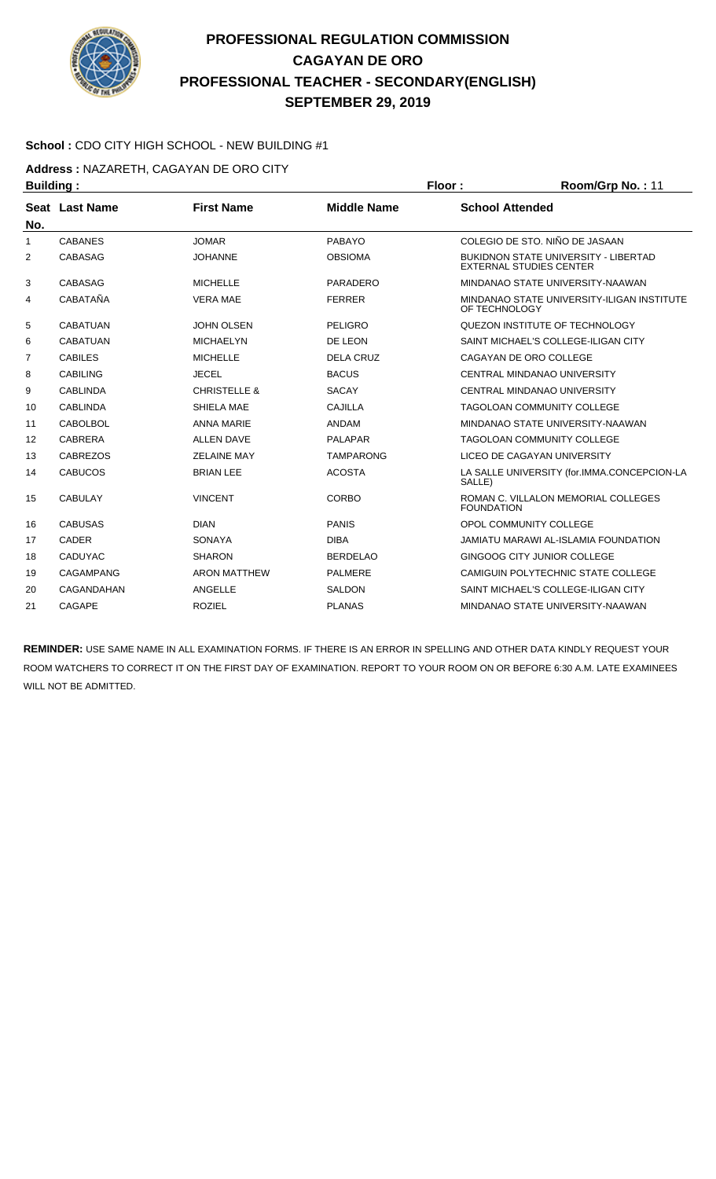# PROFESSIONAL REGULATION COMMISSION
## CAGAYAN DE ORO
## PROFESSIONAL TEACHER - SECONDARY(ENGLISH)
## SEPTEMBER 29, 2019

**School :** CDO CITY HIGH SCHOOL - NEW BUILDING #1

**Address :** NAZARETH, CAGAYAN DE ORO CITY

**Building :** **Floor :** **Room/Grp No. :** 11

| Seat No. | Last Name | First Name | Middle Name | School Attended |
|---|---|---|---|---|
| 1 | CABANES | JOMAR | PABAYO | COLEGIO DE STO. NIÑO DE JASAAN |
| 2 | CABASAG | JOHANNE | OBSIOMA | BUKIDNON STATE UNIVERSITY - LIBERTAD EXTERNAL STUDIES CENTER |
| 3 | CABASAG | MICHELLE | PARADERO | MINDANAO STATE UNIVERSITY-NAAWAN |
| 4 | CABATAÑA | VERA MAE | FERRER | MINDANAO STATE UNIVERSITY-ILIGAN INSTITUTE OF TECHNOLOGY |
| 5 | CABATUAN | JOHN OLSEN | PELIGRO | QUEZON INSTITUTE OF TECHNOLOGY |
| 6 | CABATUAN | MICHAELYN | DE LEON | SAINT MICHAEL'S COLLEGE-ILIGAN CITY |
| 7 | CABILES | MICHELLE | DELA CRUZ | CAGAYAN DE ORO COLLEGE |
| 8 | CABILING | JECEL | BACUS | CENTRAL MINDANAO UNIVERSITY |
| 9 | CABLINDA | CHRISTELLE & | SACAY | CENTRAL MINDANAO UNIVERSITY |
| 10 | CABLINDA | SHIELA MAE | CAJILLA | TAGOLOAN COMMUNITY COLLEGE |
| 11 | CABOLBOL | ANNA MARIE | ANDAM | MINDANAO STATE UNIVERSITY-NAAWAN |
| 12 | CABRERA | ALLEN DAVE | PALAPAR | TAGOLOAN COMMUNITY COLLEGE |
| 13 | CABREZOS | ZELAINE MAY | TAMPARONG | LICEO DE CAGAYAN UNIVERSITY |
| 14 | CABUCOS | BRIAN LEE | ACOSTA | LA SALLE UNIVERSITY (for.IMMA.CONCEPCION-LA SALLE) |
| 15 | CABULAY | VINCENT | CORBO | ROMAN C. VILLALON MEMORIAL COLLEGES FOUNDATION |
| 16 | CABUSAS | DIAN | PANIS | OPOL COMMUNITY COLLEGE |
| 17 | CADER | SONAYA | DIBA | JAMIATU MARAWI AL-ISLAMIA FOUNDATION |
| 18 | CADUYAC | SHARON | BERDELAO | GINGOOG CITY JUNIOR COLLEGE |
| 19 | CAGAMPANG | ARON MATTHEW | PALMERE | CAMIGUIN POLYTECHNIC STATE COLLEGE |
| 20 | CAGANDAHAN | ANGELLE | SALDON | SAINT MICHAEL'S COLLEGE-ILIGAN CITY |
| 21 | CAGAPE | ROZIEL | PLANAS | MINDANAO STATE UNIVERSITY-NAAWAN |

**REMINDER:** USE SAME NAME IN ALL EXAMINATION FORMS. IF THERE IS AN ERROR IN SPELLING AND OTHER DATA KINDLY REQUEST YOUR ROOM WATCHERS TO CORRECT IT ON THE FIRST DAY OF EXAMINATION. REPORT TO YOUR ROOM ON OR BEFORE 6:30 A.M. LATE EXAMINEES WILL NOT BE ADMITTED.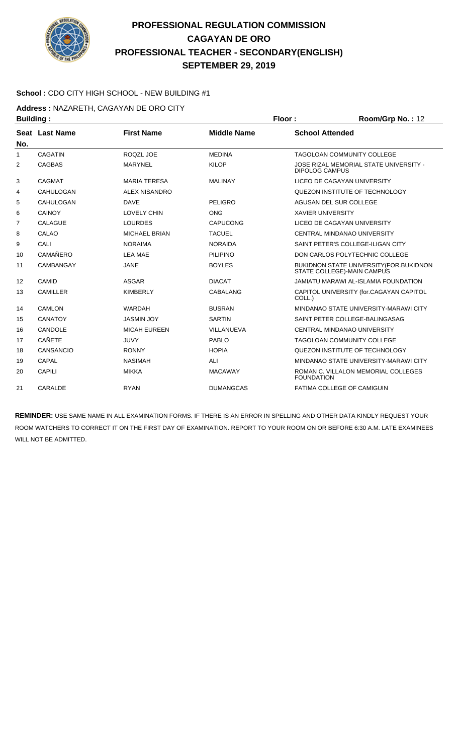# PROFESSIONAL REGULATION COMMISSION
# CAGAYAN DE ORO
# PROFESSIONAL TEACHER - SECONDARY(ENGLISH)
# SEPTEMBER 29, 2019

**School :** CDO CITY HIGH SCHOOL - NEW BUILDING #1

**Address :** NAZARETH, CAGAYAN DE ORO CITY

**Building :** **Floor :** **Room/Grp No. :** 12

| Seat No. | Last Name | First Name | Middle Name | School Attended |
|---|---|---|---|---|
| 1 | CAGATIN | ROQZL JOE | MEDINA | TAGOLOAN COMMUNITY COLLEGE |
| 2 | CAGBAS | MARYNEL | KILOP | JOSE RIZAL MEMORIAL STATE UNIVERSITY - DIPOLOG CAMPUS |
| 3 | CAGMAT | MARIA TERESA | MALINAY | LICEO DE CAGAYAN UNIVERSITY |
| 4 | CAHULOGAN | ALEX NISANDRO | | QUEZON INSTITUTE OF TECHNOLOGY |
| 5 | CAHULOGAN | DAVE | PELIGRO | AGUSAN DEL SUR COLLEGE |
| 6 | CAINOY | LOVELY CHIN | ONG | XAVIER UNIVERSITY |
| 7 | CALAGUE | LOURDES | CAPUCONG | LICEO DE CAGAYAN UNIVERSITY |
| 8 | CALAO | MICHAEL BRIAN | TACUEL | CENTRAL MINDANAO UNIVERSITY |
| 9 | CALI | NORAIMA | NORAIDA | SAINT PETER'S COLLEGE-ILIGAN CITY |
| 10 | CAMAÑERO | LEA MAE | PILIPINO | DON CARLOS POLYTECHNIC COLLEGE |
| 11 | CAMBANGAY | JANE | BOYLES | BUKIDNON STATE UNIVERSITY(FOR.BUKIDNON STATE COLLEGE)-MAIN CAMPUS |
| 12 | CAMID | ASGAR | DIACAT | JAMIATU MARAWI AL-ISLAMIA FOUNDATION |
| 13 | CAMILLER | KIMBERLY | CABALANG | CAPITOL UNIVERSITY (for.CAGAYAN CAPITOL COLL.) |
| 14 | CAMLON | WARDAH | BUSRAN | MINDANAO STATE UNIVERSITY-MARAWI CITY |
| 15 | CANATOY | JASMIN JOY | SARTIN | SAINT PETER COLLEGE-BALINGASAG |
| 16 | CANDOLE | MICAH EUREEN | VILLANUEVA | CENTRAL MINDANAO UNIVERSITY |
| 17 | CAÑETE | JUVY | PABLO | TAGOLOAN COMMUNITY COLLEGE |
| 18 | CANSANCIO | RONNY | HOPIA | QUEZON INSTITUTE OF TECHNOLOGY |
| 19 | CAPAL | NASIMAH | ALI | MINDANAO STATE UNIVERSITY-MARAWI CITY |
| 20 | CAPILI | MIKKA | MACAWAY | ROMAN C. VILLALON MEMORIAL COLLEGES FOUNDATION |
| 21 | CARALDE | RYAN | DUMANGCAS | FATIMA COLLEGE OF CAMIGUIN |

**REMINDER:** USE SAME NAME IN ALL EXAMINATION FORMS. IF THERE IS AN ERROR IN SPELLING AND OTHER DATA KINDLY REQUEST YOUR ROOM WATCHERS TO CORRECT IT ON THE FIRST DAY OF EXAMINATION. REPORT TO YOUR ROOM ON OR BEFORE 6:30 A.M. LATE EXAMINEES WILL NOT BE ADMITTED.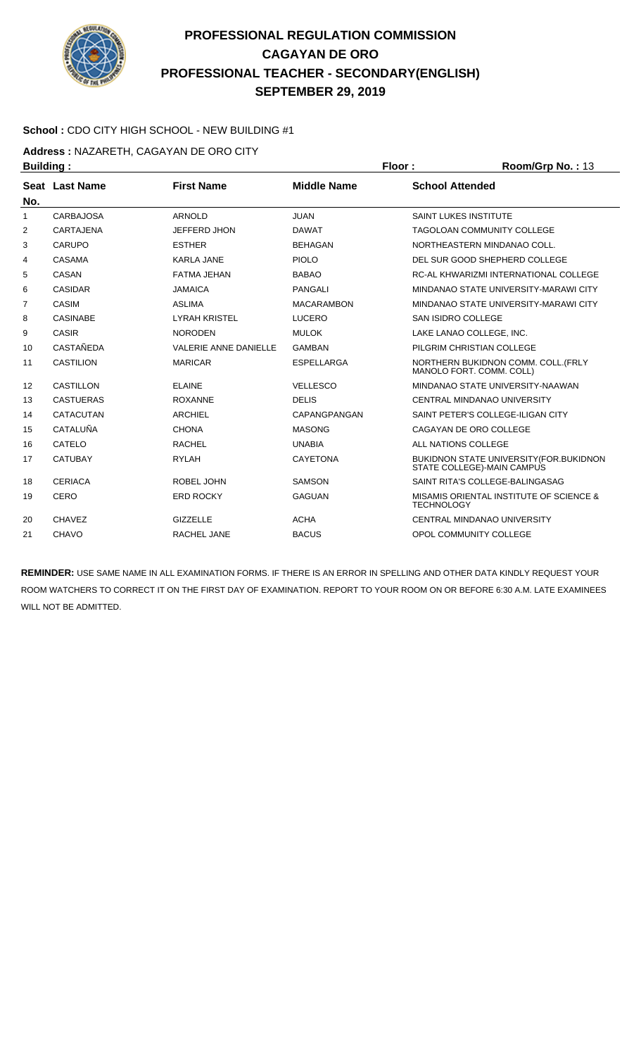# PROFESSIONAL REGULATION COMMISSION
## CAGAYAN DE ORO
## PROFESSIONAL TEACHER - SECONDARY(ENGLISH)
## SEPTEMBER 29, 2019

**School :** CDO CITY HIGH SCHOOL - NEW BUILDING #1

**Address :** NAZARETH, CAGAYAN DE ORO CITY

**Building :** **Floor :** **Room/Grp No. :** 13

| Seat No. | Last Name | First Name | Middle Name | School Attended |
|---|---|---|---|---|
| 1 | CARBAJOSA | ARNOLD | JUAN | SAINT LUKES INSTITUTE |
| 2 | CARTAJENA | JEFFERD JHON | DAWAT | TAGOLOAN COMMUNITY COLLEGE |
| 3 | CARUPO | ESTHER | BEHAGAN | NORTHEASTERN MINDANAO COLL. |
| 4 | CASAMA | KARLA JANE | PIOLO | DEL SUR GOOD SHEPHERD COLLEGE |
| 5 | CASAN | FATMA JEHAN | BABAO | RC-AL KHWARIZMI INTERNATIONAL COLLEGE |
| 6 | CASIDAR | JAMAICA | PANGALI | MINDANAO STATE UNIVERSITY-MARAWI CITY |
| 7 | CASIM | ASLIMA | MACARAMBON | MINDANAO STATE UNIVERSITY-MARAWI CITY |
| 8 | CASINABE | LYRAH KRISTEL | LUCERO | SAN ISIDRO COLLEGE |
| 9 | CASIR | NORODEN | MULOK | LAKE LANAO COLLEGE, INC. |
| 10 | CASTAÑEDA | VALERIE ANNE DANIELLE | GAMBAN | PILGRIM CHRISTIAN COLLEGE |
| 11 | CASTILION | MARICAR | ESPELLARGA | NORTHERN BUKIDNON COMM. COLL.(FRLY MANOLO FORT. COMM. COLL) |
| 12 | CASTILLON | ELAINE | VELLESCO | MINDANAO STATE UNIVERSITY-NAAWAN |
| 13 | CASTUERAS | ROXANNE | DELIS | CENTRAL MINDANAO UNIVERSITY |
| 14 | CATACUTAN | ARCHIEL | CAPANGPANGAN | SAINT PETER'S COLLEGE-ILIGAN CITY |
| 15 | CATALUÑA | CHONA | MASONG | CAGAYAN DE ORO COLLEGE |
| 16 | CATELO | RACHEL | UNABIA | ALL NATIONS COLLEGE |
| 17 | CATUBAY | RYLAH | CAYETONA | BUKIDNON STATE UNIVERSITY(FOR.BUKIDNON STATE COLLEGE)-MAIN CAMPUS |
| 18 | CERIACA | ROBEL JOHN | SAMSON | SAINT RITA'S COLLEGE-BALINGASAG |
| 19 | CERO | ERD ROCKY | GAGUAN | MISAMIS ORIENTAL INSTITUTE OF SCIENCE & TECHNOLOGY |
| 20 | CHAVEZ | GIZZELLE | ACHA | CENTRAL MINDANAO UNIVERSITY |
| 21 | CHAVO | RACHEL JANE | BACUS | OPOL COMMUNITY COLLEGE |

**REMINDER:** USE SAME NAME IN ALL EXAMINATION FORMS. IF THERE IS AN ERROR IN SPELLING AND OTHER DATA KINDLY REQUEST YOUR ROOM WATCHERS TO CORRECT IT ON THE FIRST DAY OF EXAMINATION. REPORT TO YOUR ROOM ON OR BEFORE 6:30 A.M. LATE EXAMINEES WILL NOT BE ADMITTED.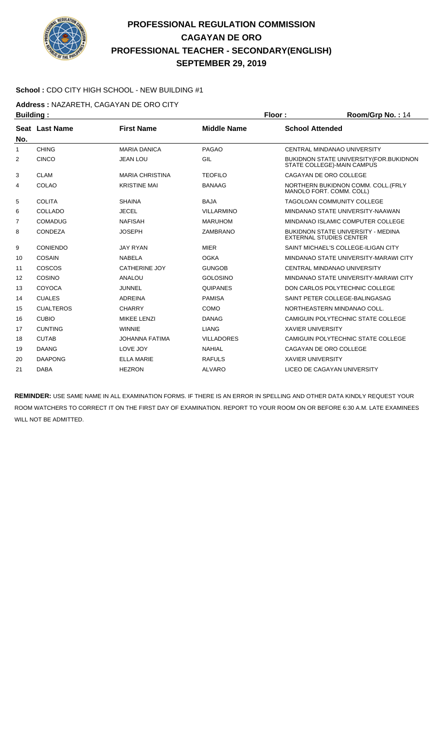# PROFESSIONAL REGULATION COMMISSION
## CAGAYAN DE ORO
## PROFESSIONAL TEACHER - SECONDARY(ENGLISH)
## SEPTEMBER 29, 2019

**School :** CDO CITY HIGH SCHOOL - NEW BUILDING #1

**Address :** NAZARETH, CAGAYAN DE ORO CITY

**Building :** **Floor :** **Room/Grp No. :** 14

| Seat No. | Last Name | First Name | Middle Name | School Attended |
|---|---|---|---|---|
| 1 | CHING | MARIA DANICA | PAGAO | CENTRAL MINDANAO UNIVERSITY |
| 2 | CINCO | JEAN LOU | GIL | BUKIDNON STATE UNIVERSITY(FOR.BUKIDNON STATE COLLEGE)-MAIN CAMPUS |
| 3 | CLAM | MARIA CHRISTINA | TEOFILO | CAGAYAN DE ORO COLLEGE |
| 4 | COLAO | KRISTINE MAI | BANAAG | NORTHERN BUKIDNON COMM. COLL.(FRLY MANOLO FORT. COMM. COLL) |
| 5 | COLITA | SHAINA | BAJA | TAGOLOAN COMMUNITY COLLEGE |
| 6 | COLLADO | JECEL | VILLARMINO | MINDANAO STATE UNIVERSITY-NAAWAN |
| 7 | COMADUG | NAFISAH | MARUHOM | MINDANAO ISLAMIC COMPUTER COLLEGE |
| 8 | CONDEZA | JOSEPH | ZAMBRANO | BUKIDNON STATE UNIVERSITY - MEDINA EXTERNAL STUDIES CENTER |
| 9 | CONIENDO | JAY RYAN | MIER | SAINT MICHAEL'S COLLEGE-ILIGAN CITY |
| 10 | COSAIN | NABELA | OGKA | MINDANAO STATE UNIVERSITY-MARAWI CITY |
| 11 | COSCOS | CATHERINE JOY | GUNGOB | CENTRAL MINDANAO UNIVERSITY |
| 12 | COSINO | ANALOU | GOLOSINO | MINDANAO STATE UNIVERSITY-MARAWI CITY |
| 13 | COYOCA | JUNNEL | QUIPANES | DON CARLOS POLYTECHNIC COLLEGE |
| 14 | CUALES | ADREINA | PAMISA | SAINT PETER COLLEGE-BALINGASAG |
| 15 | CUALTEROS | CHARRY | COMO | NORTHEASTERN MINDANAO COLL. |
| 16 | CUBIO | MIKEE LENZI | DANAG | CAMIGUIN POLYTECHNIC STATE COLLEGE |
| 17 | CUNTING | WINNIE | LIANG | XAVIER UNIVERSITY |
| 18 | CUTAB | JOHANNA FATIMA | VILLADORES | CAMIGUIN POLYTECHNIC STATE COLLEGE |
| 19 | DAANG | LOVE JOY | NAHIAL | CAGAYAN DE ORO COLLEGE |
| 20 | DAAPONG | ELLA MARIE | RAFULS | XAVIER UNIVERSITY |
| 21 | DABA | HEZRON | ALVARO | LICEO DE CAGAYAN UNIVERSITY |

**REMINDER:** USE SAME NAME IN ALL EXAMINATION FORMS. IF THERE IS AN ERROR IN SPELLING AND OTHER DATA KINDLY REQUEST YOUR ROOM WATCHERS TO CORRECT IT ON THE FIRST DAY OF EXAMINATION. REPORT TO YOUR ROOM ON OR BEFORE 6:30 A.M. LATE EXAMINEES WILL NOT BE ADMITTED.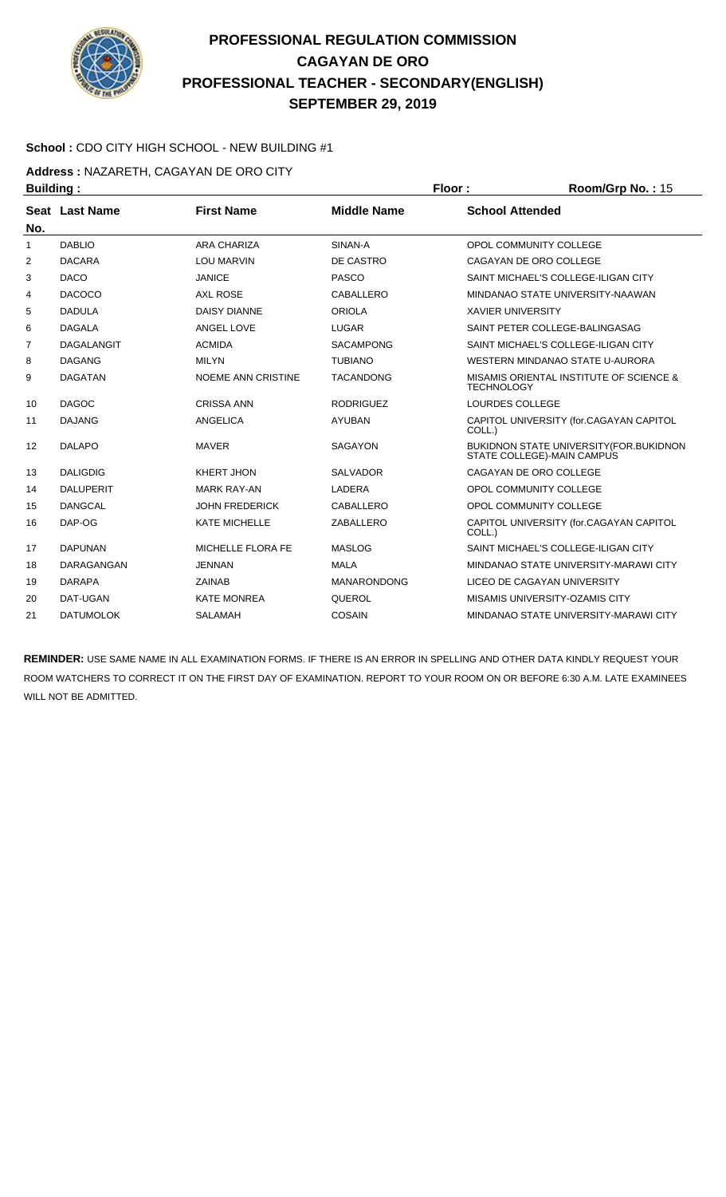# PROFESSIONAL REGULATION COMMISSION
## CAGAYAN DE ORO
## PROFESSIONAL TEACHER - SECONDARY(ENGLISH)
## SEPTEMBER 29, 2019

**School :** CDO CITY HIGH SCHOOL - NEW BUILDING #1

**Address :** NAZARETH, CAGAYAN DE ORO CITY

**Building :** **Floor :** **Room/Grp No. :** 15

| Seat No. | Last Name | First Name | Middle Name | School Attended |
|---|---|---|---|---|
| 1 | DABLIO | ARA CHARIZA | SINAN-A | OPOL COMMUNITY COLLEGE |
| 2 | DACARA | LOU MARVIN | DE CASTRO | CAGAYAN DE ORO COLLEGE |
| 3 | DACO | JANICE | PASCO | SAINT MICHAEL'S COLLEGE-ILIGAN CITY |
| 4 | DACOCO | AXL ROSE | CABALLERO | MINDANAO STATE UNIVERSITY-NAAWAN |
| 5 | DADULA | DAISY DIANNE | ORIOLA | XAVIER UNIVERSITY |
| 6 | DAGALA | ANGEL LOVE | LUGAR | SAINT PETER COLLEGE-BALINGASAG |
| 7 | DAGALANGIT | ACMIDA | SACAMPONG | SAINT MICHAEL'S COLLEGE-ILIGAN CITY |
| 8 | DAGANG | MILYN | TUBIANO | WESTERN MINDANAO STATE U-AURORA |
| 9 | DAGATAN | NOEME ANN CRISTINE | TACANDONG | MISAMIS ORIENTAL INSTITUTE OF SCIENCE & TECHNOLOGY |
| 10 | DAGOC | CRISSA ANN | RODRIGUEZ | LOURDES COLLEGE |
| 11 | DAJANG | ANGELICA | AYUBAN | CAPITOL UNIVERSITY (for.CAGAYAN CAPITOL COLL.) |
| 12 | DALAPO | MAVER | SAGAYON | BUKIDNON STATE UNIVERSITY(FOR.BUKIDNON STATE COLLEGE)-MAIN CAMPUS |
| 13 | DALIGDIG | KHERT JHON | SALVADOR | CAGAYAN DE ORO COLLEGE |
| 14 | DALUPERIT | MARK RAY-AN | LADERA | OPOL COMMUNITY COLLEGE |
| 15 | DANGCAL | JOHN FREDERICK | CABALLERO | OPOL COMMUNITY COLLEGE |
| 16 | DAP-OG | KATE MICHELLE | ZABALLERO | CAPITOL UNIVERSITY (for.CAGAYAN CAPITOL COLL.) |
| 17 | DAPUNAN | MICHELLE FLORA FE | MASLOG | SAINT MICHAEL'S COLLEGE-ILIGAN CITY |
| 18 | DARAGANGAN | JENNAN | MALA | MINDANAO STATE UNIVERSITY-MARAWI CITY |
| 19 | DARAPA | ZAINAB | MANARONDONG | LICEO DE CAGAYAN UNIVERSITY |
| 20 | DAT-UGAN | KATE MONREA | QUEROL | MISAMIS UNIVERSITY-OZAMIS CITY |
| 21 | DATUMOLOK | SALAMAH | COSAIN | MINDANAO STATE UNIVERSITY-MARAWI CITY |

**REMINDER:** USE SAME NAME IN ALL EXAMINATION FORMS. IF THERE IS AN ERROR IN SPELLING AND OTHER DATA KINDLY REQUEST YOUR ROOM WATCHERS TO CORRECT IT ON THE FIRST DAY OF EXAMINATION. REPORT TO YOUR ROOM ON OR BEFORE 6:30 A.M. LATE EXAMINEES WILL NOT BE ADMITTED.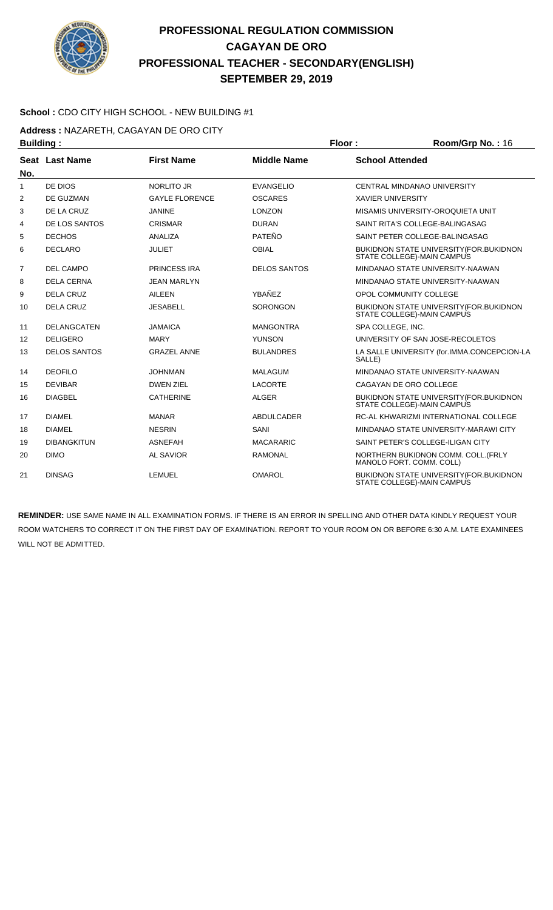# PROFESSIONAL REGULATION COMMISSION
## CAGAYAN DE ORO
## PROFESSIONAL TEACHER - SECONDARY(ENGLISH)
## SEPTEMBER 29, 2019

**School :** CDO CITY HIGH SCHOOL - NEW BUILDING #1

**Address :** NAZARETH, CAGAYAN DE ORO CITY

**Building :** **Floor :** **Room/Grp No. :** 16

| Seat No. | Last Name | First Name | Middle Name | School Attended |
|---|---|---|---|---|
| 1 | DE DIOS | NORLITO JR | EVANGELIO | CENTRAL MINDANAO UNIVERSITY |
| 2 | DE GUZMAN | GAYLE FLORENCE | OSCARES | XAVIER UNIVERSITY |
| 3 | DE LA CRUZ | JANINE | LONZON | MISAMIS UNIVERSITY-OROQUIETA UNIT |
| 4 | DE LOS SANTOS | CRISMAR | DURAN | SAINT RITA'S COLLEGE-BALINGASAG |
| 5 | DECHOS | ANALIZA | PATEÑO | SAINT PETER COLLEGE-BALINGASAG |
| 6 | DECLARO | JULIET | OBIAL | BUKIDNON STATE UNIVERSITY(FOR.BUKIDNON STATE COLLEGE)-MAIN CAMPUS |
| 7 | DEL CAMPO | PRINCESS IRA | DELOS SANTOS | MINDANAO STATE UNIVERSITY-NAAWAN |
| 8 | DELA CERNA | JEAN MARLYN | | MINDANAO STATE UNIVERSITY-NAAWAN |
| 9 | DELA CRUZ | AILEEN | YBAÑEZ | OPOL COMMUNITY COLLEGE |
| 10 | DELA CRUZ | JESABELL | SORONGON | BUKIDNON STATE UNIVERSITY(FOR.BUKIDNON STATE COLLEGE)-MAIN CAMPUS |
| 11 | DELANGCATEN | JAMAICA | MANGONTRA | SPA COLLEGE, INC. |
| 12 | DELIGERO | MARY | YUNSON | UNIVERSITY OF SAN JOSE-RECOLETOS |
| 13 | DELOS SANTOS | GRAZEL ANNE | BULANDRES | LA SALLE UNIVERSITY (for.IMMA.CONCEPCION-LA SALLE) |
| 14 | DEOFILO | JOHNMAN | MALAGUM | MINDANAO STATE UNIVERSITY-NAAWAN |
| 15 | DEVIBAR | DWEN ZIEL | LACORTE | CAGAYAN DE ORO COLLEGE |
| 16 | DIAGBEL | CATHERINE | ALGER | BUKIDNON STATE UNIVERSITY(FOR.BUKIDNON STATE COLLEGE)-MAIN CAMPUS |
| 17 | DIAMEL | MANAR | ABDULCADER | RC-AL KHWARIZMI INTERNATIONAL COLLEGE |
| 18 | DIAMEL | NESRIN | SANI | MINDANAO STATE UNIVERSITY-MARAWI CITY |
| 19 | DIBANGKITUN | ASNEFAH | MACARARIC | SAINT PETER'S COLLEGE-ILIGAN CITY |
| 20 | DIMO | AL SAVIOR | RAMONAL | NORTHERN BUKIDNON COMM. COLL.(FRLY MANOLO FORT. COMM. COLL) |
| 21 | DINSAG | LEMUEL | OMAROL | BUKIDNON STATE UNIVERSITY(FOR.BUKIDNON STATE COLLEGE)-MAIN CAMPUS |

**REMINDER:** USE SAME NAME IN ALL EXAMINATION FORMS. IF THERE IS AN ERROR IN SPELLING AND OTHER DATA KINDLY REQUEST YOUR ROOM WATCHERS TO CORRECT IT ON THE FIRST DAY OF EXAMINATION. REPORT TO YOUR ROOM ON OR BEFORE 6:30 A.M. LATE EXAMINEES WILL NOT BE ADMITTED.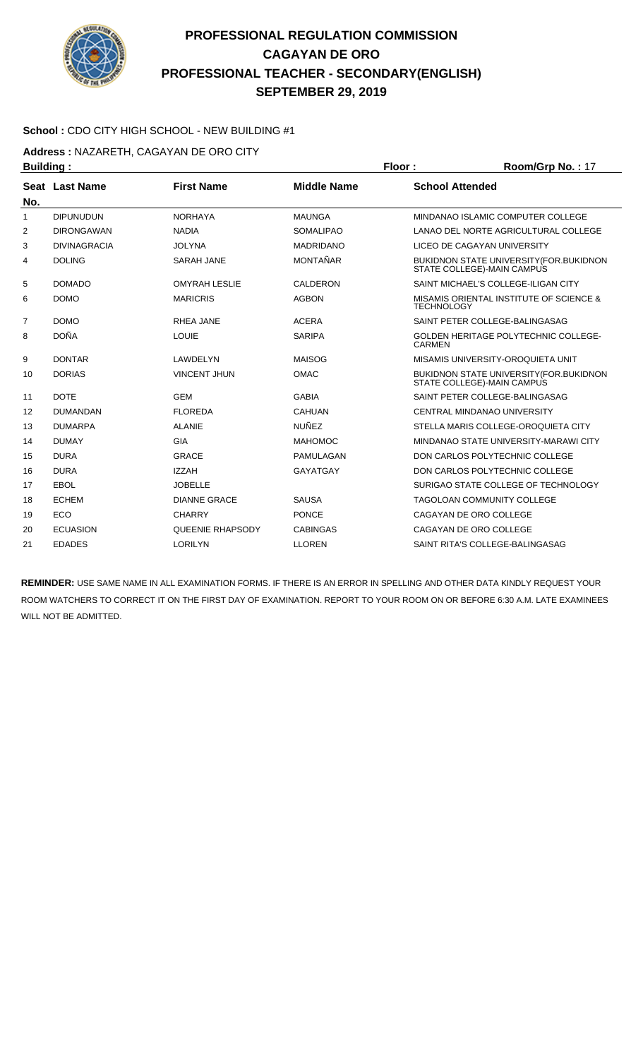# PROFESSIONAL REGULATION COMMISSION
## CAGAYAN DE ORO
## PROFESSIONAL TEACHER - SECONDARY(ENGLISH)
## SEPTEMBER 29, 2019

**School :** CDO CITY HIGH SCHOOL - NEW BUILDING #1

**Address :** NAZARETH, CAGAYAN DE ORO CITY

**Building :** **Floor :** **Room/Grp No. :** 17

| Seat No. | Last Name | First Name | Middle Name | School Attended |
|---|---|---|---|---|
| 1 | DIPUNUDUN | NORHAYA | MAUNGA | MINDANAO ISLAMIC COMPUTER COLLEGE |
| 2 | DIRONGAWAN | NADIA | SOMALIPAO | LANAO DEL NORTE AGRICULTURAL COLLEGE |
| 3 | DIVINAGRACIA | JOLYNA | MADRIDANO | LICEO DE CAGAYAN UNIVERSITY |
| 4 | DOLING | SARAH JANE | MONTAÑAR | BUKIDNON STATE UNIVERSITY(FOR.BUKIDNON STATE COLLEGE)-MAIN CAMPUS |
| 5 | DOMADO | OMYRAH LESLIE | CALDERON | SAINT MICHAEL'S COLLEGE-ILIGAN CITY |
| 6 | DOMO | MARICRIS | AGBON | MISAMIS ORIENTAL INSTITUTE OF SCIENCE & TECHNOLOGY |
| 7 | DOMO | RHEA JANE | ACERA | SAINT PETER COLLEGE-BALINGASAG |
| 8 | DOÑA | LOUIE | SARIPA | GOLDEN HERITAGE POLYTECHNIC COLLEGE-CARMEN |
| 9 | DONTAR | LAWDELYN | MAISOG | MISAMIS UNIVERSITY-OROQUIETA UNIT |
| 10 | DORIAS | VINCENT JHUN | OMAC | BUKIDNON STATE UNIVERSITY(FOR.BUKIDNON STATE COLLEGE)-MAIN CAMPUS |
| 11 | DOTE | GEM | GABIA | SAINT PETER COLLEGE-BALINGASAG |
| 12 | DUMANDAN | FLOREDA | CAHUAN | CENTRAL MINDANAO UNIVERSITY |
| 13 | DUMARPA | ALANIE | NUÑEZ | STELLA MARIS COLLEGE-OROQUIETA CITY |
| 14 | DUMAY | GIA | MAHOMOC | MINDANAO STATE UNIVERSITY-MARAWI CITY |
| 15 | DURA | GRACE | PAMULAGAN | DON CARLOS POLYTECHNIC COLLEGE |
| 16 | DURA | IZZAH | GAYATGAY | DON CARLOS POLYTECHNIC COLLEGE |
| 17 | EBOL | JOBELLE | | SURIGAO STATE COLLEGE OF TECHNOLOGY |
| 18 | ECHEM | DIANNE GRACE | SAUSA | TAGOLOAN COMMUNITY COLLEGE |
| 19 | ECO | CHARRY | PONCE | CAGAYAN DE ORO COLLEGE |
| 20 | ECUASION | QUEENIE RHAPSODY | CABINGAS | CAGAYAN DE ORO COLLEGE |
| 21 | EDADES | LORILYN | LLOREN | SAINT RITA'S COLLEGE-BALINGASAG |

**REMINDER:** USE SAME NAME IN ALL EXAMINATION FORMS. IF THERE IS AN ERROR IN SPELLING AND OTHER DATA KINDLY REQUEST YOUR ROOM WATCHERS TO CORRECT IT ON THE FIRST DAY OF EXAMINATION. REPORT TO YOUR ROOM ON OR BEFORE 6:30 A.M. LATE EXAMINEES WILL NOT BE ADMITTED.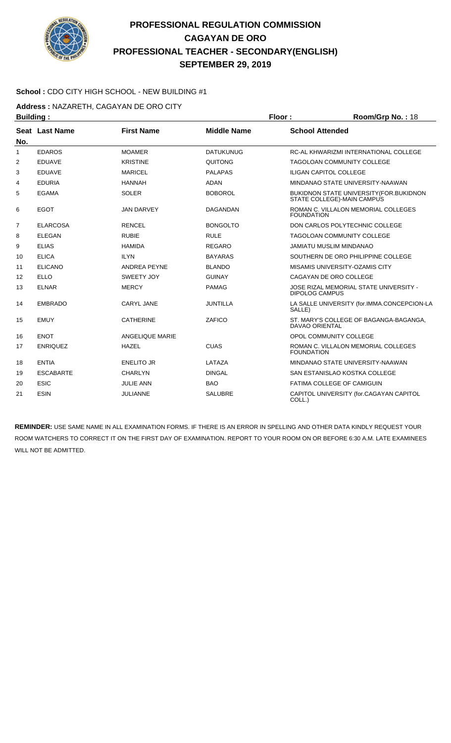# PROFESSIONAL REGULATION COMMISSION
## CAGAYAN DE ORO
## PROFESSIONAL TEACHER - SECONDARY(ENGLISH)
## SEPTEMBER 29, 2019

**School :** CDO CITY HIGH SCHOOL - NEW BUILDING #1

**Address :** NAZARETH, CAGAYAN DE ORO CITY

**Building :** **Floor :** **Room/Grp No. :** 18

| Seat No. | Last Name | First Name | Middle Name | School Attended |
|---|---|---|---|---|
| 1 | EDAROS | MOAMER | DATUKUNUG | RC-AL KHWARIZMI INTERNATIONAL COLLEGE |
| 2 | EDUAVE | KRISTINE | QUITONG | TAGOLOAN COMMUNITY COLLEGE |
| 3 | EDUAVE | MARICEL | PALAPAS | ILIGAN CAPITOL COLLEGE |
| 4 | EDURIA | HANNAH | ADAN | MINDANAO STATE UNIVERSITY-NAAWAN |
| 5 | EGAMA | SOLER | BOBOROL | BUKIDNON STATE UNIVERSITY(FOR.BUKIDNON STATE COLLEGE)-MAIN CAMPUS |
| 6 | EGOT | JAN DARVEY | DAGANDAN | ROMAN C. VILLALON MEMORIAL COLLEGES FOUNDATION |
| 7 | ELARCOSA | RENCEL | BONGOLTO | DON CARLOS POLYTECHNIC COLLEGE |
| 8 | ELEGAN | RUBIE | RULE | TAGOLOAN COMMUNITY COLLEGE |
| 9 | ELIAS | HAMIDA | REGARO | JAMIATU MUSLIM MINDANAO |
| 10 | ELICA | ILYN | BAYARAS | SOUTHERN DE ORO PHILIPPINE COLLEGE |
| 11 | ELICANO | ANDREA PEYNE | BLANDO | MISAMIS UNIVERSITY-OZAMIS CITY |
| 12 | ELLO | SWEETY JOY | GUINAY | CAGAYAN DE ORO COLLEGE |
| 13 | ELNAR | MERCY | PAMAG | JOSE RIZAL MEMORIAL STATE UNIVERSITY - DIPOLOG CAMPUS |
| 14 | EMBRADO | CARYL JANE | JUNTILLA | LA SALLE UNIVERSITY (for.IMMA.CONCEPCION-LA SALLE) |
| 15 | EMUY | CATHERINE | ZAFICO | ST. MARY'S COLLEGE OF BAGANGA-BAGANGA, DAVAO ORIENTAL |
| 16 | ENOT | ANGELIQUE MARIE | | OPOL COMMUNITY COLLEGE |
| 17 | ENRIQUEZ | HAZEL | CUAS | ROMAN C. VILLALON MEMORIAL COLLEGES FOUNDATION |
| 18 | ENTIA | ENELITO JR | LATAZA | MINDANAO STATE UNIVERSITY-NAAWAN |
| 19 | ESCABARTE | CHARLYN | DINGAL | SAN ESTANISLAO KOSTKA COLLEGE |
| 20 | ESIC | JULIE ANN | BAO | FATIMA COLLEGE OF CAMIGUIN |
| 21 | ESIN | JULIANNE | SALUBRE | CAPITOL UNIVERSITY (for.CAGAYAN CAPITOL COLL.) |

**REMINDER:** USE SAME NAME IN ALL EXAMINATION FORMS. IF THERE IS AN ERROR IN SPELLING AND OTHER DATA KINDLY REQUEST YOUR ROOM WATCHERS TO CORRECT IT ON THE FIRST DAY OF EXAMINATION. REPORT TO YOUR ROOM ON OR BEFORE 6:30 A.M. LATE EXAMINEES WILL NOT BE ADMITTED.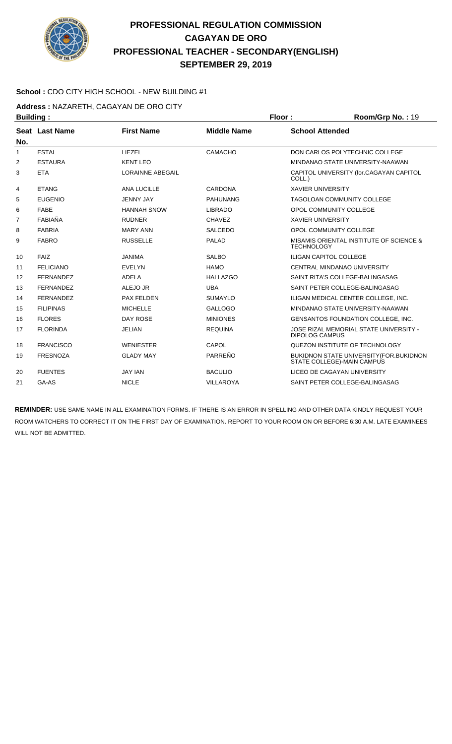# PROFESSIONAL REGULATION COMMISSION
## CAGAYAN DE ORO
## PROFESSIONAL TEACHER - SECONDARY(ENGLISH)
## SEPTEMBER 29, 2019

**School :** CDO CITY HIGH SCHOOL - NEW BUILDING #1

**Address :** NAZARETH, CAGAYAN DE ORO CITY

**Building :** **Floor :** **Room/Grp No. :** 19

| Seat No. | Last Name | First Name | Middle Name | School Attended |
|---|---|---|---|---|
| 1 | ESTAL | LIEZEL | CAMACHO | DON CARLOS POLYTECHNIC COLLEGE |
| 2 | ESTAURA | KENT LEO | | MINDANAO STATE UNIVERSITY-NAAWAN |
| 3 | ETA | LORAINNE ABEGAIL | | CAPITOL UNIVERSITY (for.CAGAYAN CAPITOL COLL.) |
| 4 | ETANG | ANA LUCILLE | CARDONA | XAVIER UNIVERSITY |
| 5 | EUGENIO | JENNY JAY | PAHUNANG | TAGOLOAN COMMUNITY COLLEGE |
| 6 | FABE | HANNAH SNOW | LIBRADO | OPOL COMMUNITY COLLEGE |
| 7 | FABIAÑA | RUDNER | CHAVEZ | XAVIER UNIVERSITY |
| 8 | FABRIA | MARY ANN | SALCEDO | OPOL COMMUNITY COLLEGE |
| 9 | FABRO | RUSSELLE | PALAD | MISAMIS ORIENTAL INSTITUTE OF SCIENCE & TECHNOLOGY |
| 10 | FAIZ | JANIMA | SALBO | ILIGAN CAPITOL COLLEGE |
| 11 | FELICIANO | EVELYN | HAMO | CENTRAL MINDANAO UNIVERSITY |
| 12 | FERNANDEZ | ADELA | HALLAZGO | SAINT RITA'S COLLEGE-BALINGASAG |
| 13 | FERNANDEZ | ALEJO JR | UBA | SAINT PETER COLLEGE-BALINGASAG |
| 14 | FERNANDEZ | PAX FELDEN | SUMAYLO | ILIGAN MEDICAL CENTER COLLEGE, INC. |
| 15 | FILIPINAS | MICHELLE | GALLOGO | MINDANAO STATE UNIVERSITY-NAAWAN |
| 16 | FLORES | DAY ROSE | MINIONES | GENSANTOS FOUNDATION COLLEGE, INC. |
| 17 | FLORINDA | JELIAN | REQUINA | JOSE RIZAL MEMORIAL STATE UNIVERSITY - DIPOLOG CAMPUS |
| 18 | FRANCISCO | WENIESTER | CAPOL | QUEZON INSTITUTE OF TECHNOLOGY |
| 19 | FRESNOZA | GLADY MAY | PARREÑO | BUKIDNON STATE UNIVERSITY(FOR.BUKIDNON STATE COLLEGE)-MAIN CAMPUS |
| 20 | FUENTES | JAY IAN | BACULIO | LICEO DE CAGAYAN UNIVERSITY |
| 21 | GA-AS | NICLE | VILLAROYA | SAINT PETER COLLEGE-BALINGASAG |

**REMINDER:** USE SAME NAME IN ALL EXAMINATION FORMS. IF THERE IS AN ERROR IN SPELLING AND OTHER DATA KINDLY REQUEST YOUR ROOM WATCHERS TO CORRECT IT ON THE FIRST DAY OF EXAMINATION. REPORT TO YOUR ROOM ON OR BEFORE 6:30 A.M. LATE EXAMINEES WILL NOT BE ADMITTED.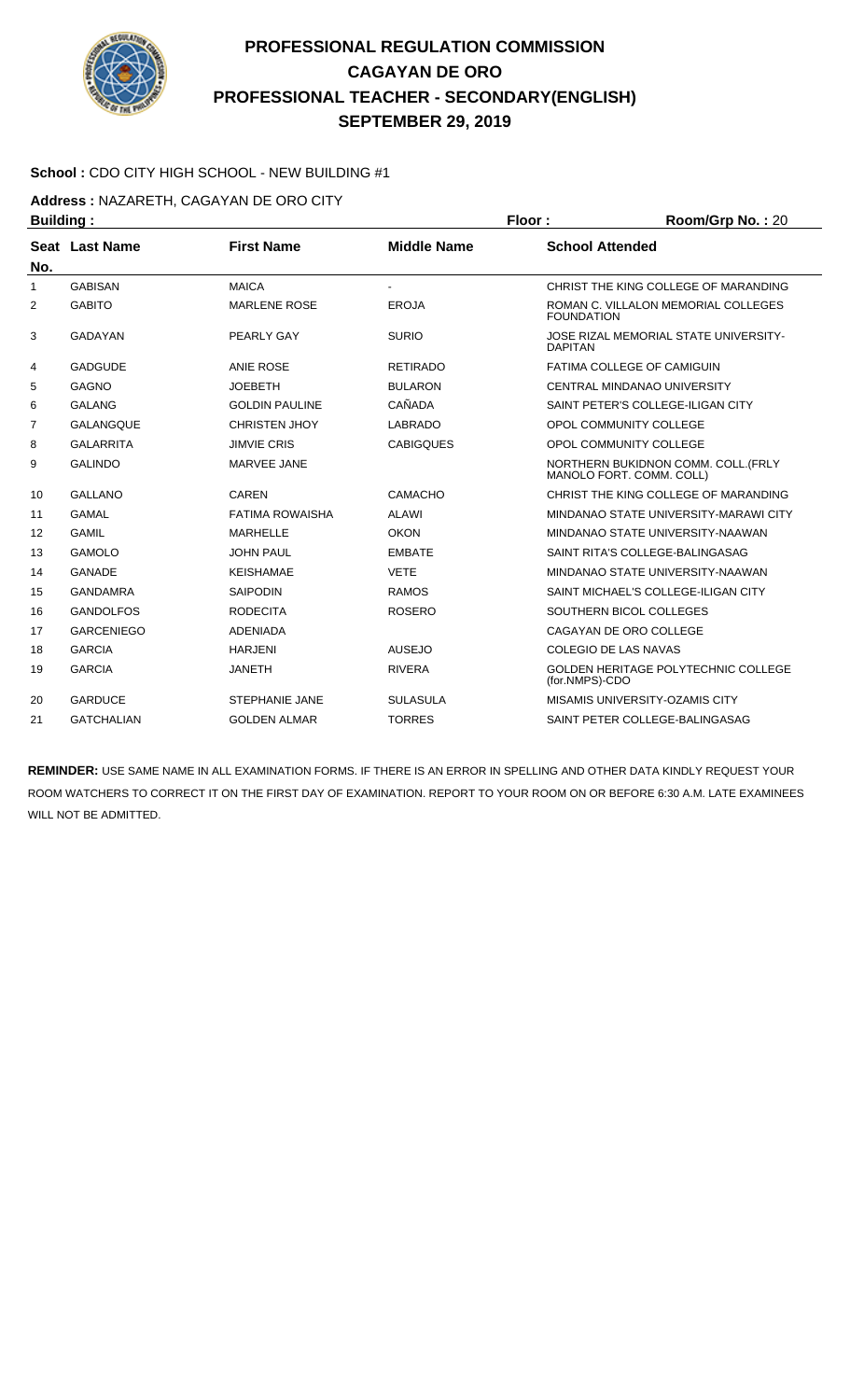# PROFESSIONAL REGULATION COMMISSION
## CAGAYAN DE ORO
## PROFESSIONAL TEACHER - SECONDARY(ENGLISH)
## SEPTEMBER 29, 2019

**School :** CDO CITY HIGH SCHOOL - NEW BUILDING #1

**Address :** NAZARETH, CAGAYAN DE ORO CITY

**Building :** **Floor :** **Room/Grp No. :** 20

| Seat No. | Last Name | First Name | Middle Name | School Attended |
|---|---|---|---|---|
| 1 | GABISAN | MAICA | - | CHRIST THE KING COLLEGE OF MARANDING |
| 2 | GABITO | MARLENE ROSE | EROJA | ROMAN C. VILLALON MEMORIAL COLLEGES FOUNDATION |
| 3 | GADAYAN | PEARLY GAY | SURIO | JOSE RIZAL MEMORIAL STATE UNIVERSITY-DAPITAN |
| 4 | GADGUDE | ANIE ROSE | RETIRADO | FATIMA COLLEGE OF CAMIGUIN |
| 5 | GAGNO | JOEBETH | BULARON | CENTRAL MINDANAO UNIVERSITY |
| 6 | GALANG | GOLDIN PAULINE | CAÑADA | SAINT PETER'S COLLEGE-ILIGAN CITY |
| 7 | GALANGQUE | CHRISTEN JHOY | LABRADO | OPOL COMMUNITY COLLEGE |
| 8 | GALARRITA | JIMVIE CRIS | CABIGQUES | OPOL COMMUNITY COLLEGE |
| 9 | GALINDO | MARVEE JANE | | NORTHERN BUKIDNON COMM. COLL.(FRLY MANOLO FORT. COMM. COLL) |
| 10 | GALLANO | CAREN | CAMACHO | CHRIST THE KING COLLEGE OF MARANDING |
| 11 | GAMAL | FATIMA ROWAISHA | ALAWI | MINDANAO STATE UNIVERSITY-MARAWI CITY |
| 12 | GAMIL | MARHELLE | OKON | MINDANAO STATE UNIVERSITY-NAAWAN |
| 13 | GAMOLO | JOHN PAUL | EMBATE | SAINT RITA'S COLLEGE-BALINGASAG |
| 14 | GANADE | KEISHAMAE | VETE | MINDANAO STATE UNIVERSITY-NAAWAN |
| 15 | GANDAMRA | SAIPODIN | RAMOS | SAINT MICHAEL'S COLLEGE-ILIGAN CITY |
| 16 | GANDOLFOS | RODECITA | ROSERO | SOUTHERN BICOL COLLEGES |
| 17 | GARCENIEGO | ADENIADA | | CAGAYAN DE ORO COLLEGE |
| 18 | GARCIA | HARJENI | AUSEJO | COLEGIO DE LAS NAVAS |
| 19 | GARCIA | JANETH | RIVERA | GOLDEN HERITAGE POLYTECHNIC COLLEGE (for.NMPS)-CDO |
| 20 | GARDUCE | STEPHANIE JANE | SULASULA | MISAMIS UNIVERSITY-OZAMIS CITY |
| 21 | GATCHALIAN | GOLDEN ALMAR | TORRES | SAINT PETER COLLEGE-BALINGASAG |

**REMINDER:** USE SAME NAME IN ALL EXAMINATION FORMS. IF THERE IS AN ERROR IN SPELLING AND OTHER DATA KINDLY REQUEST YOUR ROOM WATCHERS TO CORRECT IT ON THE FIRST DAY OF EXAMINATION. REPORT TO YOUR ROOM ON OR BEFORE 6:30 A.M. LATE EXAMINEES WILL NOT BE ADMITTED.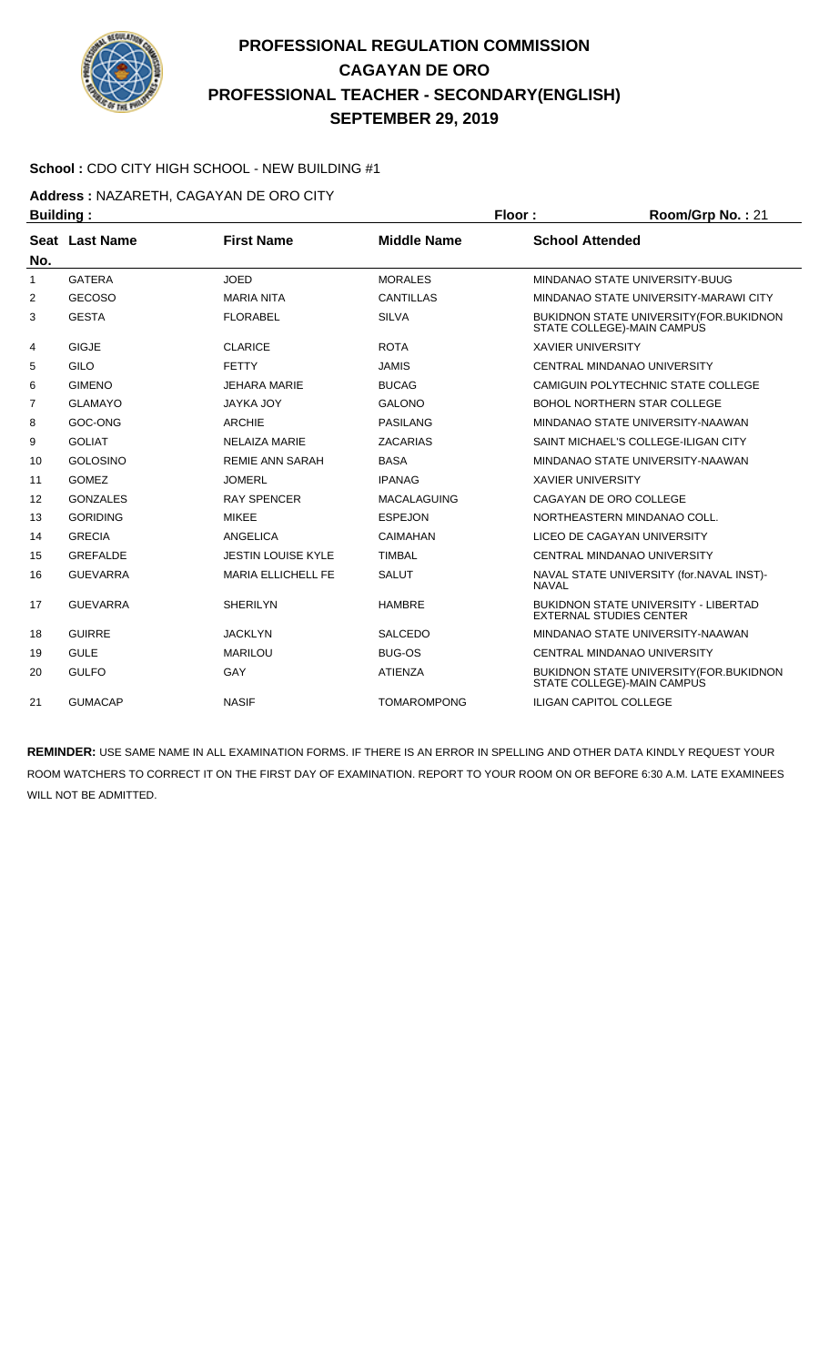# PROFESSIONAL REGULATION COMMISSION
# CAGAYAN DE ORO
# PROFESSIONAL TEACHER - SECONDARY(ENGLISH)
# SEPTEMBER 29, 2019

**School :** CDO CITY HIGH SCHOOL - NEW BUILDING #1

**Address :** NAZARETH, CAGAYAN DE ORO CITY

**Building :** **Floor :** **Room/Grp No. :** 21

| Seat No. | Last Name | First Name | Middle Name | School Attended |
|---|---|---|---|---|
| 1 | GATERA | JOED | MORALES | MINDANAO STATE UNIVERSITY-BUUG |
| 2 | GECOSO | MARIA NITA | CANTILLAS | MINDANAO STATE UNIVERSITY-MARAWI CITY |
| 3 | GESTA | FLORABEL | SILVA | BUKIDNON STATE UNIVERSITY(FOR.BUKIDNON STATE COLLEGE)-MAIN CAMPUS |
| 4 | GIGJE | CLARICE | ROTA | XAVIER UNIVERSITY |
| 5 | GILO | FETTY | JAMIS | CENTRAL MINDANAO UNIVERSITY |
| 6 | GIMENO | JEHARA MARIE | BUCAG | CAMIGUIN POLYTECHNIC STATE COLLEGE |
| 7 | GLAMAYO | JAYKA JOY | GALONO | BOHOL NORTHERN STAR COLLEGE |
| 8 | GOC-ONG | ARCHIE | PASILANG | MINDANAO STATE UNIVERSITY-NAAWAN |
| 9 | GOLIAT | NELAIZA MARIE | ZACARIAS | SAINT MICHAEL'S COLLEGE-ILIGAN CITY |
| 10 | GOLOSINO | REMIE ANN SARAH | BASA | MINDANAO STATE UNIVERSITY-NAAWAN |
| 11 | GOMEZ | JOMERL | IPANAG | XAVIER UNIVERSITY |
| 12 | GONZALES | RAY SPENCER | MACALAGUING | CAGAYAN DE ORO COLLEGE |
| 13 | GORIDING | MIKEE | ESPEJON | NORTHEASTERN MINDANAO COLL. |
| 14 | GRECIA | ANGELICA | CAIMAHAN | LICEO DE CAGAYAN UNIVERSITY |
| 15 | GREFALDE | JESTIN LOUISE KYLE | TIMBAL | CENTRAL MINDANAO UNIVERSITY |
| 16 | GUEVARRA | MARIA ELLICHELL FE | SALUT | NAVAL STATE UNIVERSITY (for.NAVAL INST)-NAVAL |
| 17 | GUEVARRA | SHERILYN | HAMBRE | BUKIDNON STATE UNIVERSITY - LIBERTAD EXTERNAL STUDIES CENTER |
| 18 | GUIRRE | JACKLYN | SALCEDO | MINDANAO STATE UNIVERSITY-NAAWAN |
| 19 | GULE | MARILOU | BUG-OS | CENTRAL MINDANAO UNIVERSITY |
| 20 | GULFO | GAY | ATIENZA | BUKIDNON STATE UNIVERSITY(FOR.BUKIDNON STATE COLLEGE)-MAIN CAMPUS |
| 21 | GUMACAP | NASIF | TOMAROMPONG | ILIGAN CAPITOL COLLEGE |

**REMINDER:** USE SAME NAME IN ALL EXAMINATION FORMS. IF THERE IS AN ERROR IN SPELLING AND OTHER DATA KINDLY REQUEST YOUR ROOM WATCHERS TO CORRECT IT ON THE FIRST DAY OF EXAMINATION. REPORT TO YOUR ROOM ON OR BEFORE 6:30 A.M. LATE EXAMINEES WILL NOT BE ADMITTED.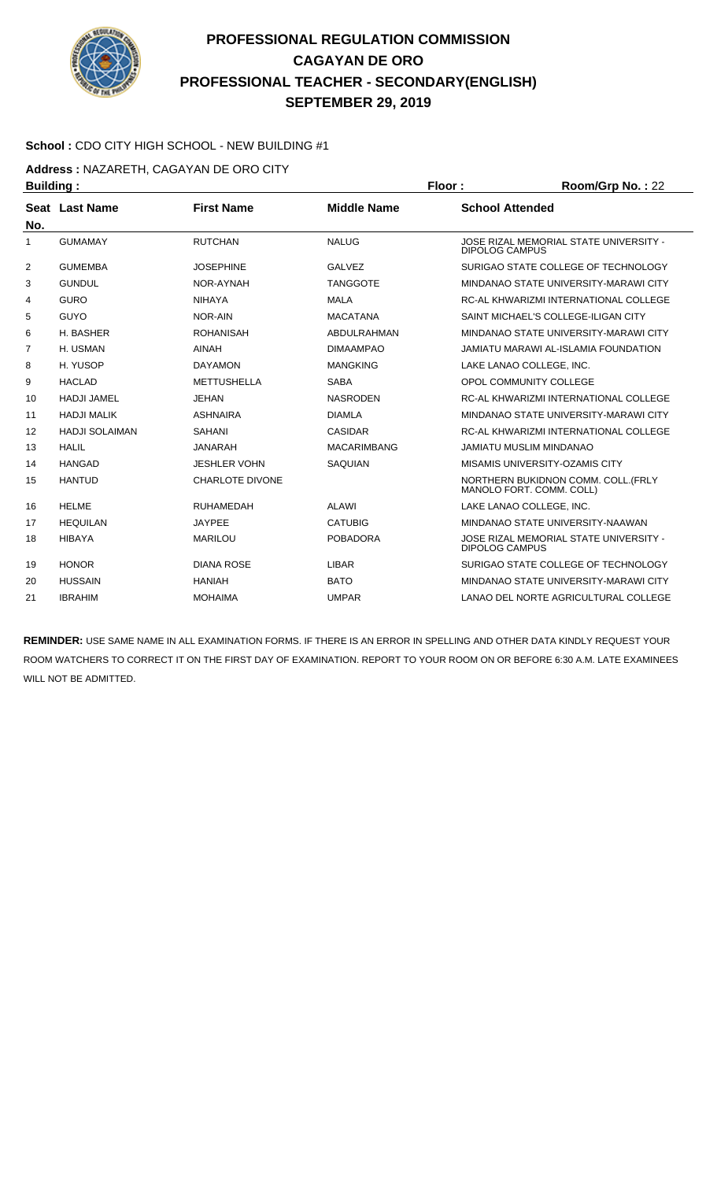# PROFESSIONAL REGULATION COMMISSION
## CAGAYAN DE ORO
## PROFESSIONAL TEACHER - SECONDARY(ENGLISH)
## SEPTEMBER 29, 2019

**School :** CDO CITY HIGH SCHOOL - NEW BUILDING #1

**Address :** NAZARETH, CAGAYAN DE ORO CITY

**Building :** **Floor :** **Room/Grp No. :** 22

| Seat No. | Last Name | First Name | Middle Name | School Attended |
|---|---|---|---|---|
| 1 | GUMAMAY | RUTCHAN | NALUG | JOSE RIZAL MEMORIAL STATE UNIVERSITY - DIPOLOG CAMPUS |
| 2 | GUMEMBA | JOSEPHINE | GALVEZ | SURIGAO STATE COLLEGE OF TECHNOLOGY |
| 3 | GUNDUL | NOR-AYNAH | TANGGOTE | MINDANAO STATE UNIVERSITY-MARAWI CITY |
| 4 | GURO | NIHAYA | MALA | RC-AL KHWARIZMI INTERNATIONAL COLLEGE |
| 5 | GUYO | NOR-AIN | MACATANA | SAINT MICHAEL'S COLLEGE-ILIGAN CITY |
| 6 | H. BASHER | ROHANISAH | ABDULRAHMAN | MINDANAO STATE UNIVERSITY-MARAWI CITY |
| 7 | H. USMAN | AINAH | DIMAAMPAO | JAMIATU MARAWI AL-ISLAMIA FOUNDATION |
| 8 | H. YUSOP | DAYAMON | MANGKING | LAKE LANAO COLLEGE, INC. |
| 9 | HACLAD | METTUSHELLA | SABA | OPOL COMMUNITY COLLEGE |
| 10 | HADJI JAMEL | JEHAN | NASRODEN | RC-AL KHWARIZMI INTERNATIONAL COLLEGE |
| 11 | HADJI MALIK | ASHNAIRA | DIAMLA | MINDANAO STATE UNIVERSITY-MARAWI CITY |
| 12 | HADJI SOLAIMAN | SAHANI | CASIDAR | RC-AL KHWARIZMI INTERNATIONAL COLLEGE |
| 13 | HALIL | JANARAH | MACARIMBANG | JAMIATU MUSLIM MINDANAO |
| 14 | HANGAD | JESHLER VOHN | SAQUIAN | MISAMIS UNIVERSITY-OZAMIS CITY |
| 15 | HANTUD | CHARLOTE DIVONE | | NORTHERN BUKIDNON COMM. COLL.(FRLY MANOLO FORT. COMM. COLL) |
| 16 | HELME | RUHAMEDAH | ALAWI | LAKE LANAO COLLEGE, INC. |
| 17 | HEQUILAN | JAYPEE | CATUBIG | MINDANAO STATE UNIVERSITY-NAAWAN |
| 18 | HIBAYA | MARILOU | POBADORA | JOSE RIZAL MEMORIAL STATE UNIVERSITY - DIPOLOG CAMPUS |
| 19 | HONOR | DIANA ROSE | LIBAR | SURIGAO STATE COLLEGE OF TECHNOLOGY |
| 20 | HUSSAIN | HANIAH | BATO | MINDANAO STATE UNIVERSITY-MARAWI CITY |
| 21 | IBRAHIM | MOHAIMA | UMPAR | LANAO DEL NORTE AGRICULTURAL COLLEGE |

**REMINDER:** USE SAME NAME IN ALL EXAMINATION FORMS. IF THERE IS AN ERROR IN SPELLING AND OTHER DATA KINDLY REQUEST YOUR ROOM WATCHERS TO CORRECT IT ON THE FIRST DAY OF EXAMINATION. REPORT TO YOUR ROOM ON OR BEFORE 6:30 A.M. LATE EXAMINEES WILL NOT BE ADMITTED.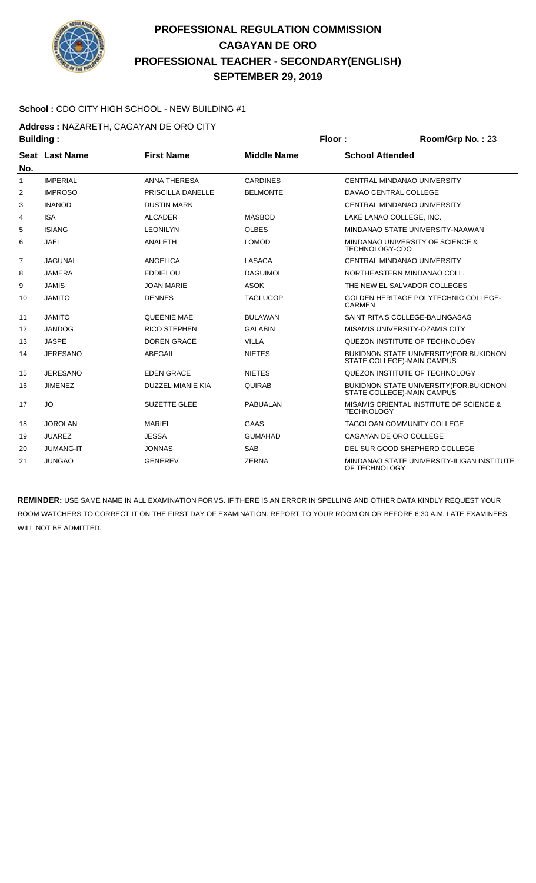# PROFESSIONAL REGULATION COMMISSION
## CAGAYAN DE ORO
## PROFESSIONAL TEACHER - SECONDARY(ENGLISH)
## SEPTEMBER 29, 2019

**School :** CDO CITY HIGH SCHOOL - NEW BUILDING #1

**Address :** NAZARETH, CAGAYAN DE ORO CITY

**Building :** **Floor :** **Room/Grp No. :** 23

| Seat No. | Last Name | First Name | Middle Name | School Attended |
|---|---|---|---|---|
| 1 | IMPERIAL | ANNA THERESA | CARDINES | CENTRAL MINDANAO UNIVERSITY |
| 2 | IMPROSO | PRISCILLA DANELLE | BELMONTE | DAVAO CENTRAL COLLEGE |
| 3 | INANOD | DUSTIN MARK | | CENTRAL MINDANAO UNIVERSITY |
| 4 | ISA | ALCADER | MASBOD | LAKE LANAO COLLEGE, INC. |
| 5 | ISIANG | LEONILYN | OLBES | MINDANAO STATE UNIVERSITY-NAAWAN |
| 6 | JAEL | ANALETH | LOMOD | MINDANAO UNIVERSITY OF SCIENCE & TECHNOLOGY-CDO |
| 7 | JAGUNAL | ANGELICA | LASACA | CENTRAL MINDANAO UNIVERSITY |
| 8 | JAMERA | EDDIELOU | DAGUIMOL | NORTHEASTERN MINDANAO COLL. |
| 9 | JAMIS | JOAN MARIE | ASOK | THE NEW EL SALVADOR COLLEGES |
| 10 | JAMITO | DENNES | TAGLUCOP | GOLDEN HERITAGE POLYTECHNIC COLLEGE-CARMEN |
| 11 | JAMITO | QUEENIE MAE | BULAWAN | SAINT RITA'S COLLEGE-BALINGASAG |
| 12 | JANDOG | RICO STEPHEN | GALABIN | MISAMIS UNIVERSITY-OZAMIS CITY |
| 13 | JASPE | DOREN GRACE | VILLA | QUEZON INSTITUTE OF TECHNOLOGY |
| 14 | JERESANO | ABEGAIL | NIETES | BUKIDNON STATE UNIVERSITY(FOR.BUKIDNON STATE COLLEGE)-MAIN CAMPUS |
| 15 | JERESANO | EDEN GRACE | NIETES | QUEZON INSTITUTE OF TECHNOLOGY |
| 16 | JIMENEZ | DUZZEL MIANIE KIA | QUIRAB | BUKIDNON STATE UNIVERSITY(FOR.BUKIDNON STATE COLLEGE)-MAIN CAMPUS |
| 17 | JO | SUZETTE GLEE | PABUALAN | MISAMIS ORIENTAL INSTITUTE OF SCIENCE & TECHNOLOGY |
| 18 | JOROLAN | MARIEL | GAAS | TAGOLOAN COMMUNITY COLLEGE |
| 19 | JUAREZ | JESSA | GUMAHAD | CAGAYAN DE ORO COLLEGE |
| 20 | JUMANG-IT | JONNAS | SAB | DEL SUR GOOD SHEPHERD COLLEGE |
| 21 | JUNGAO | GENEREV | ZERNA | MINDANAO STATE UNIVERSITY-ILIGAN INSTITUTE OF TECHNOLOGY |

**REMINDER:** USE SAME NAME IN ALL EXAMINATION FORMS. IF THERE IS AN ERROR IN SPELLING AND OTHER DATA KINDLY REQUEST YOUR ROOM WATCHERS TO CORRECT IT ON THE FIRST DAY OF EXAMINATION. REPORT TO YOUR ROOM ON OR BEFORE 6:30 A.M. LATE EXAMINEES WILL NOT BE ADMITTED.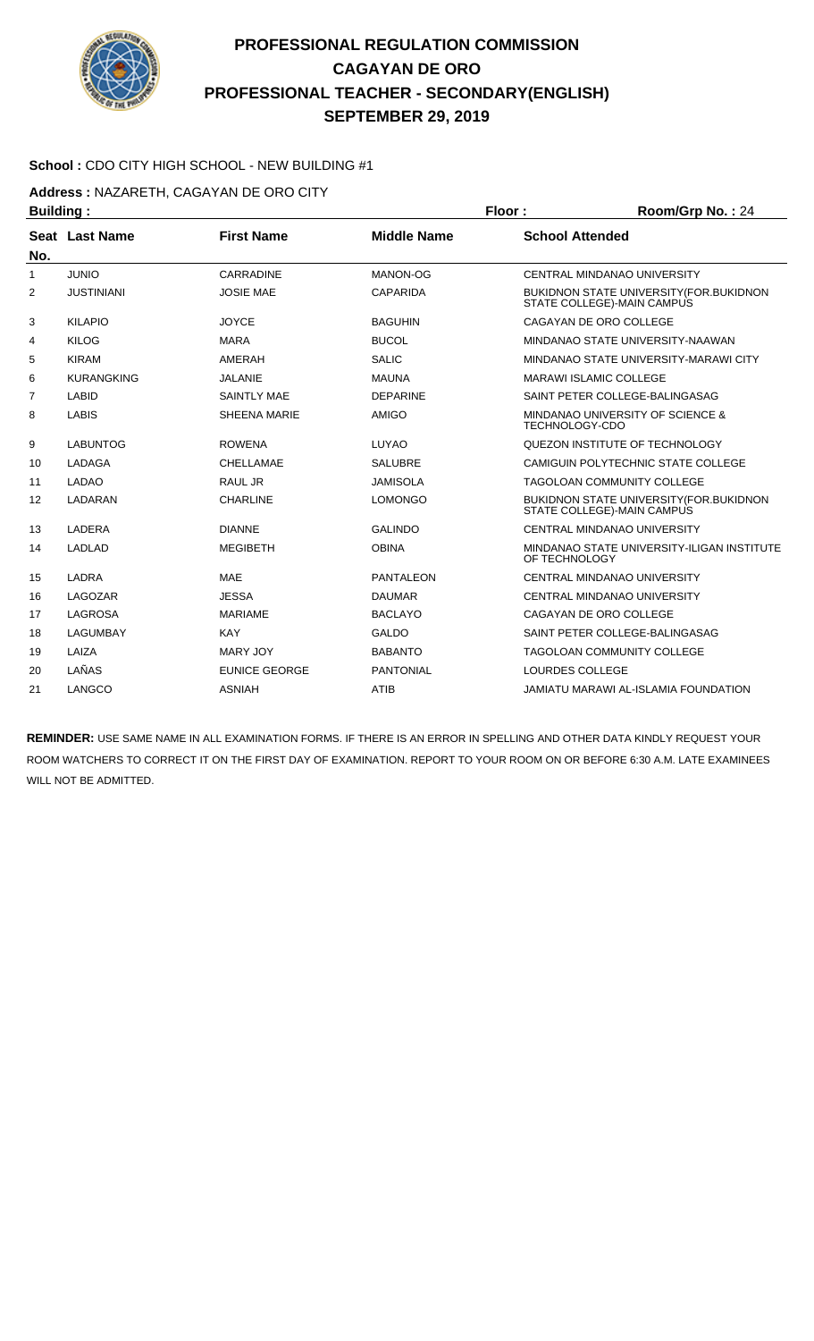# PROFESSIONAL REGULATION COMMISSION
## CAGAYAN DE ORO
## PROFESSIONAL TEACHER - SECONDARY(ENGLISH)
## SEPTEMBER 29, 2019

**School :** CDO CITY HIGH SCHOOL - NEW BUILDING #1

**Address :** NAZARETH, CAGAYAN DE ORO CITY

**Building :** **Floor :** **Room/Grp No. :** 24

| Seat No. | Last Name | First Name | Middle Name | School Attended |
|---|---|---|---|---|
| 1 | JUNIO | CARRADINE | MANON-OG | CENTRAL MINDANAO UNIVERSITY |
| 2 | JUSTINIANI | JOSIE MAE | CAPARIDA | BUKIDNON STATE UNIVERSITY(FOR.BUKIDNON STATE COLLEGE)-MAIN CAMPUS |
| 3 | KILAPIO | JOYCE | BAGUHIN | CAGAYAN DE ORO COLLEGE |
| 4 | KILOG | MARA | BUCOL | MINDANAO STATE UNIVERSITY-NAAWAN |
| 5 | KIRAM | AMERAH | SALIC | MINDANAO STATE UNIVERSITY-MARAWI CITY |
| 6 | KURANGKING | JALANIE | MAUNA | MARAWI ISLAMIC COLLEGE |
| 7 | LABID | SAINTLY MAE | DEPARINE | SAINT PETER COLLEGE-BALINGASAG |
| 8 | LABIS | SHEENA MARIE | AMIGO | MINDANAO UNIVERSITY OF SCIENCE & TECHNOLOGY-CDO |
| 9 | LABUNTOG | ROWENA | LUYAO | QUEZON INSTITUTE OF TECHNOLOGY |
| 10 | LADAGA | CHELLAMAE | SALUBRE | CAMIGUIN POLYTECHNIC STATE COLLEGE |
| 11 | LADAO | RAUL JR | JAMISOLA | TAGOLOAN COMMUNITY COLLEGE |
| 12 | LADARAN | CHARLINE | LOMONGO | BUKIDNON STATE UNIVERSITY(FOR.BUKIDNON STATE COLLEGE)-MAIN CAMPUS |
| 13 | LADERA | DIANNE | GALINDO | CENTRAL MINDANAO UNIVERSITY |
| 14 | LADLAD | MEGIBETH | OBINA | MINDANAO STATE UNIVERSITY-ILIGAN INSTITUTE OF TECHNOLOGY |
| 15 | LADRA | MAE | PANTALEON | CENTRAL MINDANAO UNIVERSITY |
| 16 | LAGOZAR | JESSA | DAUMAR | CENTRAL MINDANAO UNIVERSITY |
| 17 | LAGROSA | MARIAME | BACLAYO | CAGAYAN DE ORO COLLEGE |
| 18 | LAGUMBAY | KAY | GALDO | SAINT PETER COLLEGE-BALINGASAG |
| 19 | LAIZA | MARY JOY | BABANTO | TAGOLOAN COMMUNITY COLLEGE |
| 20 | LAÑAS | EUNICE GEORGE | PANTONIAL | LOURDES COLLEGE |
| 21 | LANGCO | ASNIAH | ATIB | JAMIATU MARAWI AL-ISLAMIA FOUNDATION |

**REMINDER:** USE SAME NAME IN ALL EXAMINATION FORMS. IF THERE IS AN ERROR IN SPELLING AND OTHER DATA KINDLY REQUEST YOUR ROOM WATCHERS TO CORRECT IT ON THE FIRST DAY OF EXAMINATION. REPORT TO YOUR ROOM ON OR BEFORE 6:30 A.M. LATE EXAMINEES WILL NOT BE ADMITTED.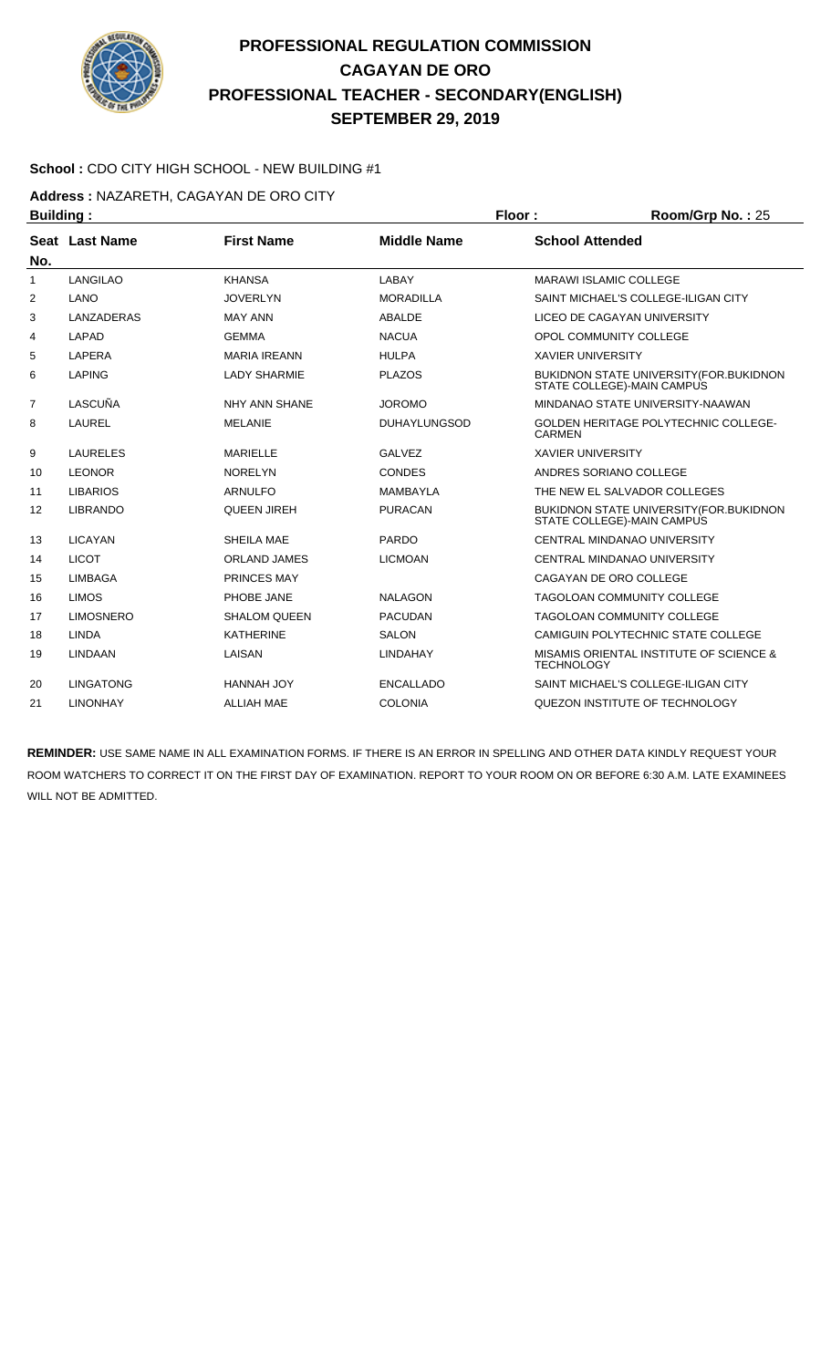# PROFESSIONAL REGULATION COMMISSION
## CAGAYAN DE ORO
## PROFESSIONAL TEACHER - SECONDARY(ENGLISH)
## SEPTEMBER 29, 2019

**School :** CDO CITY HIGH SCHOOL - NEW BUILDING #1

**Address :** NAZARETH, CAGAYAN DE ORO CITY

**Building :** **Floor :** **Room/Grp No. :** 25

| Seat No. | Last Name | First Name | Middle Name | School Attended |
|---|---|---|---|---|
| 1 | LANGILAO | KHANSA | LABAY | MARAWI ISLAMIC COLLEGE |
| 2 | LANO | JOVERLYN | MORADILLA | SAINT MICHAEL'S COLLEGE-ILIGAN CITY |
| 3 | LANZADERAS | MAY ANN | ABALDE | LICEO DE CAGAYAN UNIVERSITY |
| 4 | LAPAD | GEMMA | NACUA | OPOL COMMUNITY COLLEGE |
| 5 | LAPERA | MARIA IREANN | HULPA | XAVIER UNIVERSITY |
| 6 | LAPING | LADY SHARMIE | PLAZOS | BUKIDNON STATE UNIVERSITY(FOR.BUKIDNON STATE COLLEGE)-MAIN CAMPUS |
| 7 | LASCUÑA | NHY ANN SHANE | JOROMO | MINDANAO STATE UNIVERSITY-NAAWAN |
| 8 | LAUREL | MELANIE | DUHAYLUNGSOD | GOLDEN HERITAGE POLYTECHNIC COLLEGE-CARMEN |
| 9 | LAURELES | MARIELLE | GALVEZ | XAVIER UNIVERSITY |
| 10 | LEONOR | NORELYN | CONDES | ANDRES SORIANO COLLEGE |
| 11 | LIBARIOS | ARNULFO | MAMBAYLA | THE NEW EL SALVADOR COLLEGES |
| 12 | LIBRANDO | QUEEN JIREH | PURACAN | BUKIDNON STATE UNIVERSITY(FOR.BUKIDNON STATE COLLEGE)-MAIN CAMPUS |
| 13 | LICAYAN | SHEILA MAE | PARDO | CENTRAL MINDANAO UNIVERSITY |
| 14 | LICOT | ORLAND JAMES | LICMOAN | CENTRAL MINDANAO UNIVERSITY |
| 15 | LIMBAGA | PRINCES MAY | | CAGAYAN DE ORO COLLEGE |
| 16 | LIMOS | PHOBE JANE | NALAGON | TAGOLOAN COMMUNITY COLLEGE |
| 17 | LIMOSNERO | SHALOM QUEEN | PACUDAN | TAGOLOAN COMMUNITY COLLEGE |
| 18 | LINDA | KATHERINE | SALON | CAMIGUIN POLYTECHNIC STATE COLLEGE |
| 19 | LINDAAN | LAISAN | LINDAHAY | MISAMIS ORIENTAL INSTITUTE OF SCIENCE & TECHNOLOGY |
| 20 | LINGATONG | HANNAH JOY | ENCALLADO | SAINT MICHAEL'S COLLEGE-ILIGAN CITY |
| 21 | LINONHAY | ALLIAH MAE | COLONIA | QUEZON INSTITUTE OF TECHNOLOGY |

**REMINDER:** USE SAME NAME IN ALL EXAMINATION FORMS. IF THERE IS AN ERROR IN SPELLING AND OTHER DATA KINDLY REQUEST YOUR ROOM WATCHERS TO CORRECT IT ON THE FIRST DAY OF EXAMINATION. REPORT TO YOUR ROOM ON OR BEFORE 6:30 A.M. LATE EXAMINEES WILL NOT BE ADMITTED.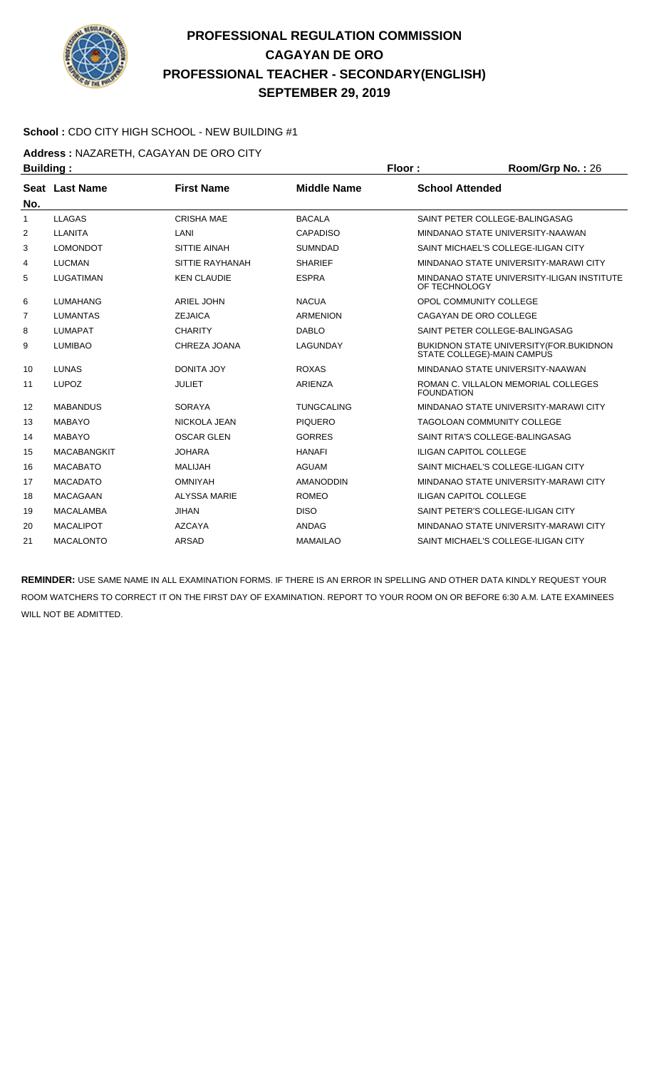# PROFESSIONAL REGULATION COMMISSION
## CAGAYAN DE ORO
## PROFESSIONAL TEACHER - SECONDARY(ENGLISH)
## SEPTEMBER 29, 2019

**School :** CDO CITY HIGH SCHOOL - NEW BUILDING #1

**Address :** NAZARETH, CAGAYAN DE ORO CITY

**Building :** **Floor :** **Room/Grp No. :** 26

| Seat No. | Last Name | First Name | Middle Name | School Attended |
|---|---|---|---|---|
| 1 | LLAGAS | CRISHA MAE | BACALA | SAINT PETER COLLEGE-BALINGASAG |
| 2 | LLANITA | LANI | CAPADISO | MINDANAO STATE UNIVERSITY-NAAWAN |
| 3 | LOMONDOT | SITTIE AINAH | SUMNDAD | SAINT MICHAEL'S COLLEGE-ILIGAN CITY |
| 4 | LUCMAN | SITTIE RAYHANAH | SHARIEF | MINDANAO STATE UNIVERSITY-MARAWI CITY |
| 5 | LUGATIMAN | KEN CLAUDIE | ESPRA | MINDANAO STATE UNIVERSITY-ILIGAN INSTITUTE OF TECHNOLOGY |
| 6 | LUMAHANG | ARIEL JOHN | NACUA | OPOL COMMUNITY COLLEGE |
| 7 | LUMANTAS | ZEJAICA | ARMENION | CAGAYAN DE ORO COLLEGE |
| 8 | LUMAPAT | CHARITY | DABLO | SAINT PETER COLLEGE-BALINGASAG |
| 9 | LUMIBAO | CHREZA JOANA | LAGUNDAY | BUKIDNON STATE UNIVERSITY(FOR.BUKIDNON STATE COLLEGE)-MAIN CAMPUS |
| 10 | LUNAS | DONITA JOY | ROXAS | MINDANAO STATE UNIVERSITY-NAAWAN |
| 11 | LUPOZ | JULIET | ARIENZA | ROMAN C. VILLALON MEMORIAL COLLEGES FOUNDATION |
| 12 | MABANDUS | SORAYA | TUNGCALING | MINDANAO STATE UNIVERSITY-MARAWI CITY |
| 13 | MABAYO | NICKOLA JEAN | PIQUERO | TAGOLOAN COMMUNITY COLLEGE |
| 14 | MABAYO | OSCAR GLEN | GORRES | SAINT RITA'S COLLEGE-BALINGASAG |
| 15 | MACABANGKIT | JOHARA | HANAFI | ILIGAN CAPITOL COLLEGE |
| 16 | MACABATO | MALIJAH | AGUAM | SAINT MICHAEL'S COLLEGE-ILIGAN CITY |
| 17 | MACADATO | OMNIYAH | AMANODDIN | MINDANAO STATE UNIVERSITY-MARAWI CITY |
| 18 | MACAGAAN | ALYSSA MARIE | ROMEO | ILIGAN CAPITOL COLLEGE |
| 19 | MACALAMBA | JIHAN | DISO | SAINT PETER'S COLLEGE-ILIGAN CITY |
| 20 | MACALIPOT | AZCAYA | ANDAG | MINDANAO STATE UNIVERSITY-MARAWI CITY |
| 21 | MACALONTO | ARSAD | MAMAILAO | SAINT MICHAEL'S COLLEGE-ILIGAN CITY |

**REMINDER:** USE SAME NAME IN ALL EXAMINATION FORMS. IF THERE IS AN ERROR IN SPELLING AND OTHER DATA KINDLY REQUEST YOUR ROOM WATCHERS TO CORRECT IT ON THE FIRST DAY OF EXAMINATION. REPORT TO YOUR ROOM ON OR BEFORE 6:30 A.M. LATE EXAMINEES WILL NOT BE ADMITTED.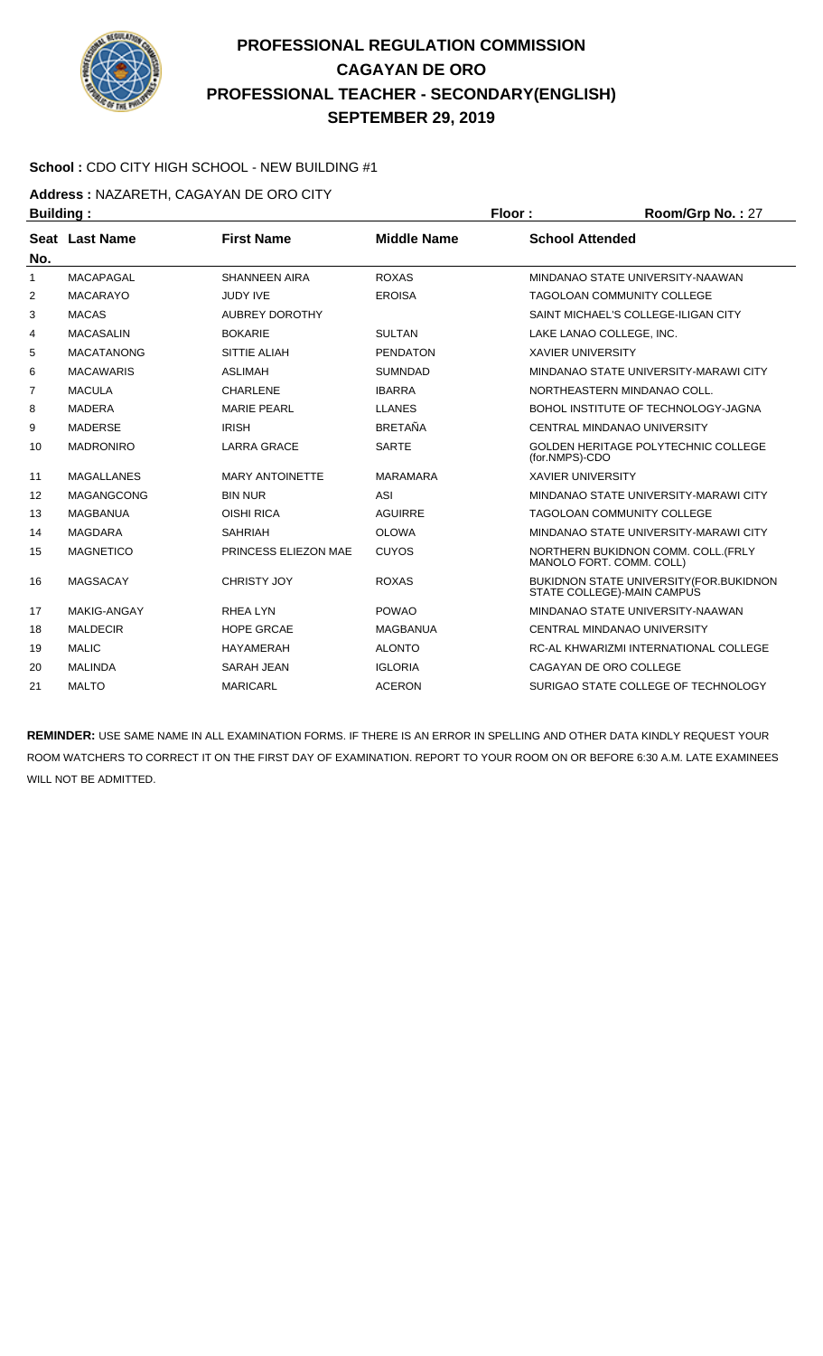# PROFESSIONAL REGULATION COMMISSION
# CAGAYAN DE ORO
# PROFESSIONAL TEACHER - SECONDARY(ENGLISH)
# SEPTEMBER 29, 2019

**School :** CDO CITY HIGH SCHOOL - NEW BUILDING #1

**Address :** NAZARETH, CAGAYAN DE ORO CITY

**Building :** **Floor :** **Room/Grp No. :** 27

| Seat No. | Last Name | First Name | Middle Name | School Attended |
|---|---|---|---|---|
| 1 | MACAPAGAL | SHANNEEN AIRA | ROXAS | MINDANAO STATE UNIVERSITY-NAAWAN |
| 2 | MACARAYO | JUDY IVE | EROISA | TAGOLOAN COMMUNITY COLLEGE |
| 3 | MACAS | AUBREY DOROTHY | | SAINT MICHAEL'S COLLEGE-ILIGAN CITY |
| 4 | MACASALIN | BOKARIE | SULTAN | LAKE LANAO COLLEGE, INC. |
| 5 | MACATANONG | SITTIE ALIAH | PENDATON | XAVIER UNIVERSITY |
| 6 | MACAWARIS | ASLIMAH | SUMNDAD | MINDANAO STATE UNIVERSITY-MARAWI CITY |
| 7 | MACULA | CHARLENE | IBARRA | NORTHEASTERN MINDANAO COLL. |
| 8 | MADERA | MARIE PEARL | LLANES | BOHOL INSTITUTE OF TECHNOLOGY-JAGNA |
| 9 | MADERSE | IRISH | BRETAÑA | CENTRAL MINDANAO UNIVERSITY |
| 10 | MADRONIRO | LARRA GRACE | SARTE | GOLDEN HERITAGE POLYTECHNIC COLLEGE (for.NMPS)-CDO |
| 11 | MAGALLANES | MARY ANTOINETTE | MARAMARA | XAVIER UNIVERSITY |
| 12 | MAGANGCONG | BIN NUR | ASI | MINDANAO STATE UNIVERSITY-MARAWI CITY |
| 13 | MAGBANUA | OISHI RICA | AGUIRRE | TAGOLOAN COMMUNITY COLLEGE |
| 14 | MAGDARA | SAHRIAH | OLOWA | MINDANAO STATE UNIVERSITY-MARAWI CITY |
| 15 | MAGNETICO | PRINCESS ELIEZON MAE | CUYOS | NORTHERN BUKIDNON COMM. COLL.(FRLY MANOLO FORT. COMM. COLL) |
| 16 | MAGSACAY | CHRISTY JOY | ROXAS | BUKIDNON STATE UNIVERSITY(FOR.BUKIDNON STATE COLLEGE)-MAIN CAMPUS |
| 17 | MAKIG-ANGAY | RHEA LYN | POWAO | MINDANAO STATE UNIVERSITY-NAAWAN |
| 18 | MALDECIR | HOPE GRCAE | MAGBANUA | CENTRAL MINDANAO UNIVERSITY |
| 19 | MALIC | HAYAMERAH | ALONTO | RC-AL KHWARIZMI INTERNATIONAL COLLEGE |
| 20 | MALINDA | SARAH JEAN | IGLORIA | CAGAYAN DE ORO COLLEGE |
| 21 | MALTO | MARICARL | ACERON | SURIGAO STATE COLLEGE OF TECHNOLOGY |

**REMINDER:** USE SAME NAME IN ALL EXAMINATION FORMS. IF THERE IS AN ERROR IN SPELLING AND OTHER DATA KINDLY REQUEST YOUR ROOM WATCHERS TO CORRECT IT ON THE FIRST DAY OF EXAMINATION. REPORT TO YOUR ROOM ON OR BEFORE 6:30 A.M. LATE EXAMINEES WILL NOT BE ADMITTED.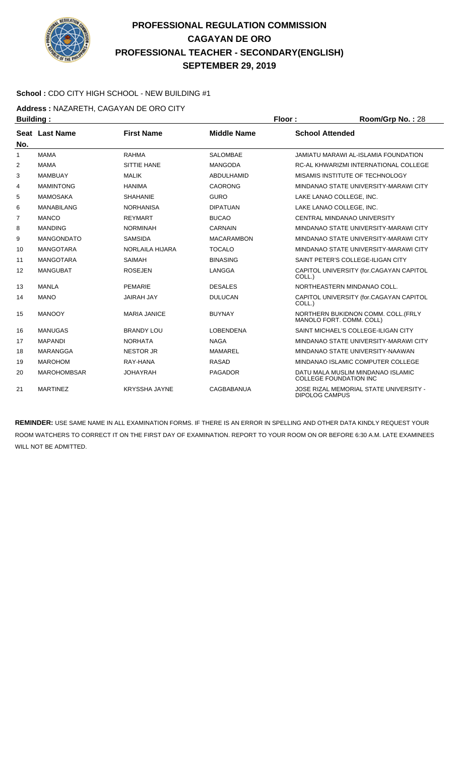# PROFESSIONAL REGULATION COMMISSION
## CAGAYAN DE ORO
## PROFESSIONAL TEACHER - SECONDARY(ENGLISH)
## SEPTEMBER 29, 2019

**School :** CDO CITY HIGH SCHOOL - NEW BUILDING #1

**Address :** NAZARETH, CAGAYAN DE ORO CITY

**Building :** **Floor :** **Room/Grp No. :** 28

| Seat No. | Last Name | First Name | Middle Name | School Attended |
|---|---|---|---|---|
| 1 | MAMA | RAHMA | SALOMBAE | JAMIATU MARAWI AL-ISLAMIA FOUNDATION |
| 2 | MAMA | SITTIE HANE | MANGODA | RC-AL KHWARIZMI INTERNATIONAL COLLEGE |
| 3 | MAMBUAY | MALIK | ABDULHAMID | MISAMIS INSTITUTE OF TECHNOLOGY |
| 4 | MAMINTONG | HANIMA | CAORONG | MINDANAO STATE UNIVERSITY-MARAWI CITY |
| 5 | MAMOSAKA | SHAHANIE | GURO | LAKE LANAO COLLEGE, INC. |
| 6 | MANABILANG | NORHANISA | DIPATUAN | LAKE LANAO COLLEGE, INC. |
| 7 | MANCO | REYMART | BUCAO | CENTRAL MINDANAO UNIVERSITY |
| 8 | MANDING | NORMINAH | CARNAIN | MINDANAO STATE UNIVERSITY-MARAWI CITY |
| 9 | MANGONDATO | SAMSIDA | MACARAMBON | MINDANAO STATE UNIVERSITY-MARAWI CITY |
| 10 | MANGOTARA | NORLAILA HIJARA | TOCALO | MINDANAO STATE UNIVERSITY-MARAWI CITY |
| 11 | MANGOTARA | SAIMAH | BINASING | SAINT PETER'S COLLEGE-ILIGAN CITY |
| 12 | MANGUBAT | ROSEJEN | LANGGA | CAPITOL UNIVERSITY (for.CAGAYAN CAPITOL COLL.) |
| 13 | MANLA | PEMARIE | DESALES | NORTHEASTERN MINDANAO COLL. |
| 14 | MANO | JAIRAH JAY | DULUCAN | CAPITOL UNIVERSITY (for.CAGAYAN CAPITOL COLL.) |
| 15 | MANOOY | MARIA JANICE | BUYNAY | NORTHERN BUKIDNON COMM. COLL.(FRLY MANOLO FORT. COMM. COLL) |
| 16 | MANUGAS | BRANDY LOU | LOBENDENA | SAINT MICHAEL'S COLLEGE-ILIGAN CITY |
| 17 | MAPANDI | NORHATA | NAGA | MINDANAO STATE UNIVERSITY-MARAWI CITY |
| 18 | MARANGGA | NESTOR JR | MAMAREL | MINDANAO STATE UNIVERSITY-NAAWAN |
| 19 | MAROHOM | RAY-HANA | RASAD | MINDANAO ISLAMIC COMPUTER COLLEGE |
| 20 | MAROHOMBSAR | JOHAYRAH | PAGADOR | DATU MALA MUSLIM MINDANAO ISLAMIC COLLEGE FOUNDATION INC |
| 21 | MARTINEZ | KRYSSHA JAYNE | CAGBABANUA | JOSE RIZAL MEMORIAL STATE UNIVERSITY - DIPOLOG CAMPUS |

**REMINDER:** USE SAME NAME IN ALL EXAMINATION FORMS. IF THERE IS AN ERROR IN SPELLING AND OTHER DATA KINDLY REQUEST YOUR ROOM WATCHERS TO CORRECT IT ON THE FIRST DAY OF EXAMINATION. REPORT TO YOUR ROOM ON OR BEFORE 6:30 A.M. LATE EXAMINEES WILL NOT BE ADMITTED.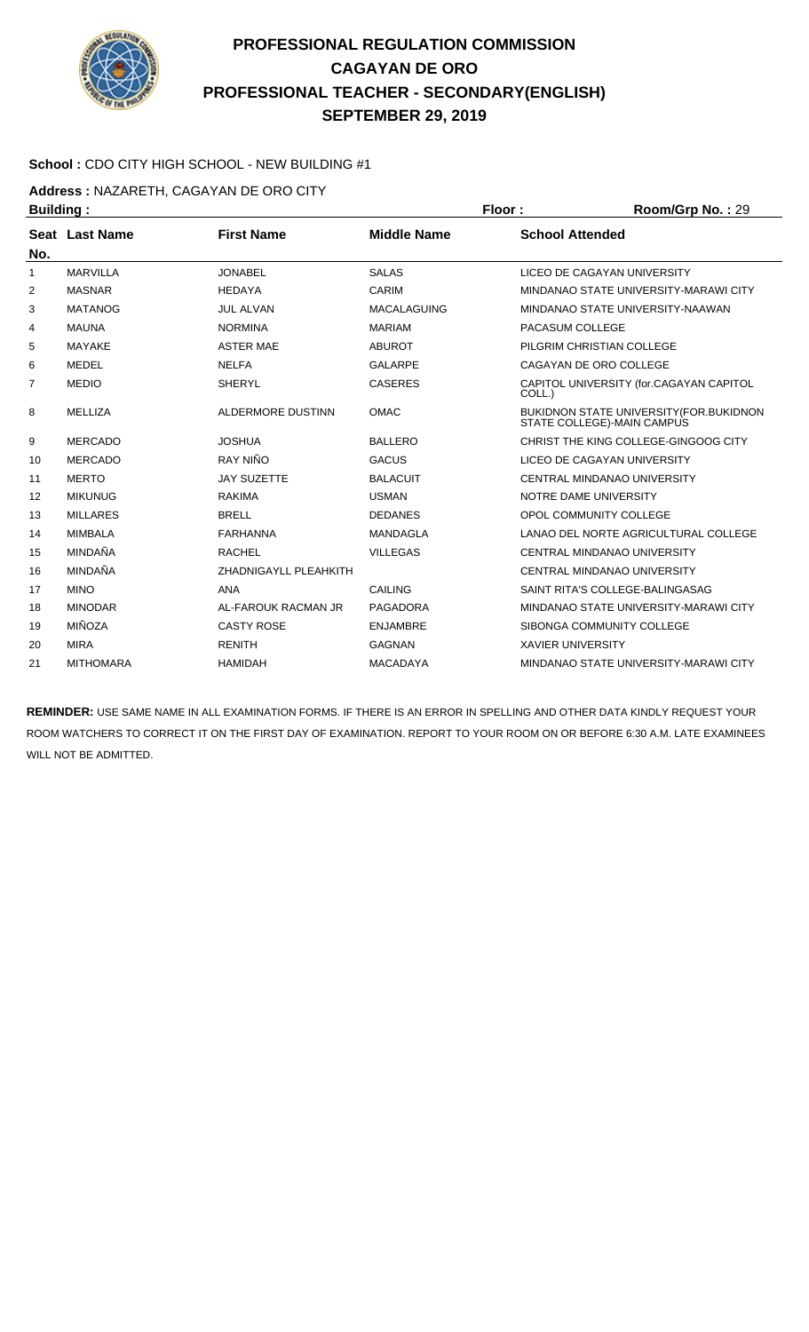# PROFESSIONAL REGULATION COMMISSION
## CAGAYAN DE ORO
## PROFESSIONAL TEACHER - SECONDARY(ENGLISH)
## SEPTEMBER 29, 2019

**School :** CDO CITY HIGH SCHOOL - NEW BUILDING #1

**Address :** NAZARETH, CAGAYAN DE ORO CITY

**Building :** **Floor :** **Room/Grp No. :** 29

| Seat No. | Last Name | First Name | Middle Name | School Attended |
|---|---|---|---|---|
| 1 | MARVILLA | JONABEL | SALAS | LICEO DE CAGAYAN UNIVERSITY |
| 2 | MASNAR | HEDAYA | CARIM | MINDANAO STATE UNIVERSITY-MARAWI CITY |
| 3 | MATANOG | JUL ALVAN | MACALAGUING | MINDANAO STATE UNIVERSITY-NAAWAN |
| 4 | MAUNA | NORMINA | MARIAM | PACASUM COLLEGE |
| 5 | MAYAKE | ASTER MAE | ABUROT | PILGRIM CHRISTIAN COLLEGE |
| 6 | MEDEL | NELFA | GALARPE | CAGAYAN DE ORO COLLEGE |
| 7 | MEDIO | SHERYL | CASERES | CAPITOL UNIVERSITY (for.CAGAYAN CAPITOL COLL.) |
| 8 | MELLIZA | ALDERMORE DUSTINN | OMAC | BUKIDNON STATE UNIVERSITY(FOR.BUKIDNON STATE COLLEGE)-MAIN CAMPUS |
| 9 | MERCADO | JOSHUA | BALLERO | CHRIST THE KING COLLEGE-GINGOOG CITY |
| 10 | MERCADO | RAY NIÑO | GACUS | LICEO DE CAGAYAN UNIVERSITY |
| 11 | MERTO | JAY SUZETTE | BALACUIT | CENTRAL MINDANAO UNIVERSITY |
| 12 | MIKUNUG | RAKIMA | USMAN | NOTRE DAME UNIVERSITY |
| 13 | MILLARES | BRELL | DEDANES | OPOL COMMUNITY COLLEGE |
| 14 | MIMBALA | FARHANNA | MANDAGLA | LANAO DEL NORTE AGRICULTURAL COLLEGE |
| 15 | MINDAÑA | RACHEL | VILLEGAS | CENTRAL MINDANAO UNIVERSITY |
| 16 | MINDAÑA | ZHADNIGAYLL PLEAHKITH | | CENTRAL MINDANAO UNIVERSITY |
| 17 | MINO | ANA | CAILING | SAINT RITA'S COLLEGE-BALINGASAG |
| 18 | MINODAR | AL-FAROUK RACMAN JR | PAGADORA | MINDANAO STATE UNIVERSITY-MARAWI CITY |
| 19 | MIÑOZA | CASTY ROSE | ENJAMBRE | SIBONGA COMMUNITY COLLEGE |
| 20 | MIRA | RENITH | GAGNAN | XAVIER UNIVERSITY |
| 21 | MITHOMARA | HAMIDAH | MACADAYA | MINDANAO STATE UNIVERSITY-MARAWI CITY |

**REMINDER:** USE SAME NAME IN ALL EXAMINATION FORMS. IF THERE IS AN ERROR IN SPELLING AND OTHER DATA KINDLY REQUEST YOUR ROOM WATCHERS TO CORRECT IT ON THE FIRST DAY OF EXAMINATION. REPORT TO YOUR ROOM ON OR BEFORE 6:30 A.M. LATE EXAMINEES WILL NOT BE ADMITTED.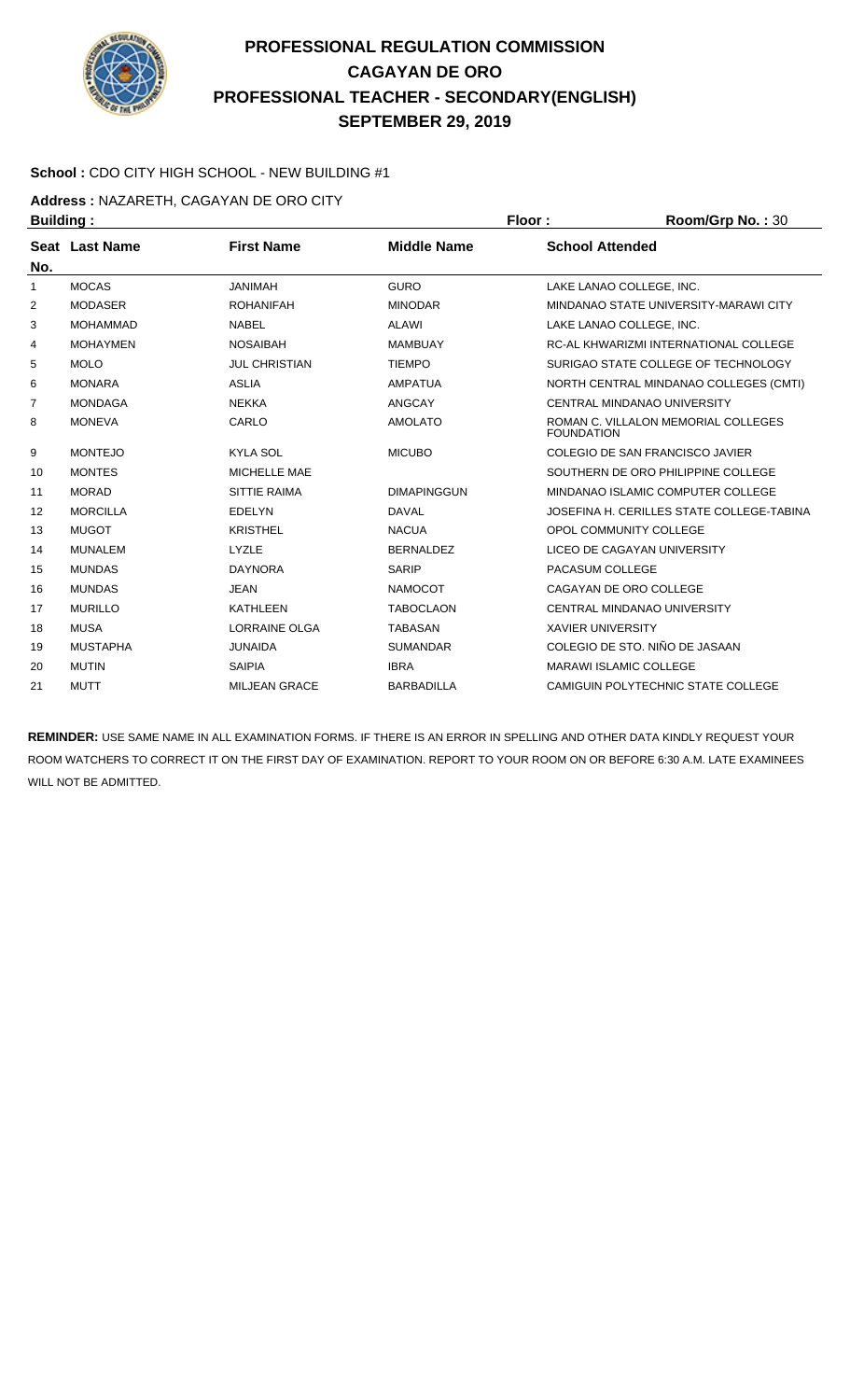# PROFESSIONAL REGULATION COMMISSION
## CAGAYAN DE ORO
## PROFESSIONAL TEACHER - SECONDARY(ENGLISH)
## SEPTEMBER 29, 2019

**School :** CDO CITY HIGH SCHOOL - NEW BUILDING #1

**Address :** NAZARETH, CAGAYAN DE ORO CITY

**Building :** **Floor :** **Room/Grp No. :** 30

| Seat No. | Last Name | First Name | Middle Name | School Attended |
|---|---|---|---|---|
| 1 | MOCAS | JANIMAH | GURO | LAKE LANAO COLLEGE, INC. |
| 2 | MODASER | ROHANIFAH | MINODAR | MINDANAO STATE UNIVERSITY-MARAWI CITY |
| 3 | MOHAMMAD | NABEL | ALAWI | LAKE LANAO COLLEGE, INC. |
| 4 | MOHAYMEN | NOSAIBAH | MAMBUAY | RC-AL KHWARIZMI INTERNATIONAL COLLEGE |
| 5 | MOLO | JUL CHRISTIAN | TIEMPO | SURIGAO STATE COLLEGE OF TECHNOLOGY |
| 6 | MONARA | ASLIA | AMPATUA | NORTH CENTRAL MINDANAO COLLEGES (CMTI) |
| 7 | MONDAGA | NEKKA | ANGCAY | CENTRAL MINDANAO UNIVERSITY |
| 8 | MONEVA | CARLO | AMOLATO | ROMAN C. VILLALON MEMORIAL COLLEGES FOUNDATION |
| 9 | MONTEJO | KYLA SOL | MICUBO | COLEGIO DE SAN FRANCISCO JAVIER |
| 10 | MONTES | MICHELLE MAE | | SOUTHERN DE ORO PHILIPPINE COLLEGE |
| 11 | MORAD | SITTIE RAIMA | DIMAPINGGUN | MINDANAO ISLAMIC COMPUTER COLLEGE |
| 12 | MORCILLA | EDELYN | DAVAL | JOSEFINA H. CERILLES STATE COLLEGE-TABINA |
| 13 | MUGOT | KRISTHEL | NACUA | OPOL COMMUNITY COLLEGE |
| 14 | MUNALEM | LYZLE | BERNALDEZ | LICEO DE CAGAYAN UNIVERSITY |
| 15 | MUNDAS | DAYNORA | SARIP | PACASUM COLLEGE |
| 16 | MUNDAS | JEAN | NAMOCOT | CAGAYAN DE ORO COLLEGE |
| 17 | MURILLO | KATHLEEN | TABOCLAON | CENTRAL MINDANAO UNIVERSITY |
| 18 | MUSA | LORRAINE OLGA | TABASAN | XAVIER UNIVERSITY |
| 19 | MUSTAPHA | JUNAIDA | SUMANDAR | COLEGIO DE STO. NIÑO DE JASAAN |
| 20 | MUTIN | SAIPIA | IBRA | MARAWI ISLAMIC COLLEGE |
| 21 | MUTT | MILJEAN GRACE | BARBADILLA | CAMIGUIN POLYTECHNIC STATE COLLEGE |

**REMINDER:** USE SAME NAME IN ALL EXAMINATION FORMS. IF THERE IS AN ERROR IN SPELLING AND OTHER DATA KINDLY REQUEST YOUR ROOM WATCHERS TO CORRECT IT ON THE FIRST DAY OF EXAMINATION. REPORT TO YOUR ROOM ON OR BEFORE 6:30 A.M. LATE EXAMINEES WILL NOT BE ADMITTED.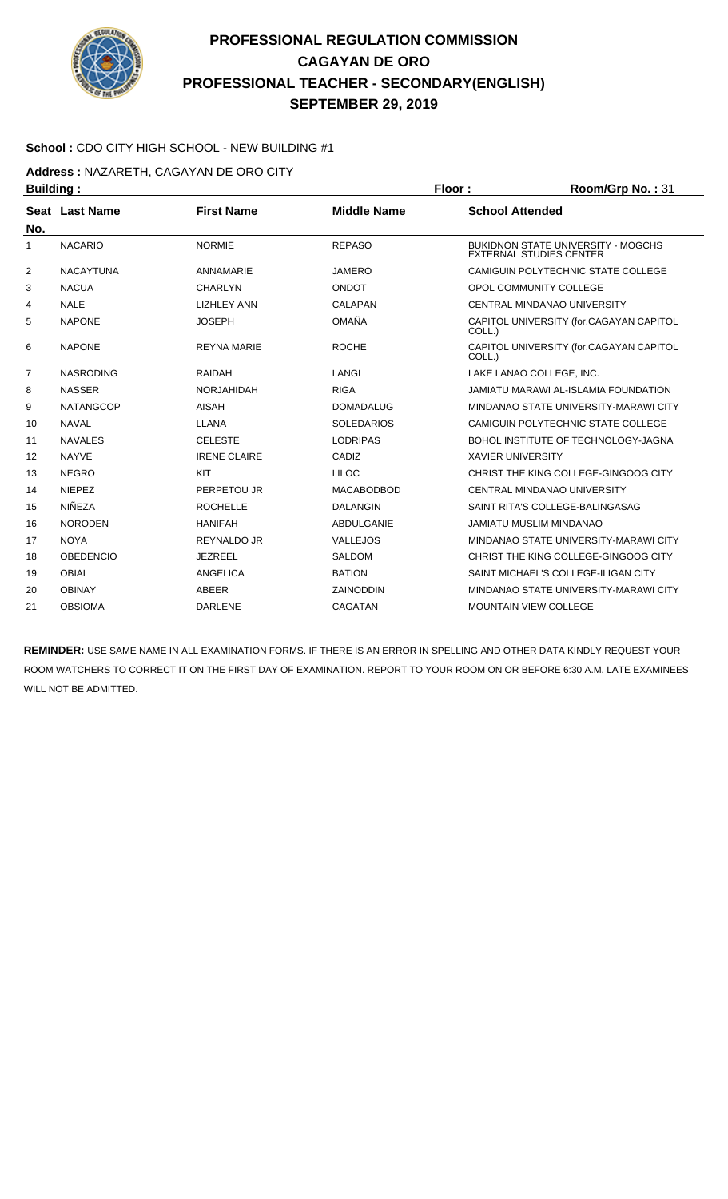# PROFESSIONAL REGULATION COMMISSION
## CAGAYAN DE ORO
## PROFESSIONAL TEACHER - SECONDARY(ENGLISH)
## SEPTEMBER 29, 2019

**School :** CDO CITY HIGH SCHOOL - NEW BUILDING #1

**Address :** NAZARETH, CAGAYAN DE ORO CITY

**Building :** **Floor :** **Room/Grp No. :** 31

| Seat No. | Last Name | First Name | Middle Name | School Attended |
|---|---|---|---|---|
| 1 | NACARIO | NORMIE | REPASO | BUKIDNON STATE UNIVERSITY - MOGCHS EXTERNAL STUDIES CENTER |
| 2 | NACAYTUNA | ANNAMARIE | JAMERO | CAMIGUIN POLYTECHNIC STATE COLLEGE |
| 3 | NACUA | CHARLYN | ONDOT | OPOL COMMUNITY COLLEGE |
| 4 | NALE | LIZHLEY ANN | CALAPAN | CENTRAL MINDANAO UNIVERSITY |
| 5 | NAPONE | JOSEPH | OMAÑA | CAPITOL UNIVERSITY (for.CAGAYAN CAPITOL COLL.) |
| 6 | NAPONE | REYNA MARIE | ROCHE | CAPITOL UNIVERSITY (for.CAGAYAN CAPITOL COLL.) |
| 7 | NASRODING | RAIDAH | LANGI | LAKE LANAO COLLEGE, INC. |
| 8 | NASSER | NORJAHIDAH | RIGA | JAMIATU MARAWI AL-ISLAMIA FOUNDATION |
| 9 | NATANGCOP | AISAH | DOMADALUG | MINDANAO STATE UNIVERSITY-MARAWI CITY |
| 10 | NAVAL | LLANA | SOLEDARIOS | CAMIGUIN POLYTECHNIC STATE COLLEGE |
| 11 | NAVALES | CELESTE | LODRIPAS | BOHOL INSTITUTE OF TECHNOLOGY-JAGNA |
| 12 | NAYVE | IRENE CLAIRE | CADIZ | XAVIER UNIVERSITY |
| 13 | NEGRO | KIT | LILOC | CHRIST THE KING COLLEGE-GINGOOG CITY |
| 14 | NIEPEZ | PERPETOU JR | MACABODBOD | CENTRAL MINDANAO UNIVERSITY |
| 15 | NIÑEZA | ROCHELLE | DALANGIN | SAINT RITA'S COLLEGE-BALINGASAG |
| 16 | NORODEN | HANIFAH | ABDULGANIE | JAMIATU MUSLIM MINDANAO |
| 17 | NOYA | REYNALDO JR | VALLEJOS | MINDANAO STATE UNIVERSITY-MARAWI CITY |
| 18 | OBEDENCIO | JEZREEL | SALDOM | CHRIST THE KING COLLEGE-GINGOOG CITY |
| 19 | OBIAL | ANGELICA | BATION | SAINT MICHAEL'S COLLEGE-ILIGAN CITY |
| 20 | OBINAY | ABEER | ZAINODDIN | MINDANAO STATE UNIVERSITY-MARAWI CITY |
| 21 | OBSIOMA | DARLENE | CAGATAN | MOUNTAIN VIEW COLLEGE |

**REMINDER:** USE SAME NAME IN ALL EXAMINATION FORMS. IF THERE IS AN ERROR IN SPELLING AND OTHER DATA KINDLY REQUEST YOUR ROOM WATCHERS TO CORRECT IT ON THE FIRST DAY OF EXAMINATION. REPORT TO YOUR ROOM ON OR BEFORE 6:30 A.M. LATE EXAMINEES WILL NOT BE ADMITTED.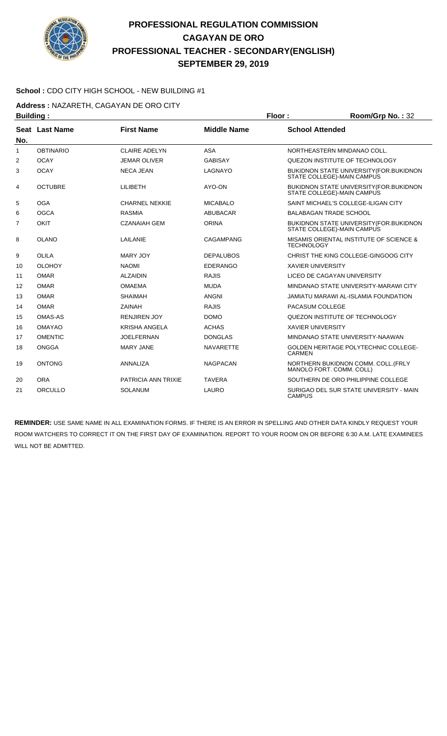# PROFESSIONAL REGULATION COMMISSION
## CAGAYAN DE ORO
## PROFESSIONAL TEACHER - SECONDARY(ENGLISH)
## SEPTEMBER 29, 2019

**School :** CDO CITY HIGH SCHOOL - NEW BUILDING #1

**Address :** NAZARETH, CAGAYAN DE ORO CITY

**Building :** **Floor :** **Room/Grp No. :** 32

| Seat No. | Last Name | First Name | Middle Name | School Attended |
|---|---|---|---|---|
| 1 | OBTINARIO | CLAIRE ADELYN | ASA | NORTHEASTERN MINDANAO COLL. |
| 2 | OCAY | JEMAR OLIVER | GABISAY | QUEZON INSTITUTE OF TECHNOLOGY |
| 3 | OCAY | NECA JEAN | LAGNAYO | BUKIDNON STATE UNIVERSITY(FOR.BUKIDNON STATE COLLEGE)-MAIN CAMPUS |
| 4 | OCTUBRE | LILIBETH | AYO-ON | BUKIDNON STATE UNIVERSITY(FOR.BUKIDNON STATE COLLEGE)-MAIN CAMPUS |
| 5 | OGA | CHARNEL NEKKIE | MICABALO | SAINT MICHAEL'S COLLEGE-ILIGAN CITY |
| 6 | OGCA | RASMIA | ABUBACAR | BALABAGAN TRADE SCHOOL |
| 7 | OKIT | CZANAIAH GEM | ORINA | BUKIDNON STATE UNIVERSITY(FOR.BUKIDNON STATE COLLEGE)-MAIN CAMPUS |
| 8 | OLANO | LAILANIE | CAGAMPANG | MISAMIS ORIENTAL INSTITUTE OF SCIENCE & TECHNOLOGY |
| 9 | OLILA | MARY JOY | DEPALUBOS | CHRIST THE KING COLLEGE-GINGOOG CITY |
| 10 | OLOHOY | NAOMI | EDERANGO | XAVIER UNIVERSITY |
| 11 | OMAR | ALZAIDIN | RAJIS | LICEO DE CAGAYAN UNIVERSITY |
| 12 | OMAR | OMAEMA | MUDA | MINDANAO STATE UNIVERSITY-MARAWI CITY |
| 13 | OMAR | SHAIMAH | ANGNI | JAMIATU MARAWI AL-ISLAMIA FOUNDATION |
| 14 | OMAR | ZAINAH | RAJIS | PACASUM COLLEGE |
| 15 | OMAS-AS | RENJIREN JOY | DOMO | QUEZON INSTITUTE OF TECHNOLOGY |
| 16 | OMAYAO | KRISHA ANGELA | ACHAS | XAVIER UNIVERSITY |
| 17 | OMENTIC | JOELFERNAN | DONGLAS | MINDANAO STATE UNIVERSITY-NAAWAN |
| 18 | ONGGA | MARY JANE | NAVARETTE | GOLDEN HERITAGE POLYTECHNIC COLLEGE-CARMEN |
| 19 | ONTONG | ANNALIZA | NAGPACAN | NORTHERN BUKIDNON COMM. COLL.(FRLY MANOLO FORT. COMM. COLL) |
| 20 | ORA | PATRICIA ANN TRIXIE | TAVERA | SOUTHERN DE ORO PHILIPPINE COLLEGE |
| 21 | ORCULLO | SOLANUM | LAURO | SURIGAO DEL SUR STATE UNIVERSITY - MAIN CAMPUS |

**REMINDER:** USE SAME NAME IN ALL EXAMINATION FORMS. IF THERE IS AN ERROR IN SPELLING AND OTHER DATA KINDLY REQUEST YOUR ROOM WATCHERS TO CORRECT IT ON THE FIRST DAY OF EXAMINATION. REPORT TO YOUR ROOM ON OR BEFORE 6:30 A.M. LATE EXAMINEES WILL NOT BE ADMITTED.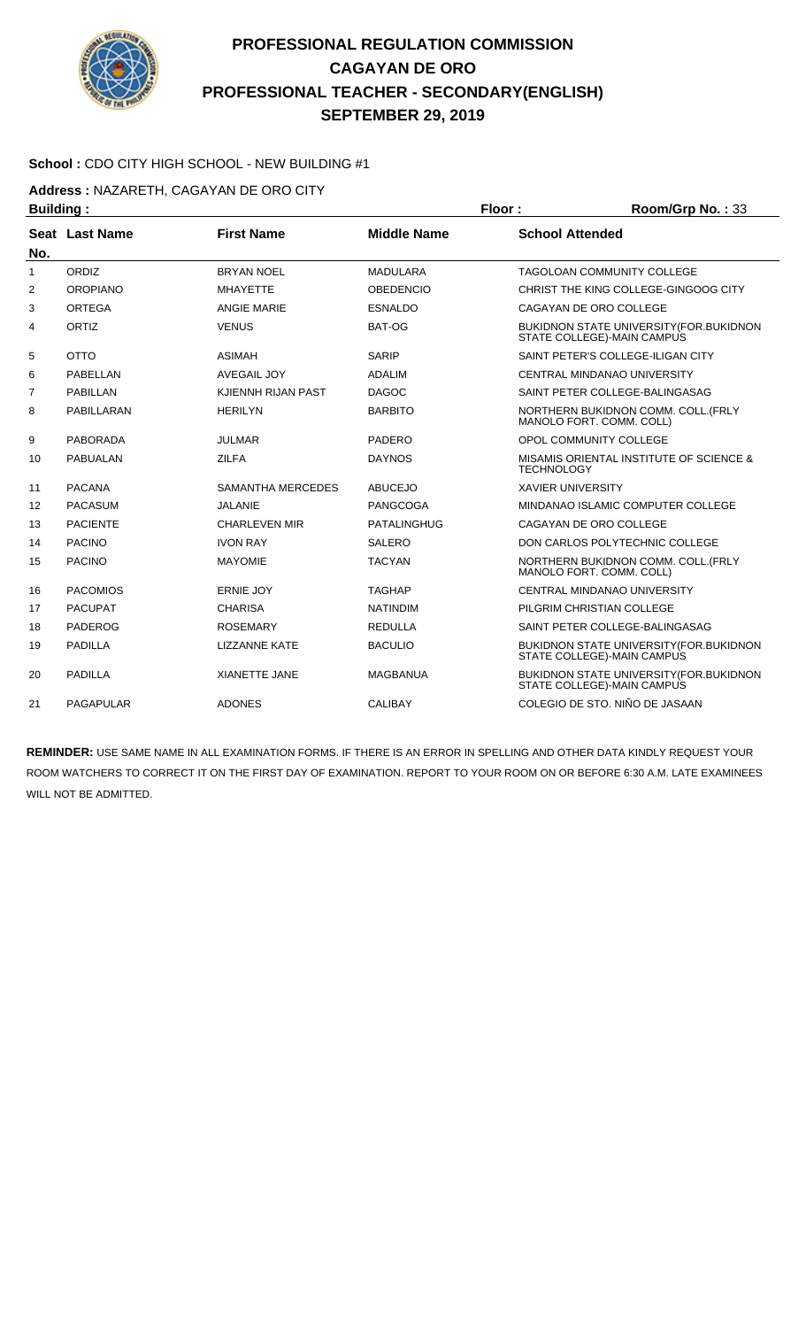# PROFESSIONAL REGULATION COMMISSION
## CAGAYAN DE ORO
## PROFESSIONAL TEACHER - SECONDARY(ENGLISH)
## SEPTEMBER 29, 2019

**School :** CDO CITY HIGH SCHOOL - NEW BUILDING #1

**Address :** NAZARETH, CAGAYAN DE ORO CITY

**Building :** **Floor :** **Room/Grp No. :** 33

| Seat No. | Last Name | First Name | Middle Name | School Attended |
|---|---|---|---|---|
| 1 | ORDIZ | BRYAN NOEL | MADULARA | TAGOLOAN COMMUNITY COLLEGE |
| 2 | OROPIANO | MHAYETTE | OBEDENCIO | CHRIST THE KING COLLEGE-GINGOOG CITY |
| 3 | ORTEGA | ANGIE MARIE | ESNALDO | CAGAYAN DE ORO COLLEGE |
| 4 | ORTIZ | VENUS | BAT-OG | BUKIDNON STATE UNIVERSITY(FOR.BUKIDNON STATE COLLEGE)-MAIN CAMPUS |
| 5 | OTTO | ASIMAH | SARIP | SAINT PETER'S COLLEGE-ILIGAN CITY |
| 6 | PABELLAN | AVEGAIL JOY | ADALIM | CENTRAL MINDANAO UNIVERSITY |
| 7 | PABILLAN | KJIENNH RIJAN PAST | DAGOC | SAINT PETER COLLEGE-BALINGASAG |
| 8 | PABILLARAN | HERILYN | BARBITO | NORTHERN BUKIDNON COMM. COLL.(FRLY MANOLO FORT. COMM. COLL) |
| 9 | PABORADA | JULMAR | PADERO | OPOL COMMUNITY COLLEGE |
| 10 | PABUALAN | ZILFA | DAYNOS | MISAMIS ORIENTAL INSTITUTE OF SCIENCE & TECHNOLOGY |
| 11 | PACANA | SAMANTHA MERCEDES | ABUCEJO | XAVIER UNIVERSITY |
| 12 | PACASUM | JALANIE | PANGCOGA | MINDANAO ISLAMIC COMPUTER COLLEGE |
| 13 | PACIENTE | CHARLEVEN MIR | PATALINGHUG | CAGAYAN DE ORO COLLEGE |
| 14 | PACINO | IVON RAY | SALERO | DON CARLOS POLYTECHNIC COLLEGE |
| 15 | PACINO | MAYOMIE | TACYAN | NORTHERN BUKIDNON COMM. COLL.(FRLY MANOLO FORT. COMM. COLL) |
| 16 | PACOMIOS | ERNIE JOY | TAGHAP | CENTRAL MINDANAO UNIVERSITY |
| 17 | PACUPAT | CHARISA | NATINDIM | PILGRIM CHRISTIAN COLLEGE |
| 18 | PADEROG | ROSEMARY | REDULLA | SAINT PETER COLLEGE-BALINGASAG |
| 19 | PADILLA | LIZZANNE KATE | BACULIO | BUKIDNON STATE UNIVERSITY(FOR.BUKIDNON STATE COLLEGE)-MAIN CAMPUS |
| 20 | PADILLA | XIANETTE JANE | MAGBANUA | BUKIDNON STATE UNIVERSITY(FOR.BUKIDNON STATE COLLEGE)-MAIN CAMPUS |
| 21 | PAGAPULAR | ADONES | CALIBAY | COLEGIO DE STO. NIÑO DE JASAAN |

**REMINDER:** USE SAME NAME IN ALL EXAMINATION FORMS. IF THERE IS AN ERROR IN SPELLING AND OTHER DATA KINDLY REQUEST YOUR ROOM WATCHERS TO CORRECT IT ON THE FIRST DAY OF EXAMINATION. REPORT TO YOUR ROOM ON OR BEFORE 6:30 A.M. LATE EXAMINEES WILL NOT BE ADMITTED.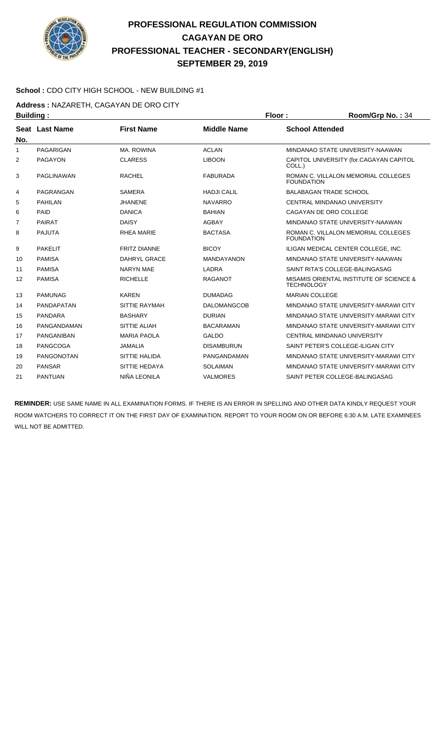# PROFESSIONAL REGULATION COMMISSION
## CAGAYAN DE ORO
## PROFESSIONAL TEACHER - SECONDARY(ENGLISH)
## SEPTEMBER 29, 2019

**School :** CDO CITY HIGH SCHOOL - NEW BUILDING #1

**Address :** NAZARETH, CAGAYAN DE ORO CITY

**Building :** **Floor :** **Room/Grp No. :** 34

| Seat No. | Last Name | First Name | Middle Name | School Attended |
|---|---|---|---|---|
| 1 | PAGARIGAN | MA. ROWINA | ACLAN | MINDANAO STATE UNIVERSITY-NAAWAN |
| 2 | PAGAYON | CLARESS | LIBOON | CAPITOL UNIVERSITY (for.CAGAYAN CAPITOL COLL.) |
| 3 | PAGLINAWAN | RACHEL | FABURADA | ROMAN C. VILLALON MEMORIAL COLLEGES FOUNDATION |
| 4 | PAGRANGAN | SAMERA | HADJI CALIL | BALABAGAN TRADE SCHOOL |
| 5 | PAHILAN | JHANENE | NAVARRO | CENTRAL MINDANAO UNIVERSITY |
| 6 | PAID | DANICA | BAHIAN | CAGAYAN DE ORO COLLEGE |
| 7 | PAIRAT | DAISY | AGBAY | MINDANAO STATE UNIVERSITY-NAAWAN |
| 8 | PAJUTA | RHEA MARIE | BACTASA | ROMAN C. VILLALON MEMORIAL COLLEGES FOUNDATION |
| 9 | PAKELIT | FRITZ DIANNE | BICOY | ILIGAN MEDICAL CENTER COLLEGE, INC. |
| 10 | PAMISA | DAHRYL GRACE | MANDAYANON | MINDANAO STATE UNIVERSITY-NAAWAN |
| 11 | PAMISA | NARYN MAE | LADRA | SAINT RITA'S COLLEGE-BALINGASAG |
| 12 | PAMISA | RICHELLE | RAGANOT | MISAMIS ORIENTAL INSTITUTE OF SCIENCE & TECHNOLOGY |
| 13 | PAMUNAG | KAREN | DUMADAG | MARIAN COLLEGE |
| 14 | PANDAPATAN | SITTIE RAYMAH | DALOMANGCOB | MINDANAO STATE UNIVERSITY-MARAWI CITY |
| 15 | PANDARA | BASHARY | DURIAN | MINDANAO STATE UNIVERSITY-MARAWI CITY |
| 16 | PANGANDAMAN | SITTIE ALIAH | BACARAMAN | MINDANAO STATE UNIVERSITY-MARAWI CITY |
| 17 | PANGANIBAN | MARIA PAOLA | GALDO | CENTRAL MINDANAO UNIVERSITY |
| 18 | PANGCOGA | JAMALIA | DISAMBURUN | SAINT PETER'S COLLEGE-ILIGAN CITY |
| 19 | PANGONOTAN | SITTIE HALIDA | PANGANDAMAN | MINDANAO STATE UNIVERSITY-MARAWI CITY |
| 20 | PANSAR | SITTIE HEDAYA | SOLAIMAN | MINDANAO STATE UNIVERSITY-MARAWI CITY |
| 21 | PANTUAN | NIÑA LEONILA | VALMORES | SAINT PETER COLLEGE-BALINGASAG |

**REMINDER:** USE SAME NAME IN ALL EXAMINATION FORMS. IF THERE IS AN ERROR IN SPELLING AND OTHER DATA KINDLY REQUEST YOUR ROOM WATCHERS TO CORRECT IT ON THE FIRST DAY OF EXAMINATION. REPORT TO YOUR ROOM ON OR BEFORE 6:30 A.M. LATE EXAMINEES WILL NOT BE ADMITTED.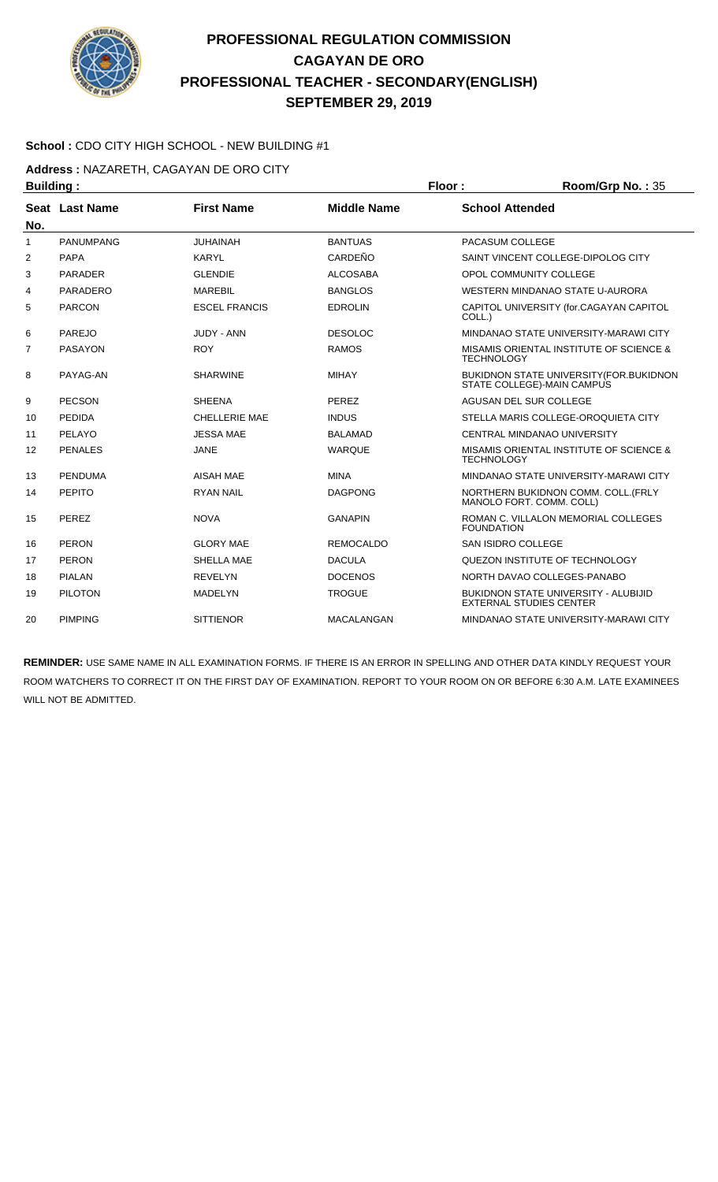# PROFESSIONAL REGULATION COMMISSION
## CAGAYAN DE ORO
## PROFESSIONAL TEACHER - SECONDARY(ENGLISH)
## SEPTEMBER 29, 2019

**School :** CDO CITY HIGH SCHOOL - NEW BUILDING #1

**Address :** NAZARETH, CAGAYAN DE ORO CITY

**Building :** **Floor :** **Room/Grp No. :** 35

| Seat No. | Last Name | First Name | Middle Name | School Attended |
|---|---|---|---|---|
| 1 | PANUMPANG | JUHAINAH | BANTUAS | PACASUM COLLEGE |
| 2 | PAPA | KARYL | CARDEÑO | SAINT VINCENT COLLEGE-DIPOLOG CITY |
| 3 | PARADER | GLENDIE | ALCOSABA | OPOL COMMUNITY COLLEGE |
| 4 | PARADERO | MAREBIL | BANGLOS | WESTERN MINDANAO STATE U-AURORA |
| 5 | PARCON | ESCEL FRANCIS | EDROLIN | CAPITOL UNIVERSITY (for.CAGAYAN CAPITOL COLL.) |
| 6 | PAREJO | JUDY - ANN | DESOLOC | MINDANAO STATE UNIVERSITY-MARAWI CITY |
| 7 | PASAYON | ROY | RAMOS | MISAMIS ORIENTAL INSTITUTE OF SCIENCE & TECHNOLOGY |
| 8 | PAYAG-AN | SHARWINE | MIHAY | BUKIDNON STATE UNIVERSITY(FOR.BUKIDNON STATE COLLEGE)-MAIN CAMPUS |
| 9 | PECSON | SHEENA | PEREZ | AGUSAN DEL SUR COLLEGE |
| 10 | PEDIDA | CHELLERIE MAE | INDUS | STELLA MARIS COLLEGE-OROQUIETA CITY |
| 11 | PELAYO | JESSA MAE | BALAMAD | CENTRAL MINDANAO UNIVERSITY |
| 12 | PENALES | JANE | WARQUE | MISAMIS ORIENTAL INSTITUTE OF SCIENCE & TECHNOLOGY |
| 13 | PENDUMA | AISAH MAE | MINA | MINDANAO STATE UNIVERSITY-MARAWI CITY |
| 14 | PEPITO | RYAN NAIL | DAGPONG | NORTHERN BUKIDNON COMM. COLL.(FRLY MANOLO FORT. COMM. COLL) |
| 15 | PEREZ | NOVA | GANAPIN | ROMAN C. VILLALON MEMORIAL COLLEGES FOUNDATION |
| 16 | PERON | GLORY MAE | REMOCALDO | SAN ISIDRO COLLEGE |
| 17 | PERON | SHELLA MAE | DACULA | QUEZON INSTITUTE OF TECHNOLOGY |
| 18 | PIALAN | REVELYN | DOCENOS | NORTH DAVAO COLLEGES-PANABO |
| 19 | PILOTON | MADELYN | TROGUE | BUKIDNON STATE UNIVERSITY - ALUBIJID EXTERNAL STUDIES CENTER |
| 20 | PIMPING | SITTIENOR | MACALANGAN | MINDANAO STATE UNIVERSITY-MARAWI CITY |

**REMINDER:** USE SAME NAME IN ALL EXAMINATION FORMS. IF THERE IS AN ERROR IN SPELLING AND OTHER DATA KINDLY REQUEST YOUR ROOM WATCHERS TO CORRECT IT ON THE FIRST DAY OF EXAMINATION. REPORT TO YOUR ROOM ON OR BEFORE 6:30 A.M. LATE EXAMINEES WILL NOT BE ADMITTED.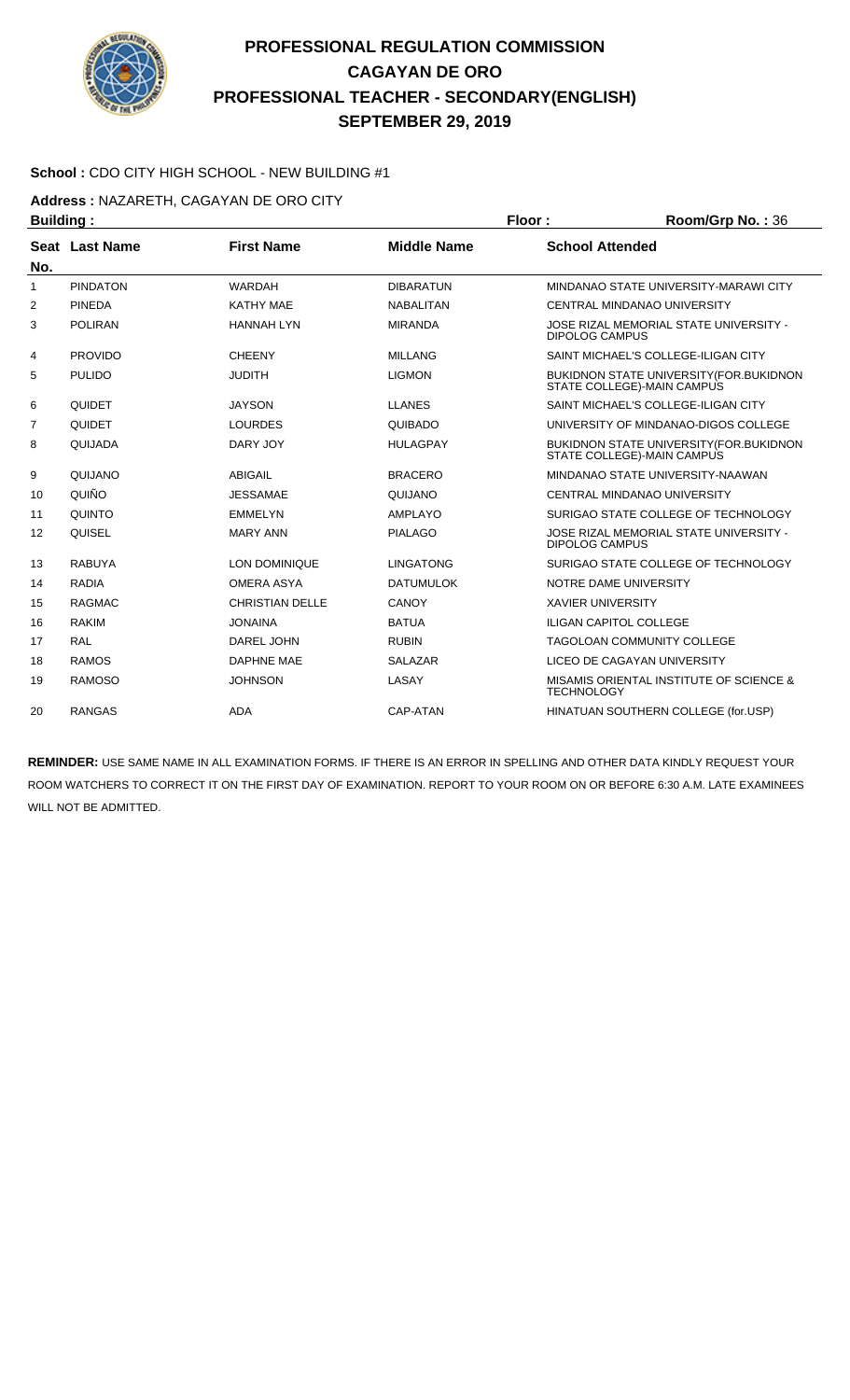# PROFESSIONAL REGULATION COMMISSION
## CAGAYAN DE ORO
## PROFESSIONAL TEACHER - SECONDARY(ENGLISH)
## SEPTEMBER 29, 2019

**School :** CDO CITY HIGH SCHOOL - NEW BUILDING #1

**Address :** NAZARETH, CAGAYAN DE ORO CITY

**Building :** **Floor :** **Room/Grp No. :** 36

| Seat No. | Last Name | First Name | Middle Name | School Attended |
|---|---|---|---|---|
| 1 | PINDATON | WARDAH | DIBARATUN | MINDANAO STATE UNIVERSITY-MARAWI CITY |
| 2 | PINEDA | KATHY MAE | NABALITAN | CENTRAL MINDANAO UNIVERSITY |
| 3 | POLIRAN | HANNAH LYN | MIRANDA | JOSE RIZAL MEMORIAL STATE UNIVERSITY - DIPOLOG CAMPUS |
| 4 | PROVIDO | CHEENY | MILLANG | SAINT MICHAEL'S COLLEGE-ILIGAN CITY |
| 5 | PULIDO | JUDITH | LIGMON | BUKIDNON STATE UNIVERSITY(FOR.BUKIDNON STATE COLLEGE)-MAIN CAMPUS |
| 6 | QUIDET | JAYSON | LLANES | SAINT MICHAEL'S COLLEGE-ILIGAN CITY |
| 7 | QUIDET | LOURDES | QUIBADO | UNIVERSITY OF MINDANAO-DIGOS COLLEGE |
| 8 | QUIJADA | DARY JOY | HULAGPAY | BUKIDNON STATE UNIVERSITY(FOR.BUKIDNON STATE COLLEGE)-MAIN CAMPUS |
| 9 | QUIJANO | ABIGAIL | BRACERO | MINDANAO STATE UNIVERSITY-NAAWAN |
| 10 | QUIÑO | JESSAMAE | QUIJANO | CENTRAL MINDANAO UNIVERSITY |
| 11 | QUINTO | EMMELYN | AMPLAYO | SURIGAO STATE COLLEGE OF TECHNOLOGY |
| 12 | QUISEL | MARY ANN | PIALAGO | JOSE RIZAL MEMORIAL STATE UNIVERSITY - DIPOLOG CAMPUS |
| 13 | RABUYA | LON DOMINIQUE | LINGATONG | SURIGAO STATE COLLEGE OF TECHNOLOGY |
| 14 | RADIA | OMERA ASYA | DATUMULOK | NOTRE DAME UNIVERSITY |
| 15 | RAGMAC | CHRISTIAN DELLE | CANOY | XAVIER UNIVERSITY |
| 16 | RAKIM | JONAINA | BATUA | ILIGAN CAPITOL COLLEGE |
| 17 | RAL | DAREL JOHN | RUBIN | TAGOLOAN COMMUNITY COLLEGE |
| 18 | RAMOS | DAPHNE MAE | SALAZAR | LICEO DE CAGAYAN UNIVERSITY |
| 19 | RAMOSO | JOHNSON | LASAY | MISAMIS ORIENTAL INSTITUTE OF SCIENCE & TECHNOLOGY |
| 20 | RANGAS | ADA | CAP-ATAN | HINATUAN SOUTHERN COLLEGE (for.USP) |

**REMINDER:** USE SAME NAME IN ALL EXAMINATION FORMS. IF THERE IS AN ERROR IN SPELLING AND OTHER DATA KINDLY REQUEST YOUR ROOM WATCHERS TO CORRECT IT ON THE FIRST DAY OF EXAMINATION. REPORT TO YOUR ROOM ON OR BEFORE 6:30 A.M. LATE EXAMINEES WILL NOT BE ADMITTED.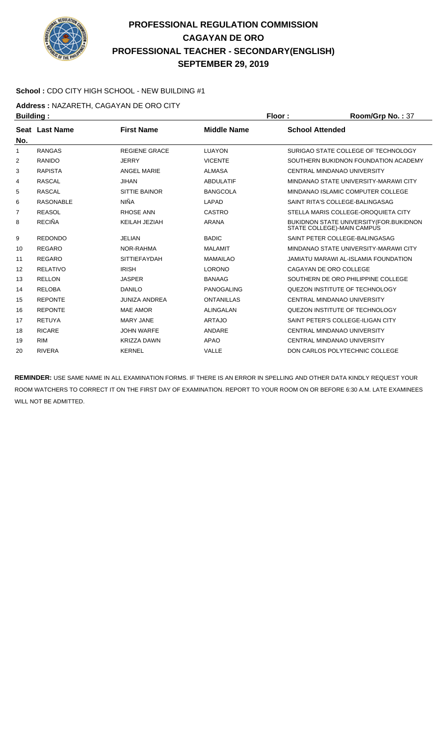# PROFESSIONAL REGULATION COMMISSION
## CAGAYAN DE ORO
## PROFESSIONAL TEACHER - SECONDARY(ENGLISH)
## SEPTEMBER 29, 2019

**School :** CDO CITY HIGH SCHOOL - NEW BUILDING #1

**Address :** NAZARETH, CAGAYAN DE ORO CITY

**Building :** **Floor :** **Room/Grp No. :** 37

| Seat No. | Last Name | First Name | Middle Name | School Attended |
|---|---|---|---|---|
| 1 | RANGAS | REGIENE GRACE | LUAYON | SURIGAO STATE COLLEGE OF TECHNOLOGY |
| 2 | RANIDO | JERRY | VICENTE | SOUTHERN BUKIDNON FOUNDATION ACADEMY |
| 3 | RAPISTA | ANGEL MARIE | ALMASA | CENTRAL MINDANAO UNIVERSITY |
| 4 | RASCAL | JIHAN | ABDULATIF | MINDANAO STATE UNIVERSITY-MARAWI CITY |
| 5 | RASCAL | SITTIE BAINOR | BANGCOLA | MINDANAO ISLAMIC COMPUTER COLLEGE |
| 6 | RASONABLE | NIÑA | LAPAD | SAINT RITA'S COLLEGE-BALINGASAG |
| 7 | REASOL | RHOSE ANN | CASTRO | STELLA MARIS COLLEGE-OROQUIETA CITY |
| 8 | RECIÑA | KEILAH JEZIAH | ARANA | BUKIDNON STATE UNIVERSITY(FOR.BUKIDNON STATE COLLEGE)-MAIN CAMPUS |
| 9 | REDONDO | JELIAN | BADIC | SAINT PETER COLLEGE-BALINGASAG |
| 10 | REGARO | NOR-RAHMA | MALAMIT | MINDANAO STATE UNIVERSITY-MARAWI CITY |
| 11 | REGARO | SITTIEFAYDAH | MAMAILAO | JAMIATU MARAWI AL-ISLAMIA FOUNDATION |
| 12 | RELATIVO | IRISH | LORONO | CAGAYAN DE ORO COLLEGE |
| 13 | RELLON | JASPER | BANAAG | SOUTHERN DE ORO PHILIPPINE COLLEGE |
| 14 | RELOBA | DANILO | PANOGALING | QUEZON INSTITUTE OF TECHNOLOGY |
| 15 | REPONTE | JUNIZA ANDREA | ONTANILLAS | CENTRAL MINDANAO UNIVERSITY |
| 16 | REPONTE | MAE AMOR | ALINGALAN | QUEZON INSTITUTE OF TECHNOLOGY |
| 17 | RETUYA | MARY JANE | ARTAJO | SAINT PETER'S COLLEGE-ILIGAN CITY |
| 18 | RICARE | JOHN WARFE | ANDARE | CENTRAL MINDANAO UNIVERSITY |
| 19 | RIM | KRIZZA DAWN | APAO | CENTRAL MINDANAO UNIVERSITY |
| 20 | RIVERA | KERNEL | VALLE | DON CARLOS POLYTECHNIC COLLEGE |

**REMINDER:** USE SAME NAME IN ALL EXAMINATION FORMS. IF THERE IS AN ERROR IN SPELLING AND OTHER DATA KINDLY REQUEST YOUR ROOM WATCHERS TO CORRECT IT ON THE FIRST DAY OF EXAMINATION. REPORT TO YOUR ROOM ON OR BEFORE 6:30 A.M. LATE EXAMINEES WILL NOT BE ADMITTED.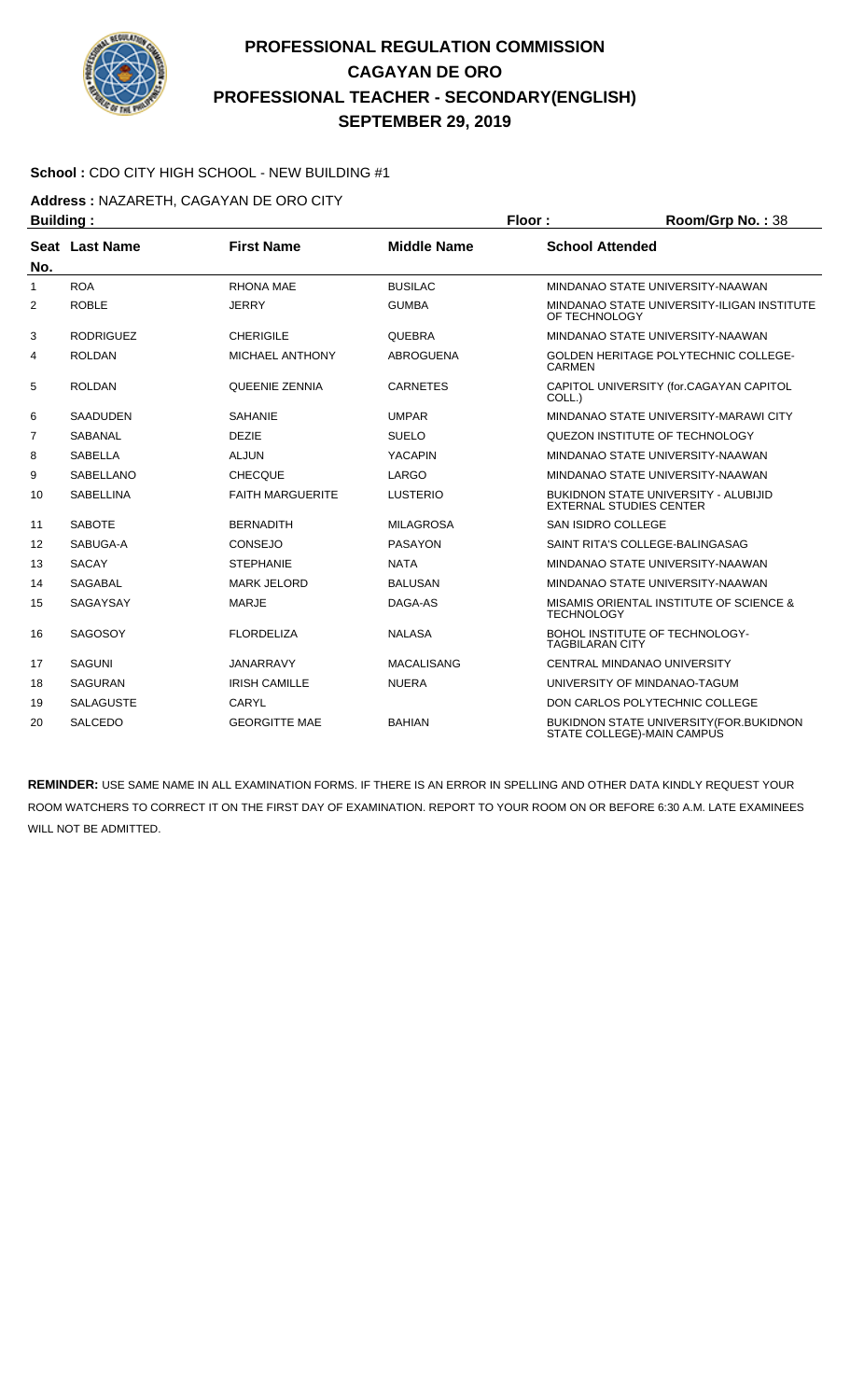# PROFESSIONAL REGULATION COMMISSION
## CAGAYAN DE ORO
## PROFESSIONAL TEACHER - SECONDARY(ENGLISH)
## SEPTEMBER 29, 2019

**School :** CDO CITY HIGH SCHOOL - NEW BUILDING #1

**Address :** NAZARETH, CAGAYAN DE ORO CITY

**Building :** **Floor :** **Room/Grp No. :** 38

| Seat No. | Last Name | First Name | Middle Name | School Attended |
|---|---|---|---|---|
| 1 | ROA | RHONA MAE | BUSILAC | MINDANAO STATE UNIVERSITY-NAAWAN |
| 2 | ROBLE | JERRY | GUMBA | MINDANAO STATE UNIVERSITY-ILIGAN INSTITUTE OF TECHNOLOGY |
| 3 | RODRIGUEZ | CHERIGILE | QUEBRA | MINDANAO STATE UNIVERSITY-NAAWAN |
| 4 | ROLDAN | MICHAEL ANTHONY | ABROGUENA | GOLDEN HERITAGE POLYTECHNIC COLLEGE-CARMEN |
| 5 | ROLDAN | QUEENIE ZENNIA | CARNETES | CAPITOL UNIVERSITY (for.CAGAYAN CAPITOL COLL.) |
| 6 | SAADUDEN | SAHANIE | UMPAR | MINDANAO STATE UNIVERSITY-MARAWI CITY |
| 7 | SABANAL | DEZIE | SUELO | QUEZON INSTITUTE OF TECHNOLOGY |
| 8 | SABELLA | ALJUN | YACAPIN | MINDANAO STATE UNIVERSITY-NAAWAN |
| 9 | SABELLANO | CHECQUE | LARGO | MINDANAO STATE UNIVERSITY-NAAWAN |
| 10 | SABELLINA | FAITH MARGUERITE | LUSTERIO | BUKIDNON STATE UNIVERSITY - ALUBIJID EXTERNAL STUDIES CENTER |
| 11 | SABOTE | BERNADITH | MILAGROSA | SAN ISIDRO COLLEGE |
| 12 | SABUGA-A | CONSEJO | PASAYON | SAINT RITA'S COLLEGE-BALINGASAG |
| 13 | SACAY | STEPHANIE | NATA | MINDANAO STATE UNIVERSITY-NAAWAN |
| 14 | SAGABAL | MARK JELORD | BALUSAN | MINDANAO STATE UNIVERSITY-NAAWAN |
| 15 | SAGAYSAY | MARJE | DAGA-AS | MISAMIS ORIENTAL INSTITUTE OF SCIENCE & TECHNOLOGY |
| 16 | SAGOSOY | FLORDELIZA | NALASA | BOHOL INSTITUTE OF TECHNOLOGY-TAGBILARAN CITY |
| 17 | SAGUNI | JANARRAVY | MACALISANG | CENTRAL MINDANAO UNIVERSITY |
| 18 | SAGURAN | IRISH CAMILLE | NUERA | UNIVERSITY OF MINDANAO-TAGUM |
| 19 | SALAGUSTE | CARYL | | DON CARLOS POLYTECHNIC COLLEGE |
| 20 | SALCEDO | GEORGITTE MAE | BAHIAN | BUKIDNON STATE UNIVERSITY(FOR.BUKIDNON STATE COLLEGE)-MAIN CAMPUS |

**REMINDER:** USE SAME NAME IN ALL EXAMINATION FORMS. IF THERE IS AN ERROR IN SPELLING AND OTHER DATA KINDLY REQUEST YOUR ROOM WATCHERS TO CORRECT IT ON THE FIRST DAY OF EXAMINATION. REPORT TO YOUR ROOM ON OR BEFORE 6:30 A.M. LATE EXAMINEES WILL NOT BE ADMITTED.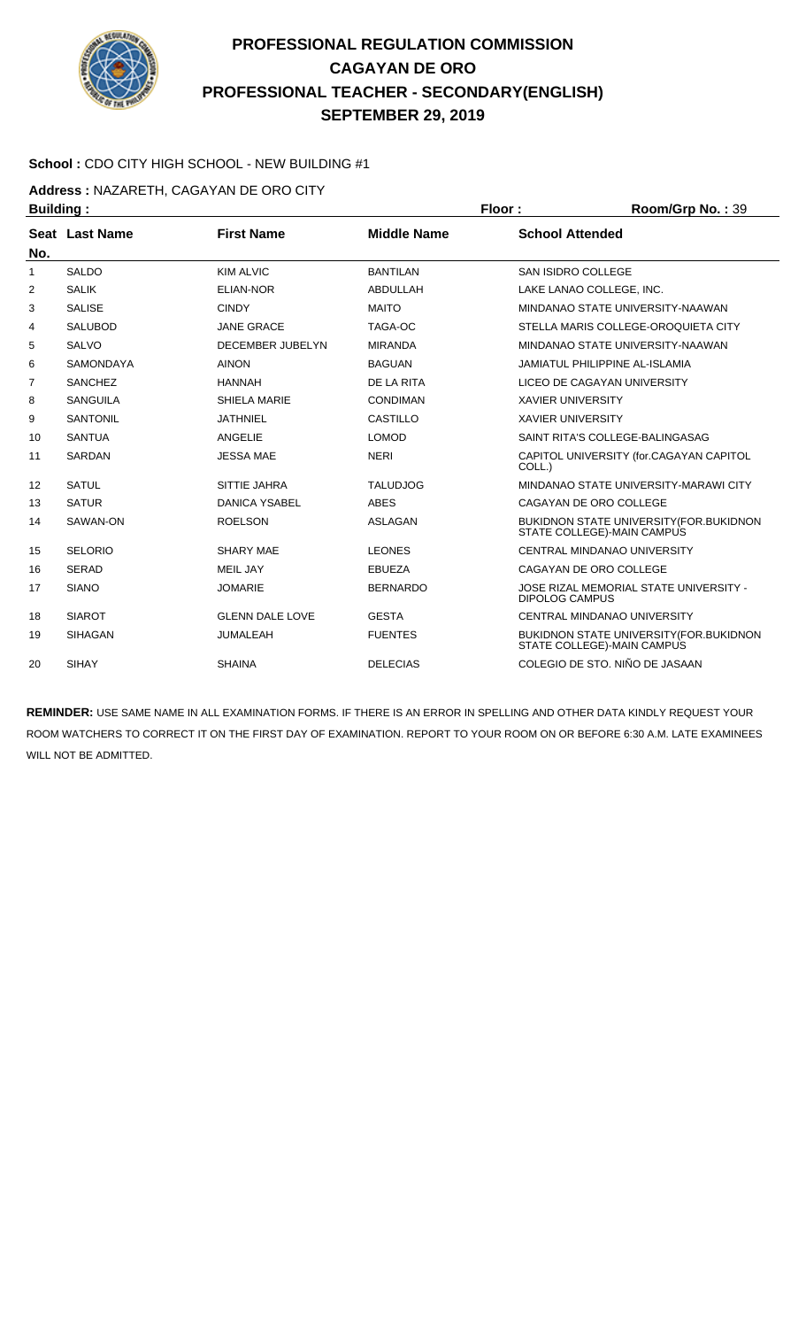# PROFESSIONAL REGULATION COMMISSION
## CAGAYAN DE ORO
## PROFESSIONAL TEACHER - SECONDARY(ENGLISH)
## SEPTEMBER 29, 2019

**School :** CDO CITY HIGH SCHOOL - NEW BUILDING #1

**Address :** NAZARETH, CAGAYAN DE ORO CITY

**Building :** **Floor :** **Room/Grp No. :** 39

| Seat No. | Last Name | First Name | Middle Name | School Attended |
|---|---|---|---|---|
| 1 | SALDO | KIM ALVIC | BANTILAN | SAN ISIDRO COLLEGE |
| 2 | SALIK | ELIAN-NOR | ABDULLAH | LAKE LANAO COLLEGE, INC. |
| 3 | SALISE | CINDY | MAITO | MINDANAO STATE UNIVERSITY-NAAWAN |
| 4 | SALUBOD | JANE GRACE | TAGA-OC | STELLA MARIS COLLEGE-OROQUIETA CITY |
| 5 | SALVO | DECEMBER JUBELYN | MIRANDA | MINDANAO STATE UNIVERSITY-NAAWAN |
| 6 | SAMONDAYA | AINON | BAGUAN | JAMIATUL PHILIPPINE AL-ISLAMIA |
| 7 | SANCHEZ | HANNAH | DE LA RITA | LICEO DE CAGAYAN UNIVERSITY |
| 8 | SANGUILA | SHIELA MARIE | CONDIMAN | XAVIER UNIVERSITY |
| 9 | SANTONIL | JATHNIEL | CASTILLO | XAVIER UNIVERSITY |
| 10 | SANTUA | ANGELIE | LOMOD | SAINT RITA'S COLLEGE-BALINGASAG |
| 11 | SARDAN | JESSA MAE | NERI | CAPITOL UNIVERSITY (for.CAGAYAN CAPITOL COLL.) |
| 12 | SATUL | SITTIE JAHRA | TALUDJOG | MINDANAO STATE UNIVERSITY-MARAWI CITY |
| 13 | SATUR | DANICA YSABEL | ABES | CAGAYAN DE ORO COLLEGE |
| 14 | SAWAN-ON | ROELSON | ASLAGAN | BUKIDNON STATE UNIVERSITY(FOR.BUKIDNON STATE COLLEGE)-MAIN CAMPUS |
| 15 | SELORIO | SHARY MAE | LEONES | CENTRAL MINDANAO UNIVERSITY |
| 16 | SERAD | MEIL JAY | EBUEZA | CAGAYAN DE ORO COLLEGE |
| 17 | SIANO | JOMARIE | BERNARDO | JOSE RIZAL MEMORIAL STATE UNIVERSITY - DIPOLOG CAMPUS |
| 18 | SIAROT | GLENN DALE LOVE | GESTA | CENTRAL MINDANAO UNIVERSITY |
| 19 | SIHAGAN | JUMALEAH | FUENTES | BUKIDNON STATE UNIVERSITY(FOR.BUKIDNON STATE COLLEGE)-MAIN CAMPUS |
| 20 | SIHAY | SHAINA | DELECIAS | COLEGIO DE STO. NIÑO DE JASAAN |

**REMINDER:** USE SAME NAME IN ALL EXAMINATION FORMS. IF THERE IS AN ERROR IN SPELLING AND OTHER DATA KINDLY REQUEST YOUR ROOM WATCHERS TO CORRECT IT ON THE FIRST DAY OF EXAMINATION. REPORT TO YOUR ROOM ON OR BEFORE 6:30 A.M. LATE EXAMINEES WILL NOT BE ADMITTED.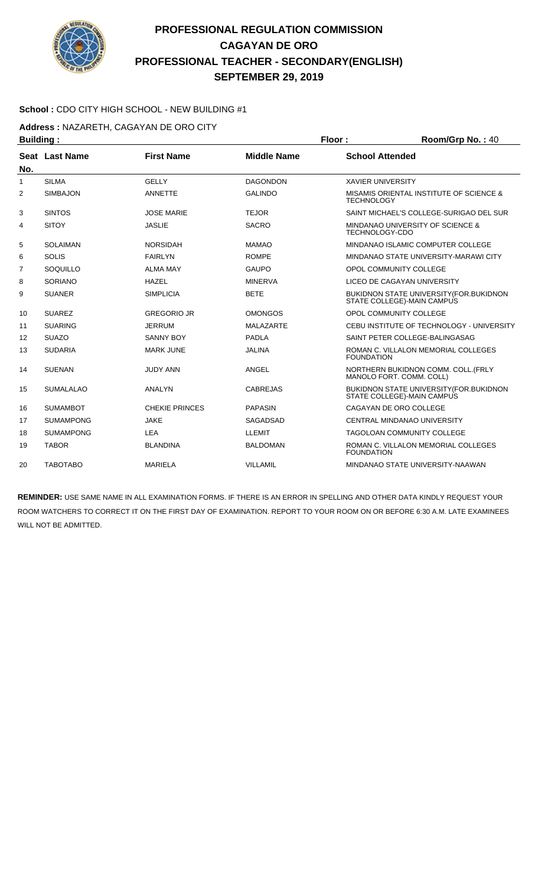# PROFESSIONAL REGULATION COMMISSION
## CAGAYAN DE ORO
## PROFESSIONAL TEACHER - SECONDARY(ENGLISH)
## SEPTEMBER 29, 2019

**School :** CDO CITY HIGH SCHOOL - NEW BUILDING #1

**Address :** NAZARETH, CAGAYAN DE ORO CITY

**Building :** **Floor :** **Room/Grp No. :** 40

| Seat No. | Last Name | First Name | Middle Name | School Attended |
|---|---|---|---|---|
| 1 | SILMA | GELLY | DAGONDON | XAVIER UNIVERSITY |
| 2 | SIMBAJON | ANNETTE | GALINDO | MISAMIS ORIENTAL INSTITUTE OF SCIENCE & TECHNOLOGY |
| 3 | SINTOS | JOSE MARIE | TEJOR | SAINT MICHAEL'S COLLEGE-SURIGAO DEL SUR |
| 4 | SITOY | JASLIE | SACRO | MINDANAO UNIVERSITY OF SCIENCE & TECHNOLOGY-CDO |
| 5 | SOLAIMAN | NORSIDAH | MAMAO | MINDANAO ISLAMIC COMPUTER COLLEGE |
| 6 | SOLIS | FAIRLYN | ROMPE | MINDANAO STATE UNIVERSITY-MARAWI CITY |
| 7 | SOQUILLO | ALMA MAY | GAUPO | OPOL COMMUNITY COLLEGE |
| 8 | SORIANO | HAZEL | MINERVA | LICEO DE CAGAYAN UNIVERSITY |
| 9 | SUANER | SIMPLICIA | BETE | BUKIDNON STATE UNIVERSITY(FOR.BUKIDNON STATE COLLEGE)-MAIN CAMPUS |
| 10 | SUAREZ | GREGORIO JR | OMONGOS | OPOL COMMUNITY COLLEGE |
| 11 | SUARING | JERRUM | MALAZARTE | CEBU INSTITUTE OF TECHNOLOGY - UNIVERSITY |
| 12 | SUAZO | SANNY BOY | PADLA | SAINT PETER COLLEGE-BALINGASAG |
| 13 | SUDARIA | MARK JUNE | JALINA | ROMAN C. VILLALON MEMORIAL COLLEGES FOUNDATION |
| 14 | SUENAN | JUDY ANN | ANGEL | NORTHERN BUKIDNON COMM. COLL.(FRLY MANOLO FORT. COMM. COLL) |
| 15 | SUMALALAO | ANALYN | CABREJAS | BUKIDNON STATE UNIVERSITY(FOR.BUKIDNON STATE COLLEGE)-MAIN CAMPUS |
| 16 | SUMAMBOT | CHEKIE PRINCES | PAPASIN | CAGAYAN DE ORO COLLEGE |
| 17 | SUMAMPONG | JAKE | SAGADSAD | CENTRAL MINDANAO UNIVERSITY |
| 18 | SUMAMPONG | LEA | LLEMIT | TAGOLOAN COMMUNITY COLLEGE |
| 19 | TABOR | BLANDINA | BALDOMAN | ROMAN C. VILLALON MEMORIAL COLLEGES FOUNDATION |
| 20 | TABOTABO | MARIELA | VILLAMIL | MINDANAO STATE UNIVERSITY-NAAWAN |

**REMINDER:** USE SAME NAME IN ALL EXAMINATION FORMS. IF THERE IS AN ERROR IN SPELLING AND OTHER DATA KINDLY REQUEST YOUR ROOM WATCHERS TO CORRECT IT ON THE FIRST DAY OF EXAMINATION. REPORT TO YOUR ROOM ON OR BEFORE 6:30 A.M. LATE EXAMINEES WILL NOT BE ADMITTED.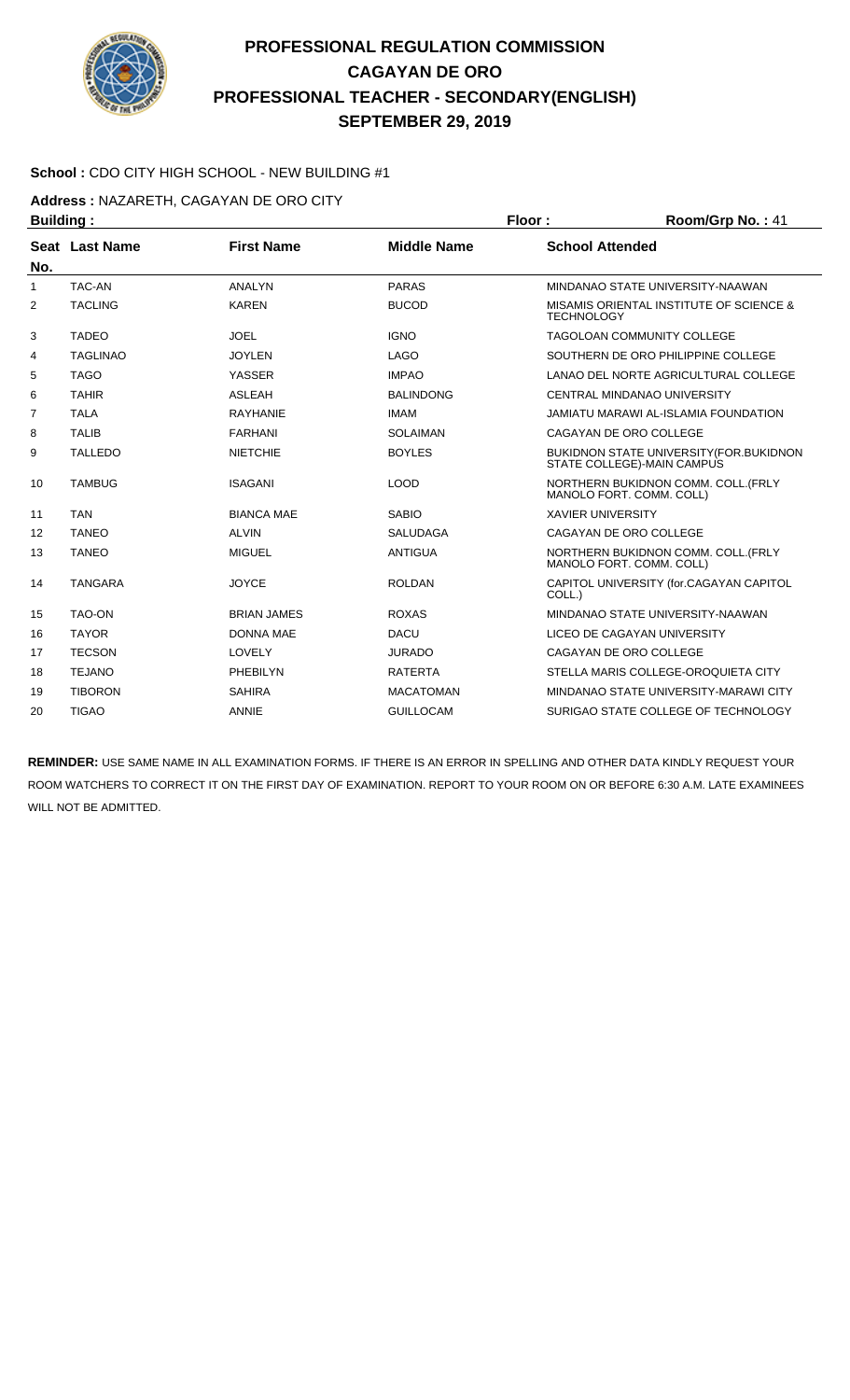# PROFESSIONAL REGULATION COMMISSION
# CAGAYAN DE ORO
# PROFESSIONAL TEACHER - SECONDARY(ENGLISH)
# SEPTEMBER 29, 2019

**School :** CDO CITY HIGH SCHOOL - NEW BUILDING #1

**Address :** NAZARETH, CAGAYAN DE ORO CITY

**Building :** **Floor :** **Room/Grp No. :** 41

| Seat No. | Last Name | First Name | Middle Name | School Attended |
|---|---|---|---|---|
| 1 | TAC-AN | ANALYN | PARAS | MINDANAO STATE UNIVERSITY-NAAWAN |
| 2 | TACLING | KAREN | BUCOD | MISAMIS ORIENTAL INSTITUTE OF SCIENCE & TECHNOLOGY |
| 3 | TADEO | JOEL | IGNO | TAGOLOAN COMMUNITY COLLEGE |
| 4 | TAGLINAO | JOYLEN | LAGO | SOUTHERN DE ORO PHILIPPINE COLLEGE |
| 5 | TAGO | YASSER | IMPAO | LANAO DEL NORTE AGRICULTURAL COLLEGE |
| 6 | TAHIR | ASLEAH | BALINDONG | CENTRAL MINDANAO UNIVERSITY |
| 7 | TALA | RAYHANIE | IMAM | JAMIATU MARAWI AL-ISLAMIA FOUNDATION |
| 8 | TALIB | FARHANI | SOLAIMAN | CAGAYAN DE ORO COLLEGE |
| 9 | TALLEDO | NIETCHIE | BOYLES | BUKIDNON STATE UNIVERSITY(FOR.BUKIDNON STATE COLLEGE)-MAIN CAMPUS |
| 10 | TAMBUG | ISAGANI | LOOD | NORTHERN BUKIDNON COMM. COLL.(FRLY MANOLO FORT. COMM. COLL) |
| 11 | TAN | BIANCA MAE | SABIO | XAVIER UNIVERSITY |
| 12 | TANEO | ALVIN | SALUDAGA | CAGAYAN DE ORO COLLEGE |
| 13 | TANEO | MIGUEL | ANTIGUA | NORTHERN BUKIDNON COMM. COLL.(FRLY MANOLO FORT. COMM. COLL) |
| 14 | TANGARA | JOYCE | ROLDAN | CAPITOL UNIVERSITY (for.CAGAYAN CAPITOL COLL.) |
| 15 | TAO-ON | BRIAN JAMES | ROXAS | MINDANAO STATE UNIVERSITY-NAAWAN |
| 16 | TAYOR | DONNA MAE | DACU | LICEO DE CAGAYAN UNIVERSITY |
| 17 | TECSON | LOVELY | JURADO | CAGAYAN DE ORO COLLEGE |
| 18 | TEJANO | PHEBILYN | RATERTA | STELLA MARIS COLLEGE-OROQUIETA CITY |
| 19 | TIBORON | SAHIRA | MACATOMAN | MINDANAO STATE UNIVERSITY-MARAWI CITY |
| 20 | TIGAO | ANNIE | GUILLOCAM | SURIGAO STATE COLLEGE OF TECHNOLOGY |

**REMINDER:** USE SAME NAME IN ALL EXAMINATION FORMS. IF THERE IS AN ERROR IN SPELLING AND OTHER DATA KINDLY REQUEST YOUR ROOM WATCHERS TO CORRECT IT ON THE FIRST DAY OF EXAMINATION. REPORT TO YOUR ROOM ON OR BEFORE 6:30 A.M. LATE EXAMINEES WILL NOT BE ADMITTED.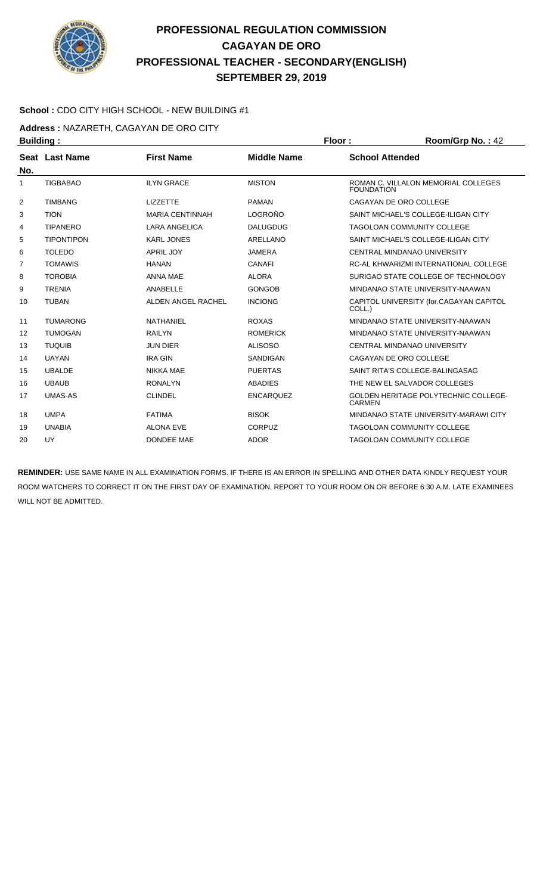# PROFESSIONAL REGULATION COMMISSION
# CAGAYAN DE ORO
# PROFESSIONAL TEACHER - SECONDARY(ENGLISH)
# SEPTEMBER 29, 2019

**School :** CDO CITY HIGH SCHOOL - NEW BUILDING #1

**Address :** NAZARETH, CAGAYAN DE ORO CITY

**Building :** **Floor :** **Room/Grp No. :** 42

| Seat No. | Last Name | First Name | Middle Name | School Attended |
|---|---|---|---|---|
| 1 | TIGBABAO | ILYN GRACE | MISTON | ROMAN C. VILLALON MEMORIAL COLLEGES FOUNDATION |
| 2 | TIMBANG | LIZZETTE | PAMAN | CAGAYAN DE ORO COLLEGE |
| 3 | TION | MARIA CENTINNAH | LOGROÑO | SAINT MICHAEL'S COLLEGE-ILIGAN CITY |
| 4 | TIPANERO | LARA ANGELICA | DALUGDUG | TAGOLOAN COMMUNITY COLLEGE |
| 5 | TIPONTIPON | KARL JONES | ARELLANO | SAINT MICHAEL'S COLLEGE-ILIGAN CITY |
| 6 | TOLEDO | APRIL JOY | JAMERA | CENTRAL MINDANAO UNIVERSITY |
| 7 | TOMAWIS | HANAN | CANAFI | RC-AL KHWARIZMI INTERNATIONAL COLLEGE |
| 8 | TOROBIA | ANNA MAE | ALORA | SURIGAO STATE COLLEGE OF TECHNOLOGY |
| 9 | TRENIA | ANABELLE | GONGOB | MINDANAO STATE UNIVERSITY-NAAWAN |
| 10 | TUBAN | ALDEN ANGEL RACHEL | INCIONG | CAPITOL UNIVERSITY (for.CAGAYAN CAPITOL COLL.) |
| 11 | TUMARONG | NATHANIEL | ROXAS | MINDANAO STATE UNIVERSITY-NAAWAN |
| 12 | TUMOGAN | RAILYN | ROMERICK | MINDANAO STATE UNIVERSITY-NAAWAN |
| 13 | TUQUIB | JUN DIER | ALISOSO | CENTRAL MINDANAO UNIVERSITY |
| 14 | UAYAN | IRA GIN | SANDIGAN | CAGAYAN DE ORO COLLEGE |
| 15 | UBALDE | NIKKA MAE | PUERTAS | SAINT RITA'S COLLEGE-BALINGASAG |
| 16 | UBAUB | RONALYN | ABADIES | THE NEW EL SALVADOR COLLEGES |
| 17 | UMAS-AS | CLINDEL | ENCARQUEZ | GOLDEN HERITAGE POLYTECHNIC COLLEGE-CARMEN |
| 18 | UMPA | FATIMA | BISOK | MINDANAO STATE UNIVERSITY-MARAWI CITY |
| 19 | UNABIA | ALONA EVE | CORPUZ | TAGOLOAN COMMUNITY COLLEGE |
| 20 | UY | DONDEE MAE | ADOR | TAGOLOAN COMMUNITY COLLEGE |

**REMINDER:** USE SAME NAME IN ALL EXAMINATION FORMS. IF THERE IS AN ERROR IN SPELLING AND OTHER DATA KINDLY REQUEST YOUR ROOM WATCHERS TO CORRECT IT ON THE FIRST DAY OF EXAMINATION. REPORT TO YOUR ROOM ON OR BEFORE 6:30 A.M. LATE EXAMINEES WILL NOT BE ADMITTED.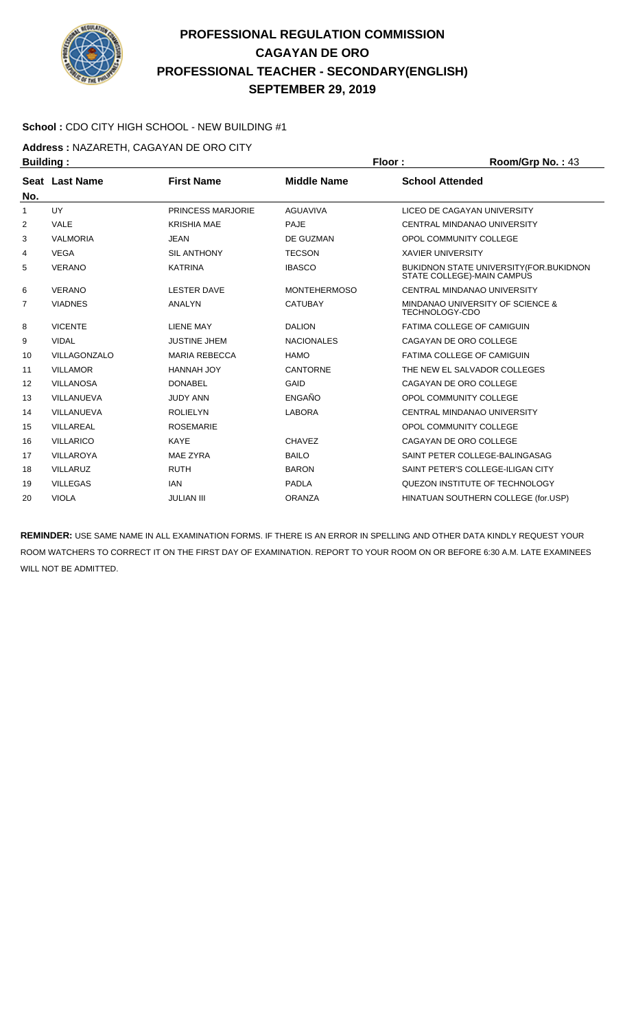# PROFESSIONAL REGULATION COMMISSION
## CAGAYAN DE ORO
## PROFESSIONAL TEACHER - SECONDARY(ENGLISH)
## SEPTEMBER 29, 2019

**School :** CDO CITY HIGH SCHOOL - NEW BUILDING #1

**Address :** NAZARETH, CAGAYAN DE ORO CITY

**Building :** **Floor :** **Room/Grp No. :** 43

| Seat No. | Last Name | First Name | Middle Name | School Attended |
|---|---|---|---|---|
| 1 | UY | PRINCESS MARJORIE | AGUAVIVA | LICEO DE CAGAYAN UNIVERSITY |
| 2 | VALE | KRISHIA MAE | PAJE | CENTRAL MINDANAO UNIVERSITY |
| 3 | VALMORIA | JEAN | DE GUZMAN | OPOL COMMUNITY COLLEGE |
| 4 | VEGA | SIL ANTHONY | TECSON | XAVIER UNIVERSITY |
| 5 | VERANO | KATRINA | IBASCO | BUKIDNON STATE UNIVERSITY(FOR.BUKIDNON STATE COLLEGE)-MAIN CAMPUS |
| 6 | VERANO | LESTER DAVE | MONTEHERMOSO | CENTRAL MINDANAO UNIVERSITY |
| 7 | VIADNES | ANALYN | CATUBAY | MINDANAO UNIVERSITY OF SCIENCE & TECHNOLOGY-CDO |
| 8 | VICENTE | LIENE MAY | DALION | FATIMA COLLEGE OF CAMIGUIN |
| 9 | VIDAL | JUSTINE JHEM | NACIONALES | CAGAYAN DE ORO COLLEGE |
| 10 | VILLAGONZALO | MARIA REBECCA | HAMO | FATIMA COLLEGE OF CAMIGUIN |
| 11 | VILLAMOR | HANNAH JOY | CANTORNE | THE NEW EL SALVADOR COLLEGES |
| 12 | VILLANOSA | DONABEL | GAID | CAGAYAN DE ORO COLLEGE |
| 13 | VILLANUEVA | JUDY ANN | ENGAÑO | OPOL COMMUNITY COLLEGE |
| 14 | VILLANUEVA | ROLIELYN | LABORA | CENTRAL MINDANAO UNIVERSITY |
| 15 | VILLAREAL | ROSEMARIE | | OPOL COMMUNITY COLLEGE |
| 16 | VILLARICO | KAYE | CHAVEZ | CAGAYAN DE ORO COLLEGE |
| 17 | VILLAROYA | MAE ZYRA | BAILO | SAINT PETER COLLEGE-BALINGASAG |
| 18 | VILLARUZ | RUTH | BARON | SAINT PETER'S COLLEGE-ILIGAN CITY |
| 19 | VILLEGAS | IAN | PADLA | QUEZON INSTITUTE OF TECHNOLOGY |
| 20 | VIOLA | JULIAN III | ORANZA | HINATUAN SOUTHERN COLLEGE (for.USP) |

**REMINDER:** USE SAME NAME IN ALL EXAMINATION FORMS. IF THERE IS AN ERROR IN SPELLING AND OTHER DATA KINDLY REQUEST YOUR ROOM WATCHERS TO CORRECT IT ON THE FIRST DAY OF EXAMINATION. REPORT TO YOUR ROOM ON OR BEFORE 6:30 A.M. LATE EXAMINEES WILL NOT BE ADMITTED.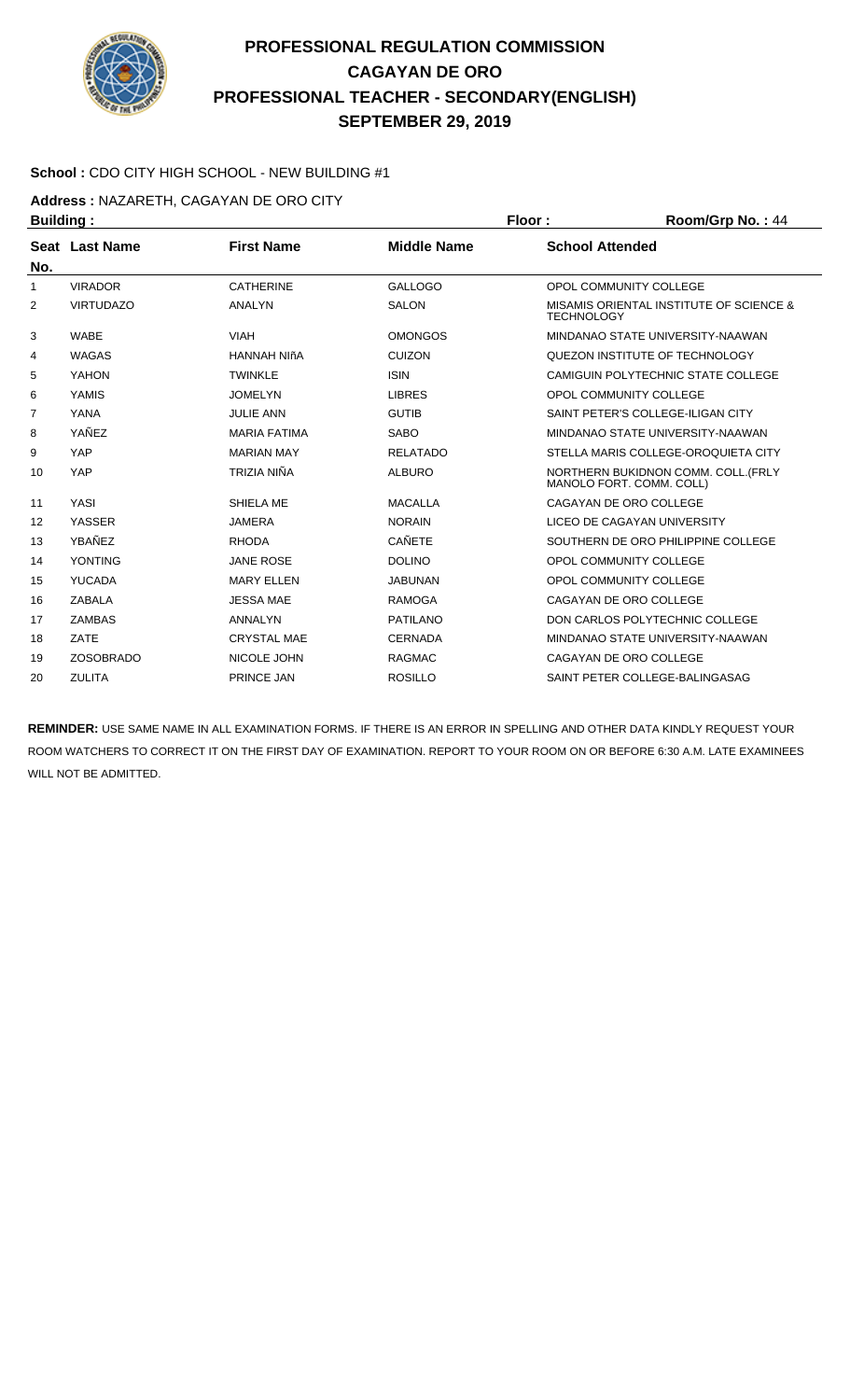# PROFESSIONAL REGULATION COMMISSION
## CAGAYAN DE ORO
## PROFESSIONAL TEACHER - SECONDARY(ENGLISH)
## SEPTEMBER 29, 2019

**School :** CDO CITY HIGH SCHOOL - NEW BUILDING #1

**Address :** NAZARETH, CAGAYAN DE ORO CITY

**Building :** **Floor :** **Room/Grp No. :** 44

| Seat No. | Last Name | First Name | Middle Name | School Attended |
|---|---|---|---|---|
| 1 | VIRADOR | CATHERINE | GALLOGO | OPOL COMMUNITY COLLEGE |
| 2 | VIRTUDAZO | ANALYN | SALON | MISAMIS ORIENTAL INSTITUTE OF SCIENCE & TECHNOLOGY |
| 3 | WABE | VIAH | OMONGOS | MINDANAO STATE UNIVERSITY-NAAWAN |
| 4 | WAGAS | HANNAH NIñA | CUIZON | QUEZON INSTITUTE OF TECHNOLOGY |
| 5 | YAHON | TWINKLE | ISIN | CAMIGUIN POLYTECHNIC STATE COLLEGE |
| 6 | YAMIS | JOMELYN | LIBRES | OPOL COMMUNITY COLLEGE |
| 7 | YANA | JULIE ANN | GUTIB | SAINT PETER'S COLLEGE-ILIGAN CITY |
| 8 | YAÑEZ | MARIA FATIMA | SABO | MINDANAO STATE UNIVERSITY-NAAWAN |
| 9 | YAP | MARIAN MAY | RELATADO | STELLA MARIS COLLEGE-OROQUIETA CITY |
| 10 | YAP | TRIZIA NIÑA | ALBURO | NORTHERN BUKIDNON COMM. COLL.(FRLY MANOLO FORT. COMM. COLL) |
| 11 | YASI | SHIELA ME | MACALLA | CAGAYAN DE ORO COLLEGE |
| 12 | YASSER | JAMERA | NORAIN | LICEO DE CAGAYAN UNIVERSITY |
| 13 | YBAÑEZ | RHODA | CAÑETE | SOUTHERN DE ORO PHILIPPINE COLLEGE |
| 14 | YONTING | JANE ROSE | DOLINO | OPOL COMMUNITY COLLEGE |
| 15 | YUCADA | MARY ELLEN | JABUNAN | OPOL COMMUNITY COLLEGE |
| 16 | ZABALA | JESSA MAE | RAMOGA | CAGAYAN DE ORO COLLEGE |
| 17 | ZAMBAS | ANNALYN | PATILANO | DON CARLOS POLYTECHNIC COLLEGE |
| 18 | ZATE | CRYSTAL MAE | CERNADA | MINDANAO STATE UNIVERSITY-NAAWAN |
| 19 | ZOSOBRADO | NICOLE JOHN | RAGMAC | CAGAYAN DE ORO COLLEGE |
| 20 | ZULITA | PRINCE JAN | ROSILLO | SAINT PETER COLLEGE-BALINGASAG |

**REMINDER:** USE SAME NAME IN ALL EXAMINATION FORMS. IF THERE IS AN ERROR IN SPELLING AND OTHER DATA KINDLY REQUEST YOUR ROOM WATCHERS TO CORRECT IT ON THE FIRST DAY OF EXAMINATION. REPORT TO YOUR ROOM ON OR BEFORE 6:30 A.M. LATE EXAMINEES WILL NOT BE ADMITTED.